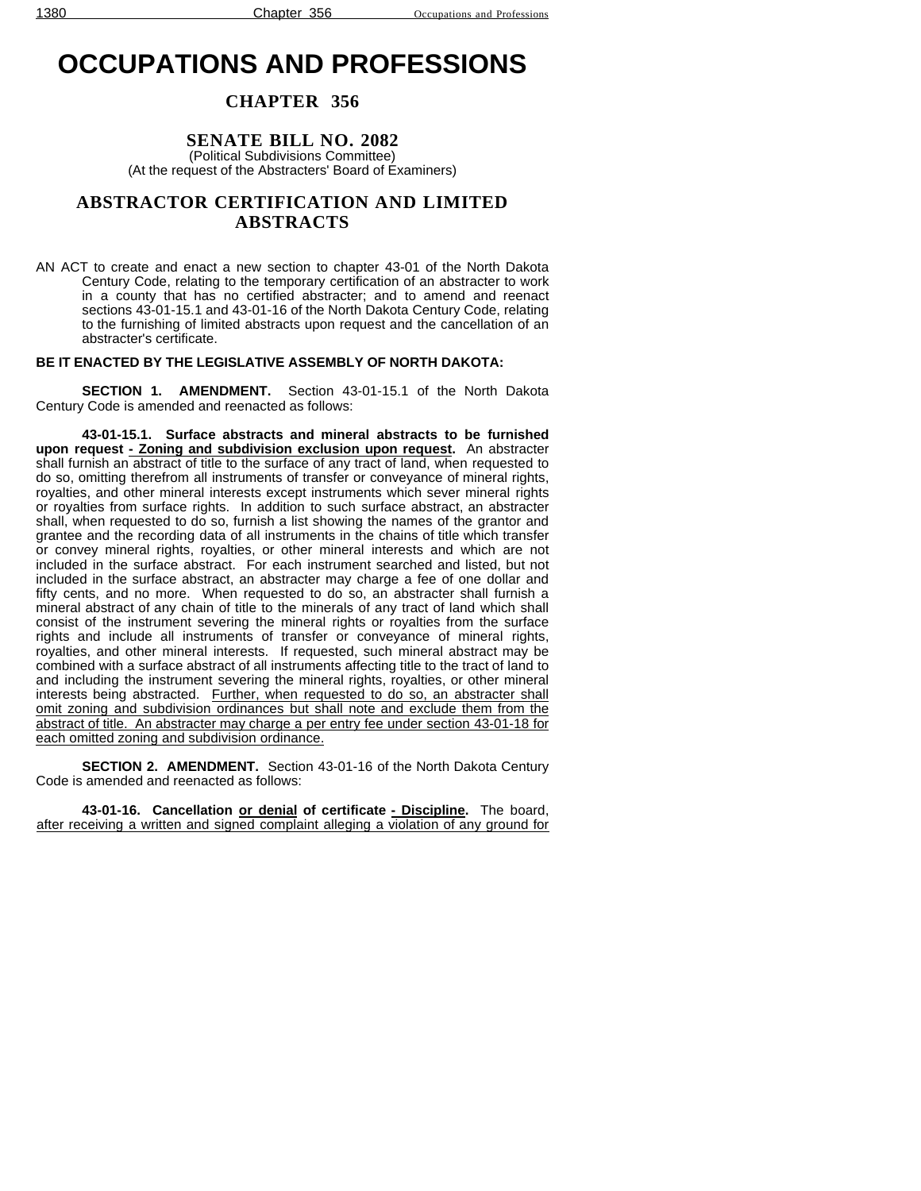# OCCUPATIONS AND PROFESSIONS

## CHAPTER 356

### SENATE BILL NO. 2082

(Political Subdivisions Committee)
(At the request of the Abstracters' Board of Examiners)

### ABSTRACTOR CERTIFICATION AND LIMITED ABSTRACTS

AN ACT to create and enact a new section to chapter 43-01 of the North Dakota Century Code, relating to the temporary certification of an abstracter to work in a county that has no certified abstracter; and to amend and reenact sections 43-01-15.1 and 43-01-16 of the North Dakota Century Code, relating to the furnishing of limited abstracts upon request and the cancellation of an abstracter's certificate.

**BE IT ENACTED BY THE LEGISLATIVE ASSEMBLY OF NORTH DAKOTA:**

**SECTION 1. AMENDMENT.** Section 43-01-15.1 of the North Dakota Century Code is amended and reenacted as follows:

**43-01-15.1. Surface abstracts and mineral abstracts to be furnished upon request <u>- Zoning and subdivision exclusion upon request</u>.** An abstracter shall furnish an abstract of title to the surface of any tract of land, when requested to do so, omitting therefrom all instruments of transfer or conveyance of mineral rights, royalties, and other mineral interests except instruments which sever mineral rights or royalties from surface rights. In addition to such surface abstract, an abstracter shall, when requested to do so, furnish a list showing the names of the grantor and grantee and the recording data of all instruments in the chains of title which transfer or convey mineral rights, royalties, or other mineral interests and which are not included in the surface abstract. For each instrument searched and listed, but not included in the surface abstract, an abstracter may charge a fee of one dollar and fifty cents, and no more. When requested to do so, an abstracter shall furnish a mineral abstract of any chain of title to the minerals of any tract of land which shall consist of the instrument severing the mineral rights or royalties from the surface rights and include all instruments of transfer or conveyance of mineral rights, royalties, and other mineral interests. If requested, such mineral abstract may be combined with a surface abstract of all instruments affecting title to the tract of land to and including the instrument severing the mineral rights, royalties, or other mineral interests being abstracted. <u>Further, when requested to do so, an abstracter shall omit zoning and subdivision ordinances but shall note and exclude them from the abstract of title. An abstracter may charge a per entry fee under section 43-01-18 for each omitted zoning and subdivision ordinance.</u>

**SECTION 2. AMENDMENT.** Section 43-01-16 of the North Dakota Century Code is amended and reenacted as follows:

**43-01-16. Cancellation <u>or denial</u> of certificate <u>- Discipline</u>.** The board, <u>after receiving a written and signed complaint alleging a violation of any ground for</u>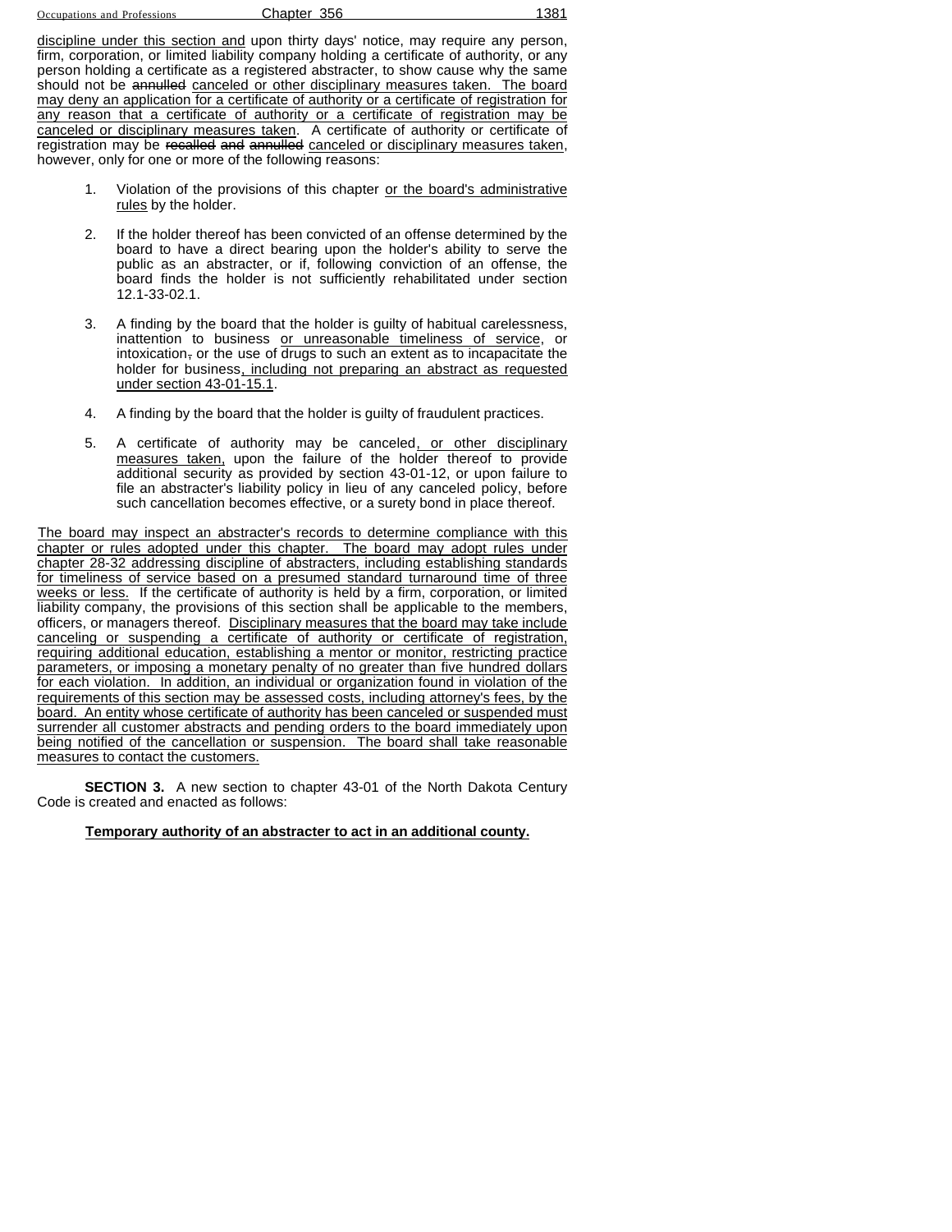discipline under this section and upon thirty days' notice, may require any person, firm, corporation, or limited liability company holding a certificate of authority, or any person holding a certificate as a registered abstracter, to show cause why the same should not be annulled canceled or other disciplinary measures taken. The board may deny an application for a certificate of authority or a certificate of registration for any reason that a certificate of authority or a certificate of registration may be canceled or disciplinary measures taken. A certificate of authority or certificate of registration may be recalled and annulled canceled or disciplinary measures taken, however, only for one or more of the following reasons:

1. Violation of the provisions of this chapter or the board's administrative rules by the holder.

2. If the holder thereof has been convicted of an offense determined by the board to have a direct bearing upon the holder's ability to serve the public as an abstracter, or if, following conviction of an offense, the board finds the holder is not sufficiently rehabilitated under section 12.1-33-02.1.

3. A finding by the board that the holder is guilty of habitual carelessness, inattention to business or unreasonable timeliness of service, or intoxication, or the use of drugs to such an extent as to incapacitate the holder for business, including not preparing an abstract as requested under section 43-01-15.1.

4. A finding by the board that the holder is guilty of fraudulent practices.

5. A certificate of authority may be canceled, or other disciplinary measures taken, upon the failure of the holder thereof to provide additional security as provided by section 43-01-12, or upon failure to file an abstracter's liability policy in lieu of any canceled policy, before such cancellation becomes effective, or a surety bond in place thereof.

The board may inspect an abstracter's records to determine compliance with this chapter or rules adopted under this chapter. The board may adopt rules under chapter 28-32 addressing discipline of abstracters, including establishing standards for timeliness of service based on a presumed standard turnaround time of three weeks or less. If the certificate of authority is held by a firm, corporation, or limited liability company, the provisions of this section shall be applicable to the members, officers, or managers thereof. Disciplinary measures that the board may take include canceling or suspending a certificate of authority or certificate of registration, requiring additional education, establishing a mentor or monitor, restricting practice parameters, or imposing a monetary penalty of no greater than five hundred dollars for each violation. In addition, an individual or organization found in violation of the requirements of this section may be assessed costs, including attorney's fees, by the board. An entity whose certificate of authority has been canceled or suspended must surrender all customer abstracts and pending orders to the board immediately upon being notified of the cancellation or suspension. The board shall take reasonable measures to contact the customers.

**SECTION 3.** A new section to chapter 43-01 of the North Dakota Century Code is created and enacted as follows:

**Temporary authority of an abstracter to act in an additional county.**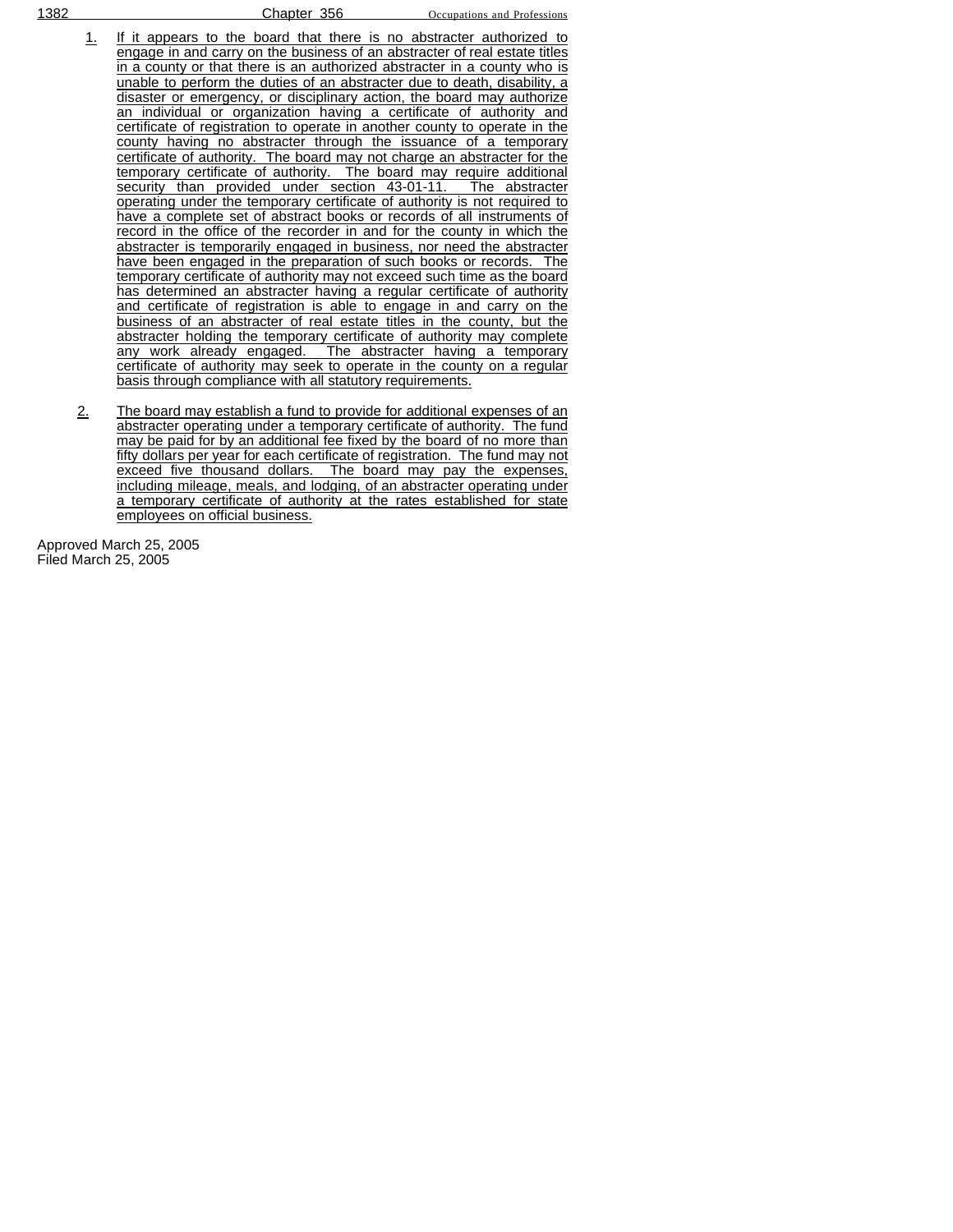1. If it appears to the board that there is no abstracter authorized to engage in and carry on the business of an abstracter of real estate titles in a county or that there is an authorized abstracter in a county who is unable to perform the duties of an abstracter due to death, disability, a disaster or emergency, or disciplinary action, the board may authorize an individual or organization having a certificate of authority and certificate of registration to operate in another county to operate in the county having no abstracter through the issuance of a temporary certificate of authority. The board may not charge an abstracter for the temporary certificate of authority. The board may require additional security than provided under section 43-01-11. The abstracter operating under the temporary certificate of authority is not required to have a complete set of abstract books or records of all instruments of record in the office of the recorder in and for the county in which the abstracter is temporarily engaged in business, nor need the abstracter have been engaged in the preparation of such books or records. The temporary certificate of authority may not exceed such time as the board has determined an abstracter having a regular certificate of authority and certificate of registration is able to engage in and carry on the business of an abstracter of real estate titles in the county, but the abstracter holding the temporary certificate of authority may complete any work already engaged. The abstracter having a temporary certificate of authority may seek to operate in the county on a regular basis through compliance with all statutory requirements.

2. The board may establish a fund to provide for additional expenses of an abstracter operating under a temporary certificate of authority. The fund may be paid for by an additional fee fixed by the board of no more than fifty dollars per year for each certificate of registration. The fund may not exceed five thousand dollars. The board may pay the expenses, including mileage, meals, and lodging, of an abstracter operating under a temporary certificate of authority at the rates established for state employees on official business.

Approved March 25, 2005
Filed March 25, 2005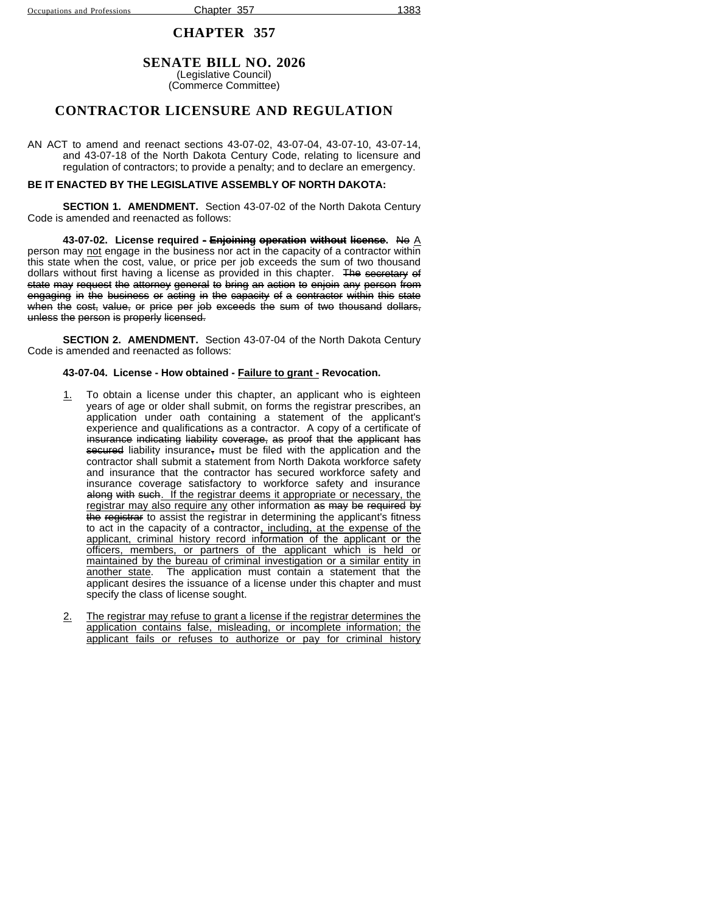# CHAPTER 357

## SENATE BILL NO. 2026

(Legislative Council)
(Commerce Committee)

## CONTRACTOR LICENSURE AND REGULATION

AN ACT to amend and reenact sections 43-07-02, 43-07-04, 43-07-10, 43-07-14, and 43-07-18 of the North Dakota Century Code, relating to licensure and regulation of contractors; to provide a penalty; and to declare an emergency.

**BE IT ENACTED BY THE LEGISLATIVE ASSEMBLY OF NORTH DAKOTA:**

**SECTION 1. AMENDMENT.** Section 43-07-02 of the North Dakota Century Code is amended and reenacted as follows:

**43-07-02. License required ~~- Enjoining operation without license~~.** ~~No~~ A person may not engage in the business nor act in the capacity of a contractor within this state when the cost, value, or price per job exceeds the sum of two thousand dollars without first having a license as provided in this chapter. ~~The secretary of state may request the attorney general to bring an action to enjoin any person from engaging in the business or acting in the capacity of a contractor within this state when the cost, value, or price per job exceeds the sum of two thousand dollars, unless the person is properly licensed.~~

**SECTION 2. AMENDMENT.** Section 43-07-04 of the North Dakota Century Code is amended and reenacted as follows:

**43-07-04. License - How obtained - Failure to grant - Revocation.**

1. To obtain a license under this chapter, an applicant who is eighteen years of age or older shall submit, on forms the registrar prescribes, an application under oath containing a statement of the applicant's experience and qualifications as a contractor. A copy of a certificate of ~~insurance indicating liability coverage, as proof that the applicant has secured~~ liability insurance~~,~~ must be filed with the application and the contractor shall submit a statement from North Dakota workforce safety and insurance that the contractor has secured workforce safety and insurance coverage satisfactory to workforce safety and insurance ~~along with such~~. If the registrar deems it appropriate or necessary, the registrar may also require any other information ~~as may be required by the registrar~~ to assist the registrar in determining the applicant's fitness to act in the capacity of a contractor, including, at the expense of the applicant, criminal history record information of the applicant or the officers, members, or partners of the applicant which is held or maintained by the bureau of criminal investigation or a similar entity in another state. The application must contain a statement that the applicant desires the issuance of a license under this chapter and must specify the class of license sought.

2. The registrar may refuse to grant a license if the registrar determines the application contains false, misleading, or incomplete information; the applicant fails or refuses to authorize or pay for criminal history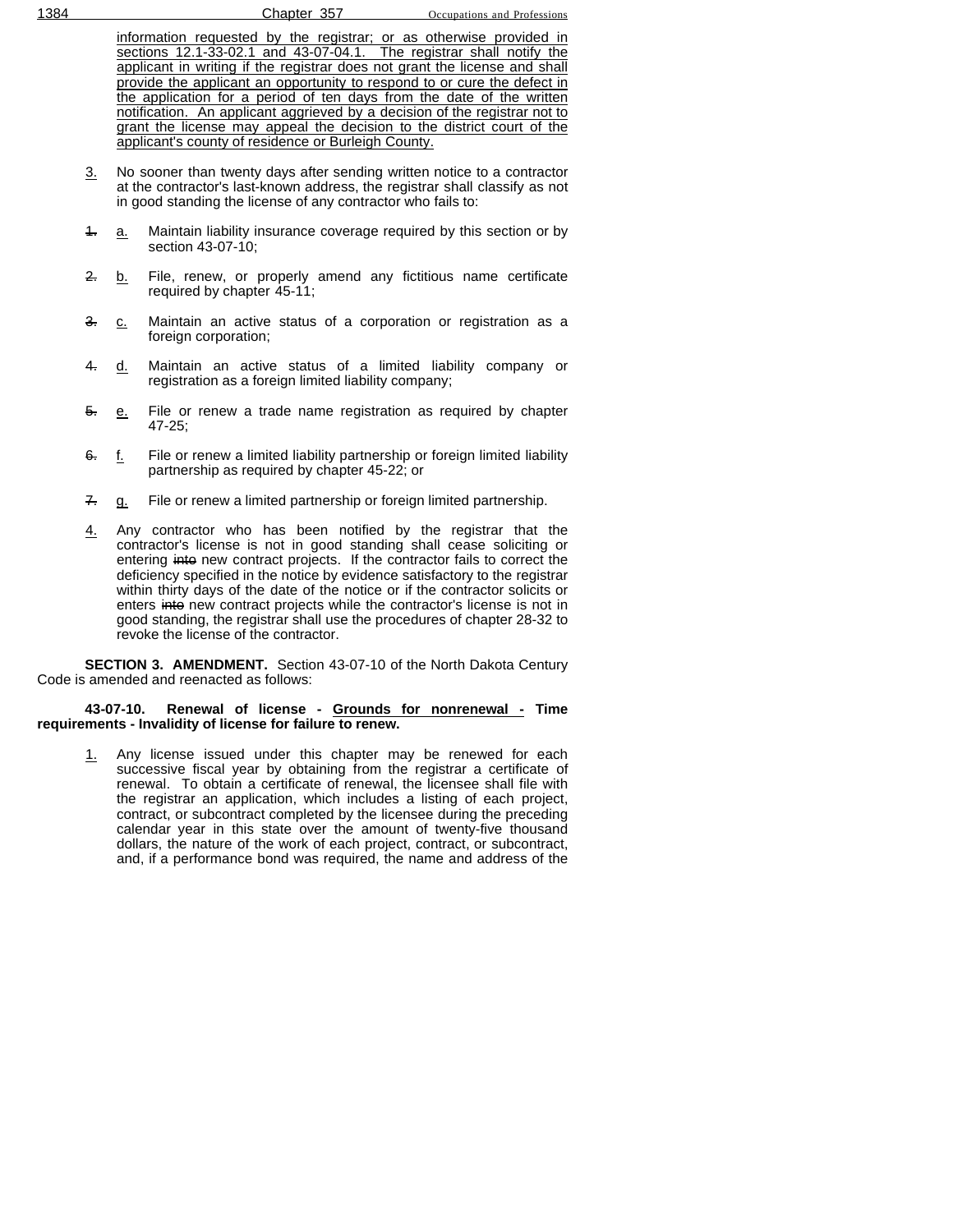information requested by the registrar; or as otherwise provided in sections 12.1-33-02.1 and 43-07-04.1. The registrar shall notify the applicant in writing if the registrar does not grant the license and shall provide the applicant an opportunity to respond to or cure the defect in the application for a period of ten days from the date of the written notification. An applicant aggrieved by a decision of the registrar not to grant the license may appeal the decision to the district court of the applicant's county of residence or Burleigh County.

3. No sooner than twenty days after sending written notice to a contractor at the contractor's last-known address, the registrar shall classify as not in good standing the license of any contractor who fails to:

~~1.~~ a. Maintain liability insurance coverage required by this section or by section 43-07-10;

~~2.~~ b. File, renew, or properly amend any fictitious name certificate required by chapter 45-11;

~~3.~~ c. Maintain an active status of a corporation or registration as a foreign corporation;

~~4.~~ d. Maintain an active status of a limited liability company or registration as a foreign limited liability company;

~~5.~~ e. File or renew a trade name registration as required by chapter 47-25;

~~6.~~ f. File or renew a limited liability partnership or foreign limited liability partnership as required by chapter 45-22; or

~~7.~~ g. File or renew a limited partnership or foreign limited partnership.

4. Any contractor who has been notified by the registrar that the contractor's license is not in good standing shall cease soliciting or entering ~~into~~ new contract projects. If the contractor fails to correct the deficiency specified in the notice by evidence satisfactory to the registrar within thirty days of the date of the notice or if the contractor solicits or enters ~~into~~ new contract projects while the contractor's license is not in good standing, the registrar shall use the procedures of chapter 28-32 to revoke the license of the contractor.

**SECTION 3. AMENDMENT.** Section 43-07-10 of the North Dakota Century Code is amended and reenacted as follows:

**43-07-10. Renewal of license - Grounds for nonrenewal - Time requirements - Invalidity of license for failure to renew.**

1. Any license issued under this chapter may be renewed for each successive fiscal year by obtaining from the registrar a certificate of renewal. To obtain a certificate of renewal, the licensee shall file with the registrar an application, which includes a listing of each project, contract, or subcontract completed by the licensee during the preceding calendar year in this state over the amount of twenty-five thousand dollars, the nature of the work of each project, contract, or subcontract, and, if a performance bond was required, the name and address of the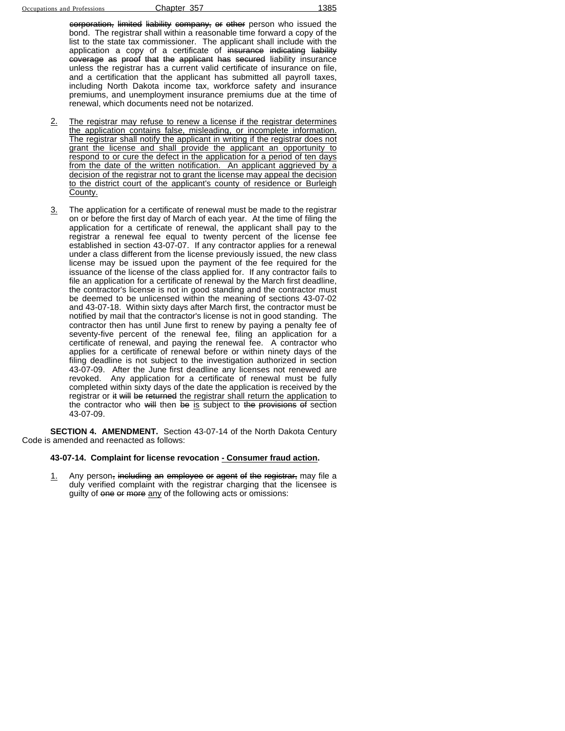~~corporation, limited liability company, or other~~ person who issued the bond. The registrar shall within a reasonable time forward a copy of the list to the state tax commissioner. The applicant shall include with the application a copy of a certificate of ~~insurance indicating liability coverage as proof that the applicant has secured~~ liability insurance unless the registrar has a current valid certificate of insurance on file, and a certification that the applicant has submitted all payroll taxes, including North Dakota income tax, workforce safety and insurance premiums, and unemployment insurance premiums due at the time of renewal, which documents need not be notarized.

<u>2.</u> <u>The registrar may refuse to renew a license if the registrar determines the application contains false, misleading, or incomplete information. The registrar shall notify the applicant in writing if the registrar does not grant the license and shall provide the applicant an opportunity to respond to or cure the defect in the application for a period of ten days from the date of the written notification. An applicant aggrieved by a decision of the registrar not to grant the license may appeal the decision to the district court of the applicant's county of residence or Burleigh County.</u>

<u>3.</u> The application for a certificate of renewal must be made to the registrar on or before the first day of March of each year. At the time of filing the application for a certificate of renewal, the applicant shall pay to the registrar a renewal fee equal to twenty percent of the license fee established in section 43-07-07. If any contractor applies for a renewal under a class different from the license previously issued, the new class license may be issued upon the payment of the fee required for the issuance of the license of the class applied for. If any contractor fails to file an application for a certificate of renewal by the March first deadline, the contractor's license is not in good standing and the contractor must be deemed to be unlicensed within the meaning of sections 43-07-02 and 43-07-18. Within sixty days after March first, the contractor must be notified by mail that the contractor's license is not in good standing. The contractor then has until June first to renew by paying a penalty fee of seventy-five percent of the renewal fee, filing an application for a certificate of renewal, and paying the renewal fee. A contractor who applies for a certificate of renewal before or within ninety days of the filing deadline is not subject to the investigation authorized in section 43-07-09. After the June first deadline any licenses not renewed are revoked. Any application for a certificate of renewal must be fully completed within sixty days of the date the application is received by the registrar or ~~it will be returned~~ <u>the registrar shall return the application</u> to the contractor who ~~will~~ then ~~be~~ <u>is</u> subject to ~~the provisions of~~ section 43-07-09.

**SECTION 4. AMENDMENT.** Section 43-07-14 of the North Dakota Century Code is amended and reenacted as follows:

**43-07-14. Complaint for license revocation <u>- Consumer fraud action</u>.**

<u>1.</u> Any person~~, including an employee or agent of the registrar,~~ may file a duly verified complaint with the registrar charging that the licensee is guilty of ~~one or more~~ <u>any</u> of the following acts or omissions: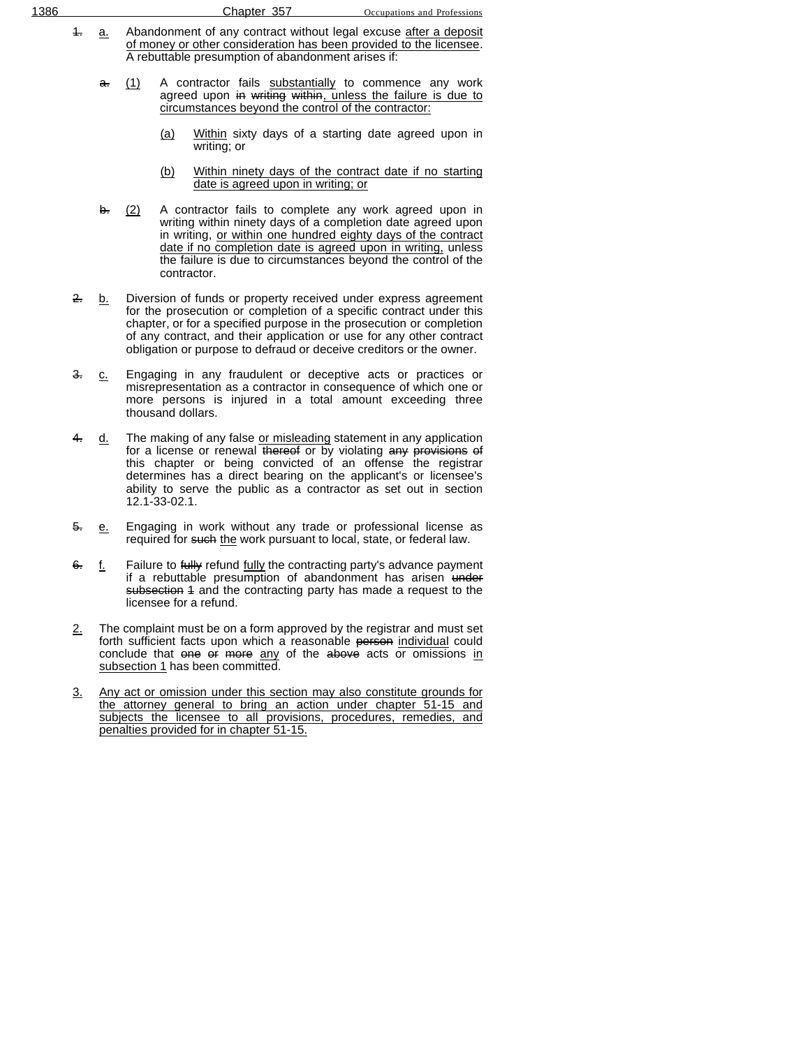~~1.~~ <u>a.</u> Abandonment of any contract without legal excuse <u>after a deposit of money or other consideration has been provided to the licensee</u>. A rebuttable presumption of abandonment arises if:

~~a.~~ <u>(1)</u> A contractor fails <u>substantially</u> to commence any work agreed upon ~~in writing within~~<u>, unless the failure is due to circumstances beyond the control of the contractor:</u>

<u>(a)</u> <u>Within</u> sixty days of a starting date agreed upon in writing; or

<u>(b)</u> <u>Within ninety days of the contract date if no starting date is agreed upon in writing; or</u>

~~b.~~ <u>(2)</u> A contractor fails to complete any work agreed upon in writing within ninety days of a completion date agreed upon in writing, <u>or within one hundred eighty days of the contract date if no completion date is agreed upon in writing,</u> unless the failure is due to circumstances beyond the control of the contractor.

~~2.~~ <u>b.</u> Diversion of funds or property received under express agreement for the prosecution or completion of a specific contract under this chapter, or for a specified purpose in the prosecution or completion of any contract, and their application or use for any other contract obligation or purpose to defraud or deceive creditors or the owner.

~~3.~~ <u>c.</u> Engaging in any fraudulent or deceptive acts or practices or misrepresentation as a contractor in consequence of which one or more persons is injured in a total amount exceeding three thousand dollars.

~~4.~~ <u>d.</u> The making of any false <u>or misleading</u> statement in any application for a license or renewal ~~thereof~~ or by violating ~~any provisions of~~ this chapter or being convicted of an offense the registrar determines has a direct bearing on the applicant's or licensee's ability to serve the public as a contractor as set out in section 12.1-33-02.1.

~~5.~~ <u>e.</u> Engaging in work without any trade or professional license as required for ~~such~~ <u>the</u> work pursuant to local, state, or federal law.

~~6.~~ <u>f.</u> Failure to ~~fully~~ refund <u>fully</u> the contracting party's advance payment if a rebuttable presumption of abandonment has arisen ~~under subsection 1~~ and the contracting party has made a request to the licensee for a refund.

<u>2.</u> The complaint must be on a form approved by the registrar and must set forth sufficient facts upon which a reasonable ~~person~~ <u>individual</u> could conclude that ~~one or more~~ <u>any</u> of the ~~above~~ acts or omissions <u>in subsection 1</u> has been committed.

<u>3.</u> <u>Any act or omission under this section may also constitute grounds for the attorney general to bring an action under chapter 51-15 and subjects the licensee to all provisions, procedures, remedies, and penalties provided for in chapter 51-15.</u>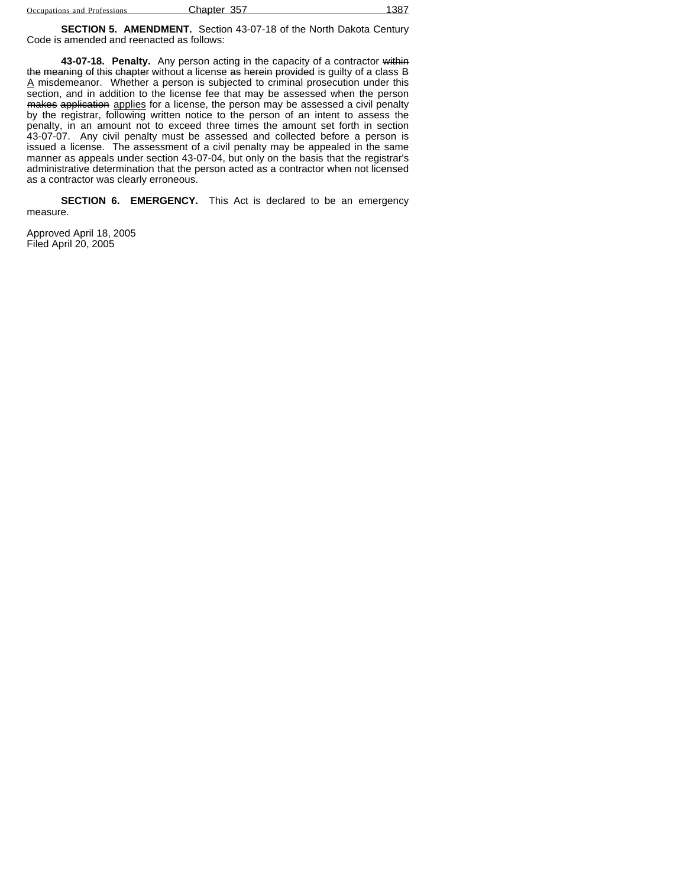**SECTION 5. AMENDMENT.** Section 43-07-18 of the North Dakota Century Code is amended and reenacted as follows:

**43-07-18. Penalty.** Any person acting in the capacity of a contractor ~~within the meaning of this chapter~~ without a license ~~as herein provided~~ is guilty of a class ~~B~~ <u>A</u> misdemeanor. Whether a person is subjected to criminal prosecution under this section, and in addition to the license fee that may be assessed when the person ~~makes application~~ <u>applies</u> for a license, the person may be assessed a civil penalty by the registrar, following written notice to the person of an intent to assess the penalty, in an amount not to exceed three times the amount set forth in section 43-07-07. Any civil penalty must be assessed and collected before a person is issued a license. The assessment of a civil penalty may be appealed in the same manner as appeals under section 43-07-04, but only on the basis that the registrar's administrative determination that the person acted as a contractor when not licensed as a contractor was clearly erroneous.

**SECTION 6. EMERGENCY.** This Act is declared to be an emergency measure.

Approved April 18, 2005
Filed April 20, 2005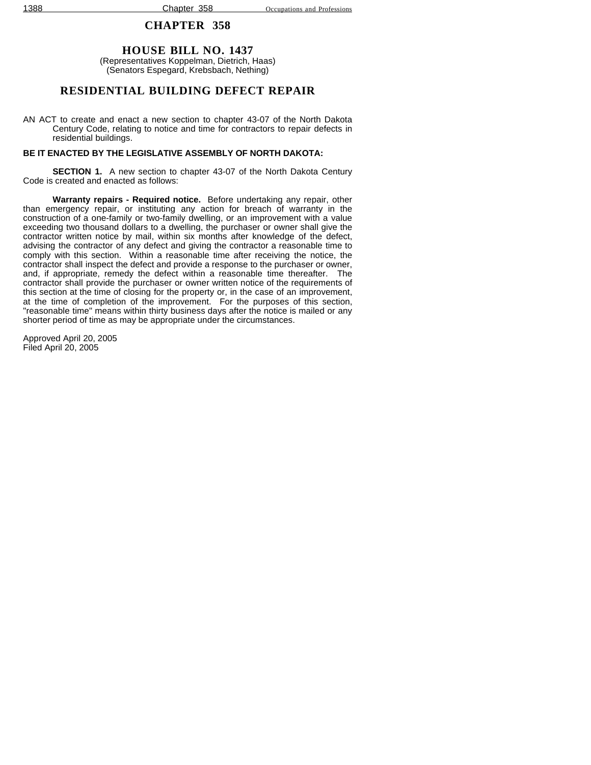# CHAPTER 358

## HOUSE BILL NO. 1437

(Representatives Koppelman, Dietrich, Haas)
(Senators Espegard, Krebsbach, Nething)

## RESIDENTIAL BUILDING DEFECT REPAIR

AN ACT to create and enact a new section to chapter 43-07 of the North Dakota Century Code, relating to notice and time for contractors to repair defects in residential buildings.

**BE IT ENACTED BY THE LEGISLATIVE ASSEMBLY OF NORTH DAKOTA:**

**SECTION 1.** A new section to chapter 43-07 of the North Dakota Century Code is created and enacted as follows:

**Warranty repairs - Required notice.** Before undertaking any repair, other than emergency repair, or instituting any action for breach of warranty in the construction of a one-family or two-family dwelling, or an improvement with a value exceeding two thousand dollars to a dwelling, the purchaser or owner shall give the contractor written notice by mail, within six months after knowledge of the defect, advising the contractor of any defect and giving the contractor a reasonable time to comply with this section. Within a reasonable time after receiving the notice, the contractor shall inspect the defect and provide a response to the purchaser or owner, and, if appropriate, remedy the defect within a reasonable time thereafter. The contractor shall provide the purchaser or owner written notice of the requirements of this section at the time of closing for the property or, in the case of an improvement, at the time of completion of the improvement. For the purposes of this section, "reasonable time" means within thirty business days after the notice is mailed or any shorter period of time as may be appropriate under the circumstances.

Approved April 20, 2005
Filed April 20, 2005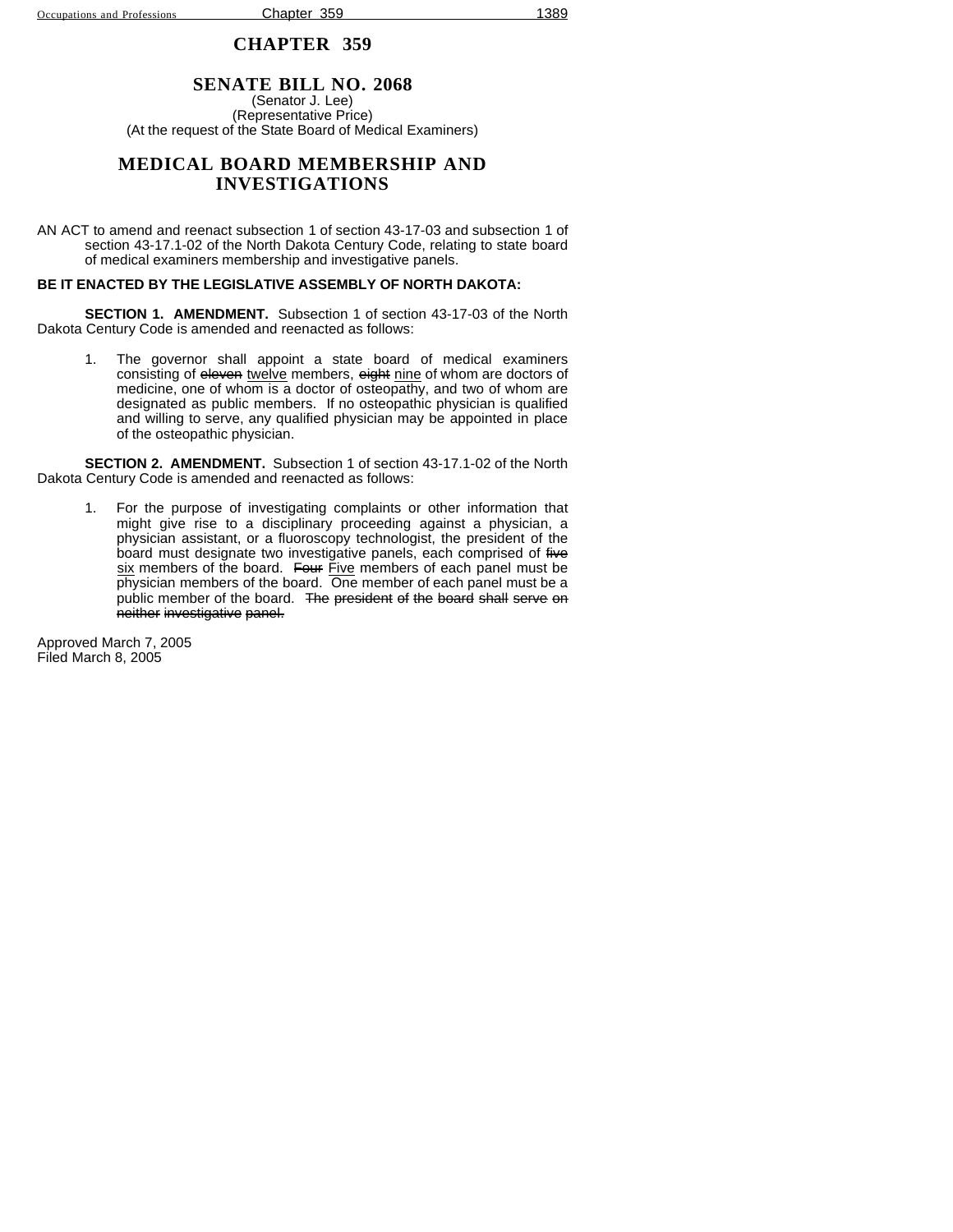# CHAPTER 359

## SENATE BILL NO. 2068

(Senator J. Lee)
(Representative Price)
(At the request of the State Board of Medical Examiners)

## MEDICAL BOARD MEMBERSHIP AND INVESTIGATIONS

AN ACT to amend and reenact subsection 1 of section 43-17-03 and subsection 1 of section 43-17.1-02 of the North Dakota Century Code, relating to state board of medical examiners membership and investigative panels.

**BE IT ENACTED BY THE LEGISLATIVE ASSEMBLY OF NORTH DAKOTA:**

**SECTION 1. AMENDMENT.** Subsection 1 of section 43-17-03 of the North Dakota Century Code is amended and reenacted as follows:

1. The governor shall appoint a state board of medical examiners consisting of ~~eleven~~ <u>twelve</u> members, ~~eight~~ <u>nine</u> of whom are doctors of medicine, one of whom is a doctor of osteopathy, and two of whom are designated as public members. If no osteopathic physician is qualified and willing to serve, any qualified physician may be appointed in place of the osteopathic physician.

**SECTION 2. AMENDMENT.** Subsection 1 of section 43-17.1-02 of the North Dakota Century Code is amended and reenacted as follows:

1. For the purpose of investigating complaints or other information that might give rise to a disciplinary proceeding against a physician, a physician assistant, or a fluoroscopy technologist, the president of the board must designate two investigative panels, each comprised of ~~five~~ <u>six</u> members of the board. ~~Four~~ <u>Five</u> members of each panel must be physician members of the board. One member of each panel must be a public member of the board. ~~The president of the board shall serve on neither investigative panel.~~

Approved March 7, 2005
Filed March 8, 2005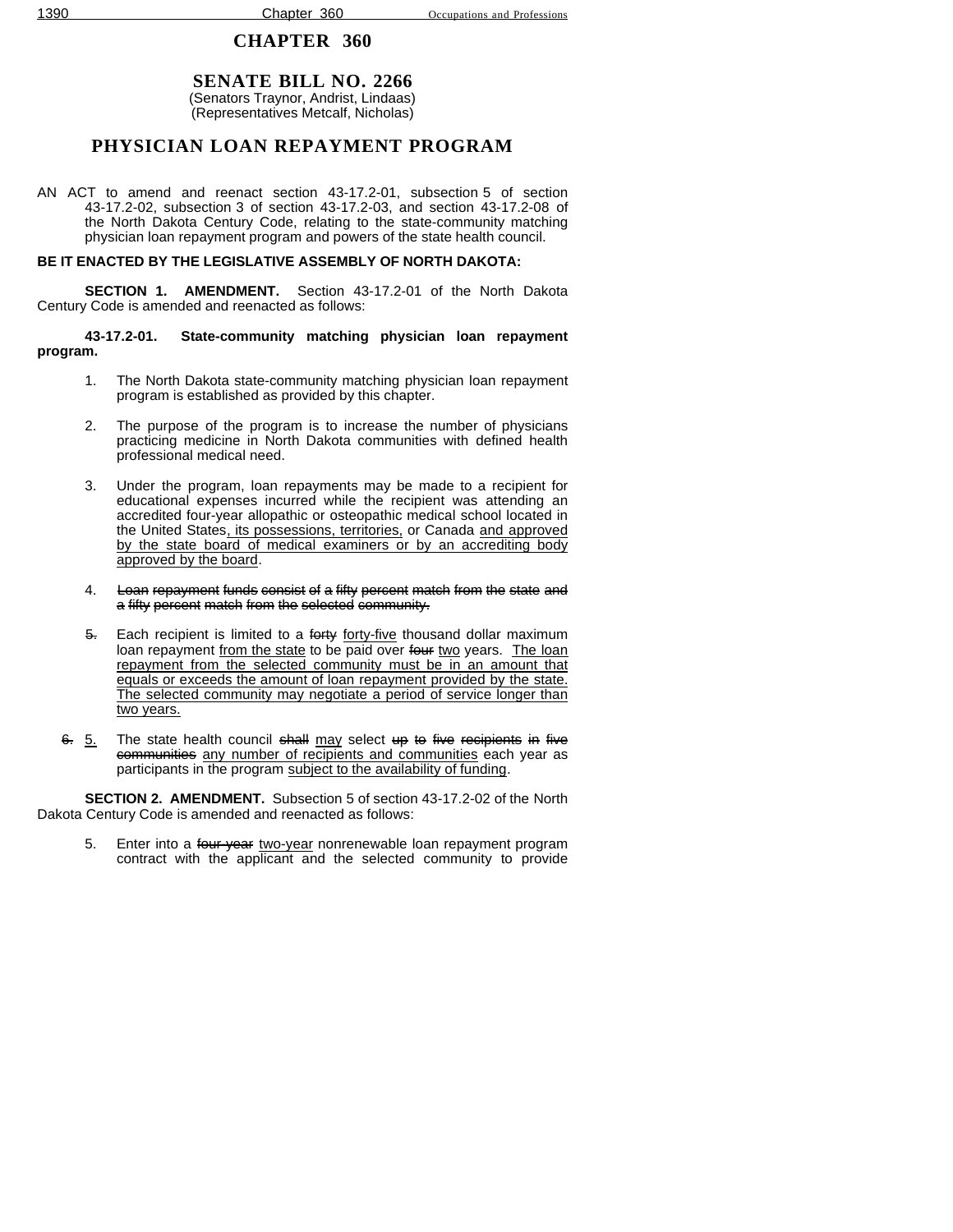# CHAPTER 360

## SENATE BILL NO. 2266

(Senators Traynor, Andrist, Lindaas)
(Representatives Metcalf, Nicholas)

## PHYSICIAN LOAN REPAYMENT PROGRAM

AN ACT to amend and reenact section 43-17.2-01, subsection 5 of section 43-17.2-02, subsection 3 of section 43-17.2-03, and section 43-17.2-08 of the North Dakota Century Code, relating to the state-community matching physician loan repayment program and powers of the state health council.

**BE IT ENACTED BY THE LEGISLATIVE ASSEMBLY OF NORTH DAKOTA:**

**SECTION 1. AMENDMENT.** Section 43-17.2-01 of the North Dakota Century Code is amended and reenacted as follows:

**43-17.2-01. State-community matching physician loan repayment program.**

1. The North Dakota state-community matching physician loan repayment program is established as provided by this chapter.

2. The purpose of the program is to increase the number of physicians practicing medicine in North Dakota communities with defined health professional medical need.

3. Under the program, loan repayments may be made to a recipient for educational expenses incurred while the recipient was attending an accredited four-year allopathic or osteopathic medical school located in the United States<u>, its possessions, territories,</u> or Canada <u>and approved by the state board of medical examiners or by an accrediting body approved by the board</u>.

4. ~~Loan repayment funds consist of a fifty percent match from the state and a fifty percent match from the selected community.~~

~~5.~~ Each recipient is limited to a ~~forty~~ <u>forty-five</u> thousand dollar maximum loan repayment <u>from the state</u> to be paid over ~~four~~ <u>two</u> years. <u>The loan repayment from the selected community must be in an amount that equals or exceeds the amount of loan repayment provided by the state. The selected community may negotiate a period of service longer than two years.</u>

~~6.~~ <u>5.</u> The state health council ~~shall~~ <u>may</u> select ~~up to five recipients in five communities~~ <u>any number of recipients and communities</u> each year as participants in the program <u>subject to the availability of funding</u>.

**SECTION 2. AMENDMENT.** Subsection 5 of section 43-17.2-02 of the North Dakota Century Code is amended and reenacted as follows:

5. Enter into a ~~four-year~~ <u>two-year</u> nonrenewable loan repayment program contract with the applicant and the selected community to provide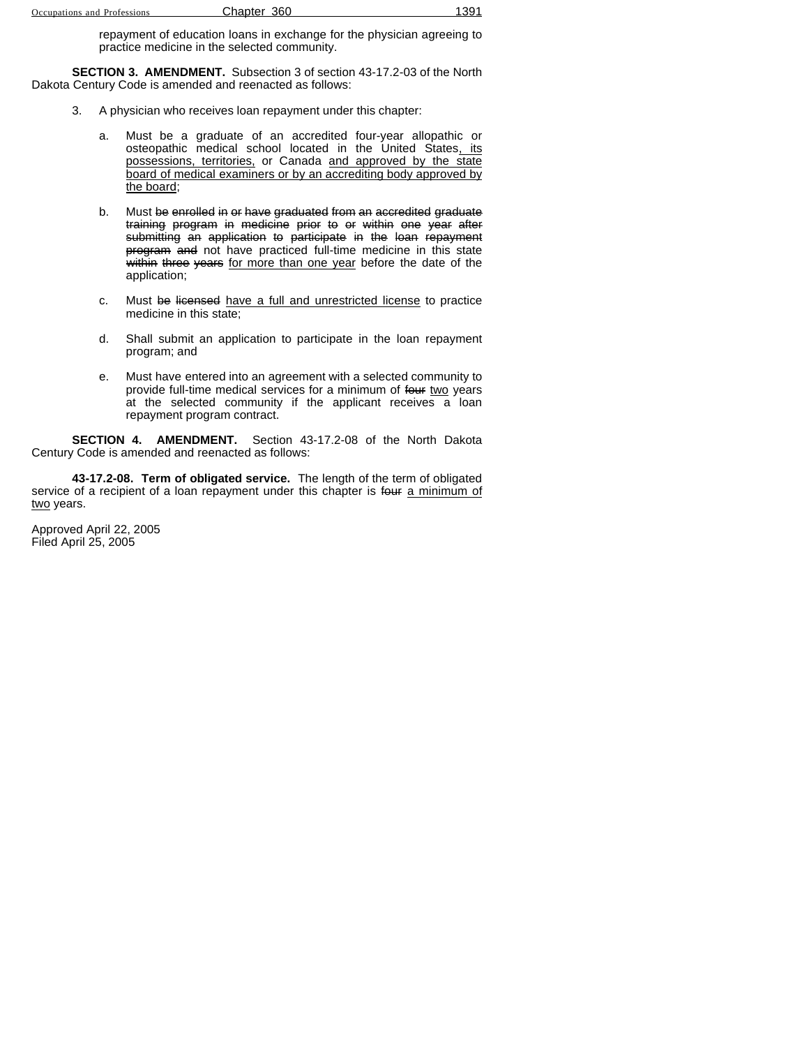repayment of education loans in exchange for the physician agreeing to practice medicine in the selected community.

**SECTION 3. AMENDMENT.** Subsection 3 of section 43-17.2-03 of the North Dakota Century Code is amended and reenacted as follows:

3. A physician who receives loan repayment under this chapter:

   a. Must be a graduate of an accredited four-year allopathic or osteopathic medical school located in the United States<u>, its possessions, territories,</u> or Canada <u>and approved by the state board of medical examiners or by an accrediting body approved by the board</u>;

   b. Must ~~be enrolled in or have graduated from an accredited graduate training program in medicine prior to or within one year after submitting an application to participate in the loan repayment program and~~ not have practiced full-time medicine in this state ~~within three years~~ <u>for more than one year</u> before the date of the application;

   c. Must ~~be licensed~~ <u>have a full and unrestricted license</u> to practice medicine in this state;

   d. Shall submit an application to participate in the loan repayment program; and

   e. Must have entered into an agreement with a selected community to provide full-time medical services for a minimum of ~~four~~ <u>two</u> years at the selected community if the applicant receives a loan repayment program contract.

**SECTION 4. AMENDMENT.** Section 43-17.2-08 of the North Dakota Century Code is amended and reenacted as follows:

**43-17.2-08. Term of obligated service.** The length of the term of obligated service of a recipient of a loan repayment under this chapter is ~~four~~ <u>a minimum of two</u> years.

Approved April 22, 2005
Filed April 25, 2005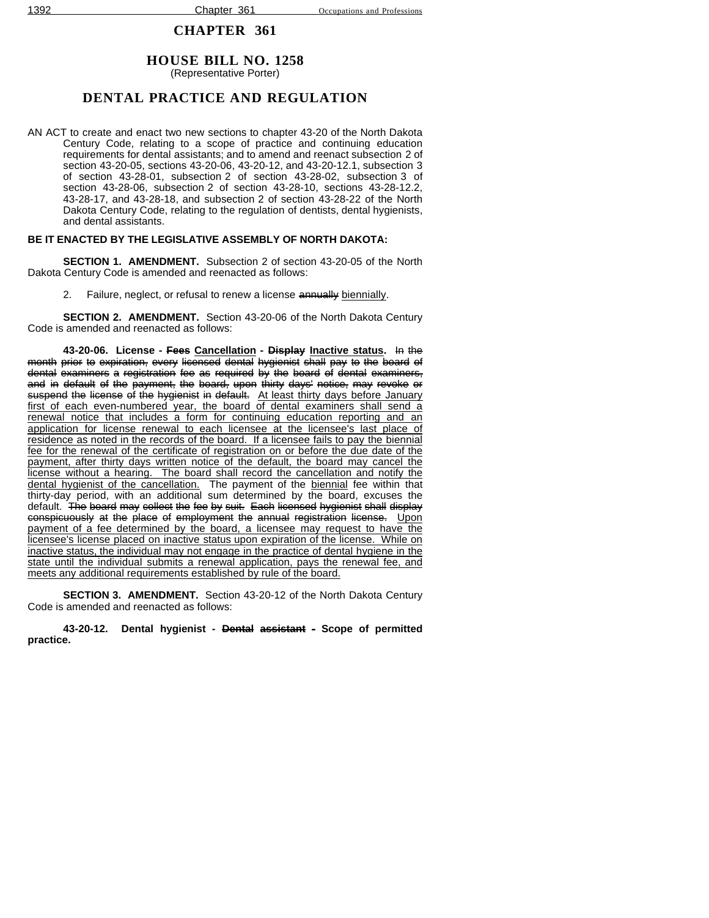# CHAPTER 361

## HOUSE BILL NO. 1258

(Representative Porter)

## DENTAL PRACTICE AND REGULATION

AN ACT to create and enact two new sections to chapter 43-20 of the North Dakota Century Code, relating to a scope of practice and continuing education requirements for dental assistants; and to amend and reenact subsection 2 of section 43-20-05, sections 43-20-06, 43-20-12, and 43-20-12.1, subsection 3 of section 43-28-01, subsection 2 of section 43-28-02, subsection 3 of section 43-28-06, subsection 2 of section 43-28-10, sections 43-28-12.2, 43-28-17, and 43-28-18, and subsection 2 of section 43-28-22 of the North Dakota Century Code, relating to the regulation of dentists, dental hygienists, and dental assistants.

**BE IT ENACTED BY THE LEGISLATIVE ASSEMBLY OF NORTH DAKOTA:**

**SECTION 1. AMENDMENT.** Subsection 2 of section 43-20-05 of the North Dakota Century Code is amended and reenacted as follows:

2. Failure, neglect, or refusal to renew a license ~~annually~~ <u>biennially</u>.

**SECTION 2. AMENDMENT.** Section 43-20-06 of the North Dakota Century Code is amended and reenacted as follows:

**43-20-06. License - ~~Fees~~ <u>Cancellation</u> - ~~Display~~ <u>Inactive status</u>.** ~~In the month prior to expiration, every licensed dental hygienist shall pay to the board of dental examiners a registration fee as required by the board of dental examiners, and in default of the payment, the board, upon thirty days' notice, may revoke or suspend the license of the hygienist in default.~~ <u>At least thirty days before January first of each even-numbered year, the board of dental examiners shall send a renewal notice that includes a form for continuing education reporting and an application for license renewal to each licensee at the licensee's last place of residence as noted in the records of the board. If a licensee fails to pay the biennial fee for the renewal of the certificate of registration on or before the due date of the payment, after thirty days written notice of the default, the board may cancel the license without a hearing. The board shall record the cancellation and notify the dental hygienist of the cancellation.</u> The payment of the <u>biennial</u> fee within that thirty-day period, with an additional sum determined by the board, excuses the default. ~~The board may collect the fee by suit. Each licensed hygienist shall display conspicuously at the place of employment the annual registration license.~~ <u>Upon payment of a fee determined by the board, a licensee may request to have the licensee's license placed on inactive status upon expiration of the license. While on inactive status, the individual may not engage in the practice of dental hygiene in the state until the individual submits a renewal application, pays the renewal fee, and meets any additional requirements established by rule of the board.</u>

**SECTION 3. AMENDMENT.** Section 43-20-12 of the North Dakota Century Code is amended and reenacted as follows:

**43-20-12. Dental hygienist - ~~Dental assistant~~ - Scope of permitted practice.**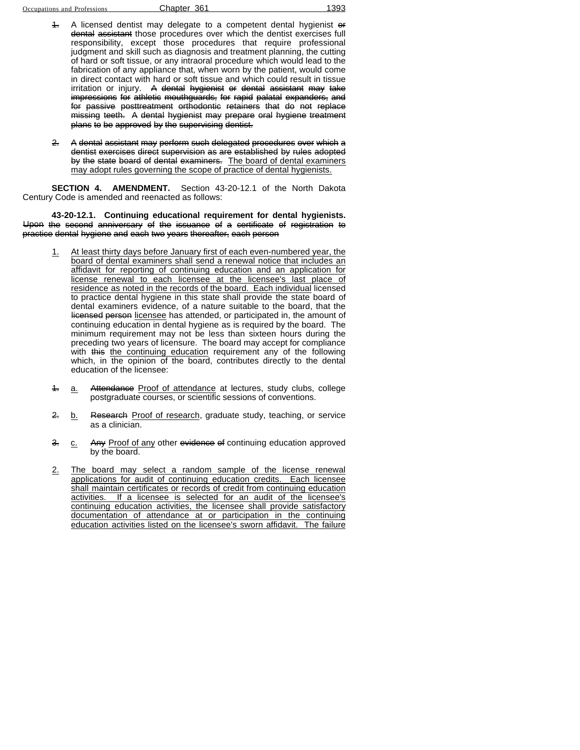~~1.~~ A licensed dentist may delegate to a competent dental hygienist ~~or dental assistant~~ those procedures over which the dentist exercises full responsibility, except those procedures that require professional judgment and skill such as diagnosis and treatment planning, the cutting of hard or soft tissue, or any intraoral procedure which would lead to the fabrication of any appliance that, when worn by the patient, would come in direct contact with hard or soft tissue and which could result in tissue irritation or injury. ~~A dental hygienist or dental assistant may take impressions for athletic mouthguards, for rapid palatal expanders, and for passive posttreatment orthodontic retainers that do not replace missing teeth. A dental hygienist may prepare oral hygiene treatment plans to be approved by the supervising dentist.~~

~~2. A dental assistant may perform such delegated procedures over which a dentist exercises direct supervision as are established by rules adopted by the state board of dental examiners.~~ <u>The board of dental examiners may adopt rules governing the scope of practice of dental hygienists.</u>

**SECTION 4. AMENDMENT.** Section 43-20-12.1 of the North Dakota Century Code is amended and reenacted as follows:

**43-20-12.1. Continuing educational requirement for dental hygienists.** ~~Upon the second anniversary of the issuance of a certificate of registration to practice dental hygiene and each two years thereafter, each person~~

<u>1.</u> <u>At least thirty days before January first of each even-numbered year, the board of dental examiners shall send a renewal notice that includes an affidavit for reporting of continuing education and an application for license renewal to each licensee at the licensee's last place of residence as noted in the records of the board. Each individual</u> licensed to practice dental hygiene in this state shall provide the state board of dental examiners evidence, of a nature suitable to the board, that the ~~licensed person~~ <u>licensee</u> has attended, or participated in, the amount of continuing education in dental hygiene as is required by the board. The minimum requirement may not be less than sixteen hours during the preceding two years of licensure. The board may accept for compliance with ~~this~~ <u>the continuing education</u> requirement any of the following which, in the opinion of the board, contributes directly to the dental education of the licensee:

~~1.~~ <u>a.</u> ~~Attendance~~ <u>Proof of attendance</u> at lectures, study clubs, college postgraduate courses, or scientific sessions of conventions.

~~2.~~ <u>b.</u> ~~Research~~ <u>Proof of research</u>, graduate study, teaching, or service as a clinician.

~~3.~~ <u>c.</u> ~~Any~~ <u>Proof of any</u> other ~~evidence of~~ continuing education approved by the board.

<u>2.</u> <u>The board may select a random sample of the license renewal applications for audit of continuing education credits. Each licensee shall maintain certificates or records of credit from continuing education activities. If a licensee is selected for an audit of the licensee's continuing education activities, the licensee shall provide satisfactory documentation of attendance at or participation in the continuing education activities listed on the licensee's sworn affidavit. The failure</u>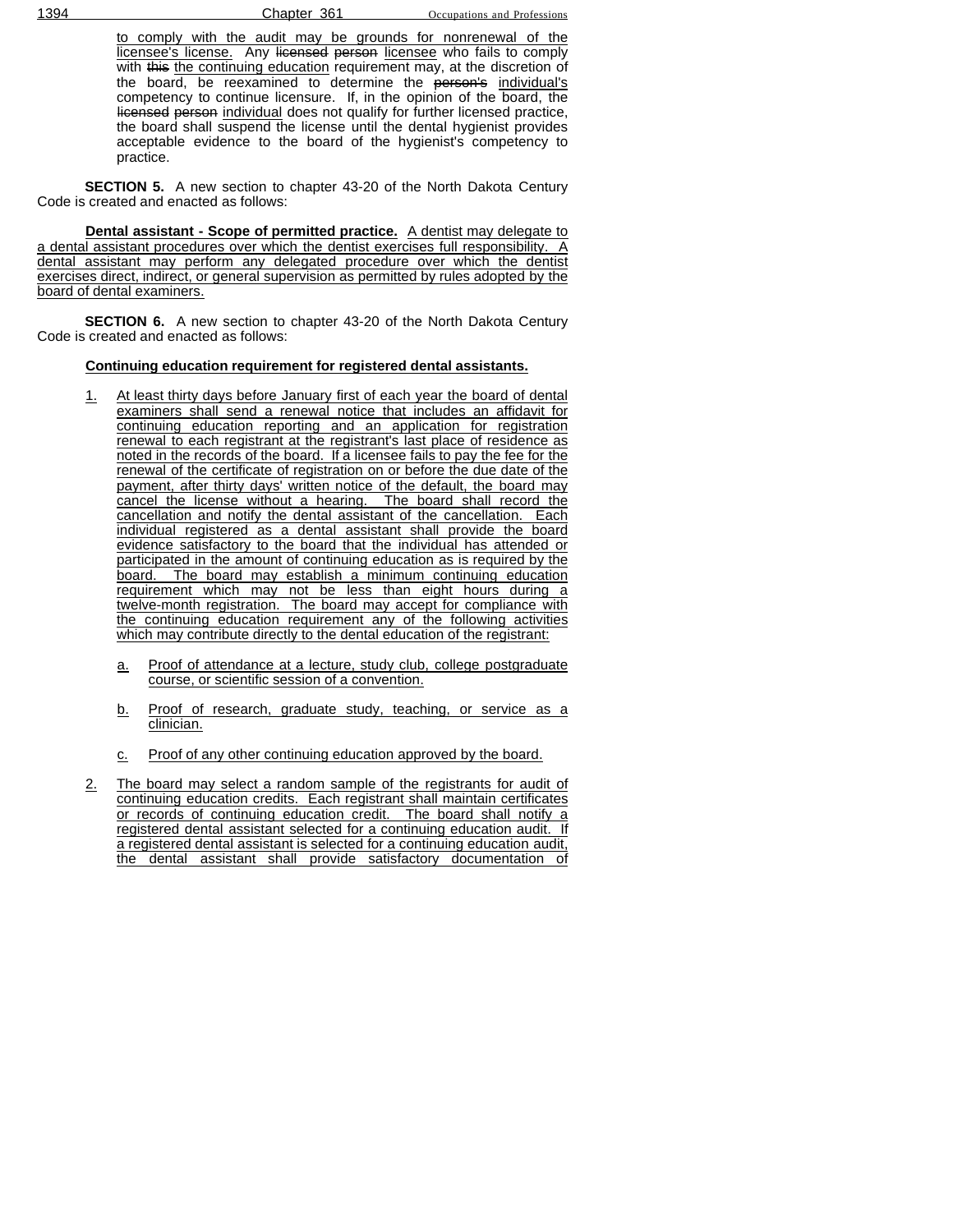to comply with the audit may be grounds for nonrenewal of the licensee's license. Any ~~licensed person~~ licensee who fails to comply with ~~this~~ the continuing education requirement may, at the discretion of the board, be reexamined to determine the ~~person's~~ individual's competency to continue licensure. If, in the opinion of the board, the ~~licensed person~~ individual does not qualify for further licensed practice, the board shall suspend the license until the dental hygienist provides acceptable evidence to the board of the hygienist's competency to practice.

**SECTION 5.** A new section to chapter 43-20 of the North Dakota Century Code is created and enacted as follows:

**Dental assistant - Scope of permitted practice.** A dentist may delegate to a dental assistant procedures over which the dentist exercises full responsibility. A dental assistant may perform any delegated procedure over which the dentist exercises direct, indirect, or general supervision as permitted by rules adopted by the board of dental examiners.

**SECTION 6.** A new section to chapter 43-20 of the North Dakota Century Code is created and enacted as follows:

**Continuing education requirement for registered dental assistants.**

1. At least thirty days before January first of each year the board of dental examiners shall send a renewal notice that includes an affidavit for continuing education reporting and an application for registration renewal to each registrant at the registrant's last place of residence as noted in the records of the board. If a licensee fails to pay the fee for the renewal of the certificate of registration on or before the due date of the payment, after thirty days' written notice of the default, the board may cancel the license without a hearing. The board shall record the cancellation and notify the dental assistant of the cancellation. Each individual registered as a dental assistant shall provide the board evidence satisfactory to the board that the individual has attended or participated in the amount of continuing education as is required by the board. The board may establish a minimum continuing education requirement which may not be less than eight hours during a twelve-month registration. The board may accept for compliance with the continuing education requirement any of the following activities which may contribute directly to the dental education of the registrant:

   a. Proof of attendance at a lecture, study club, college postgraduate course, or scientific session of a convention.

   b. Proof of research, graduate study, teaching, or service as a clinician.

   c. Proof of any other continuing education approved by the board.

2. The board may select a random sample of the registrants for audit of continuing education credits. Each registrant shall maintain certificates or records of continuing education credit. The board shall notify a registered dental assistant selected for a continuing education audit. If a registered dental assistant is selected for a continuing education audit, the dental assistant shall provide satisfactory documentation of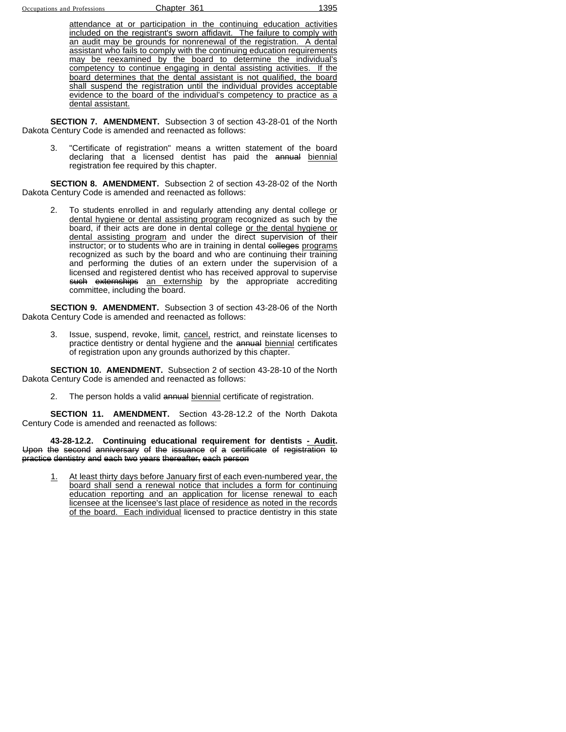attendance at or participation in the continuing education activities included on the registrant's sworn affidavit. The failure to comply with an audit may be grounds for nonrenewal of the registration. A dental assistant who fails to comply with the continuing education requirements may be reexamined by the board to determine the individual's competency to continue engaging in dental assisting activities. If the board determines that the dental assistant is not qualified, the board shall suspend the registration until the individual provides acceptable evidence to the board of the individual's competency to practice as a dental assistant.

**SECTION 7. AMENDMENT.** Subsection 3 of section 43-28-01 of the North Dakota Century Code is amended and reenacted as follows:

3. "Certificate of registration" means a written statement of the board declaring that a licensed dentist has paid the ~~annual~~ biennial registration fee required by this chapter.

**SECTION 8. AMENDMENT.** Subsection 2 of section 43-28-02 of the North Dakota Century Code is amended and reenacted as follows:

2. To students enrolled in and regularly attending any dental college or dental hygiene or dental assisting program recognized as such by the board, if their acts are done in dental college or the dental hygiene or dental assisting program and under the direct supervision of their instructor; or to students who are in training in dental ~~colleges~~ programs recognized as such by the board and who are continuing their training and performing the duties of an extern under the supervision of a licensed and registered dentist who has received approval to supervise ~~such externships~~ an externship by the appropriate accrediting committee, including the board.

**SECTION 9. AMENDMENT.** Subsection 3 of section 43-28-06 of the North Dakota Century Code is amended and reenacted as follows:

3. Issue, suspend, revoke, limit, cancel, restrict, and reinstate licenses to practice dentistry or dental hygiene and the ~~annual~~ biennial certificates of registration upon any grounds authorized by this chapter.

**SECTION 10. AMENDMENT.** Subsection 2 of section 43-28-10 of the North Dakota Century Code is amended and reenacted as follows:

2. The person holds a valid ~~annual~~ biennial certificate of registration.

**SECTION 11. AMENDMENT.** Section 43-28-12.2 of the North Dakota Century Code is amended and reenacted as follows:

**43-28-12.2. Continuing educational requirement for dentists - Audit.** ~~Upon the second anniversary of the issuance of a certificate of registration to practice dentistry and each two years thereafter, each person~~

1. At least thirty days before January first of each even-numbered year, the board shall send a renewal notice that includes a form for continuing education reporting and an application for license renewal to each licensee at the licensee's last place of residence as noted in the records of the board. Each individual licensed to practice dentistry in this state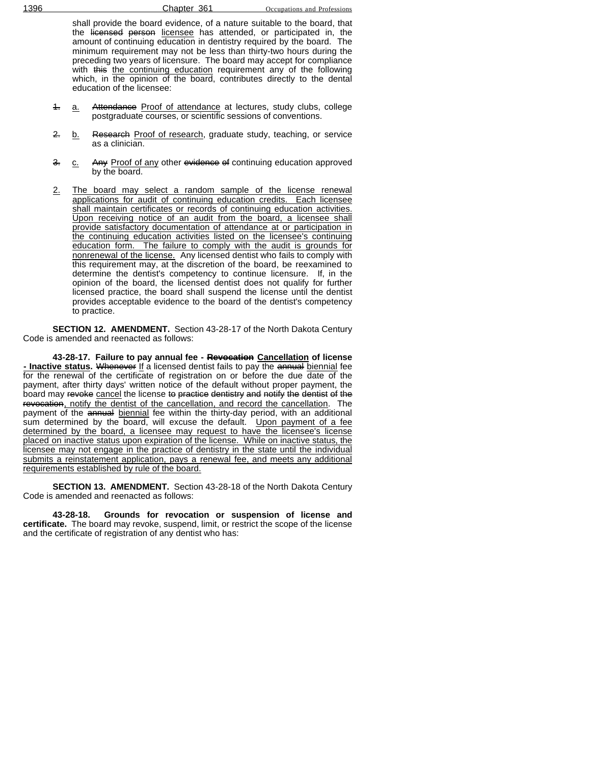shall provide the board evidence, of a nature suitable to the board, that the ~~licensed person~~ licensee has attended, or participated in, the amount of continuing education in dentistry required by the board. The minimum requirement may not be less than thirty-two hours during the preceding two years of licensure. The board may accept for compliance with ~~this~~ the continuing education requirement any of the following which, in the opinion of the board, contributes directly to the dental education of the licensee:

~~1.~~ a. ~~Attendance~~ Proof of attendance at lectures, study clubs, college postgraduate courses, or scientific sessions of conventions.

~~2.~~ b. ~~Research~~ Proof of research, graduate study, teaching, or service as a clinician.

~~3.~~ c. ~~Any~~ Proof of any other ~~evidence of~~ continuing education approved by the board.

2. The board may select a random sample of the license renewal applications for audit of continuing education credits. Each licensee shall maintain certificates or records of continuing education activities. Upon receiving notice of an audit from the board, a licensee shall provide satisfactory documentation of attendance at or participation in the continuing education activities listed on the licensee's continuing education form. The failure to comply with the audit is grounds for nonrenewal of the license. Any licensed dentist who fails to comply with this requirement may, at the discretion of the board, be reexamined to determine the dentist's competency to continue licensure. If, in the opinion of the board, the licensed dentist does not qualify for further licensed practice, the board shall suspend the license until the dentist provides acceptable evidence to the board of the dentist's competency to practice.

**SECTION 12. AMENDMENT.** Section 43-28-17 of the North Dakota Century Code is amended and reenacted as follows:

**43-28-17. Failure to pay annual fee - ~~Revocation~~ Cancellation of license - Inactive status.** ~~Whenever~~ If a licensed dentist fails to pay the ~~annual~~ biennial fee for the renewal of the certificate of registration on or before the due date of the payment, after thirty days' written notice of the default without proper payment, the board may ~~revoke~~ cancel the license ~~to practice dentistry and notify the dentist of the revocation~~, notify the dentist of the cancellation, and record the cancellation. The payment of the ~~annual~~ biennial fee within the thirty-day period, with an additional sum determined by the board, will excuse the default. Upon payment of a fee determined by the board, a licensee may request to have the licensee's license placed on inactive status upon expiration of the license. While on inactive status, the licensee may not engage in the practice of dentistry in the state until the individual submits a reinstatement application, pays a renewal fee, and meets any additional requirements established by rule of the board.

**SECTION 13. AMENDMENT.** Section 43-28-18 of the North Dakota Century Code is amended and reenacted as follows:

**43-28-18. Grounds for revocation or suspension of license and certificate.** The board may revoke, suspend, limit, or restrict the scope of the license and the certificate of registration of any dentist who has: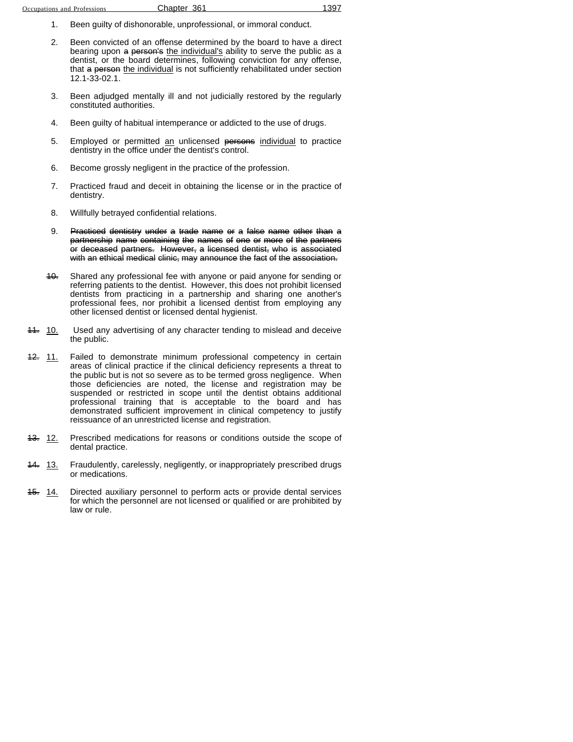1. Been guilty of dishonorable, unprofessional, or immoral conduct.

2. Been convicted of an offense determined by the board to have a direct bearing upon ~~a person's~~ <u>the individual's</u> ability to serve the public as a dentist, or the board determines, following conviction for any offense, that ~~a person~~ <u>the individual</u> is not sufficiently rehabilitated under section 12.1-33-02.1.

3. Been adjudged mentally ill and not judicially restored by the regularly constituted authorities.

4. Been guilty of habitual intemperance or addicted to the use of drugs.

5. Employed or permitted <u>an</u> unlicensed ~~persons~~ <u>individual</u> to practice dentistry in the office under the dentist's control.

6. Become grossly negligent in the practice of the profession.

7. Practiced fraud and deceit in obtaining the license or in the practice of dentistry.

8. Willfully betrayed confidential relations.

9. ~~Practiced dentistry under a trade name or a false name other than a partnership name containing the names of one or more of the partners or deceased partners. However, a licensed dentist, who is associated with an ethical medical clinic, may announce the fact of the association.~~

~~10.~~ Shared any professional fee with anyone or paid anyone for sending or referring patients to the dentist. However, this does not prohibit licensed dentists from practicing in a partnership and sharing one another's professional fees, nor prohibit a licensed dentist from employing any other licensed dentist or licensed dental hygienist.

~~11.~~ <u>10.</u> Used any advertising of any character tending to mislead and deceive the public.

~~12.~~ <u>11.</u> Failed to demonstrate minimum professional competency in certain areas of clinical practice if the clinical deficiency represents a threat to the public but is not so severe as to be termed gross negligence. When those deficiencies are noted, the license and registration may be suspended or restricted in scope until the dentist obtains additional professional training that is acceptable to the board and has demonstrated sufficient improvement in clinical competency to justify reissuance of an unrestricted license and registration.

~~13.~~ <u>12.</u> Prescribed medications for reasons or conditions outside the scope of dental practice.

~~14.~~ <u>13.</u> Fraudulently, carelessly, negligently, or inappropriately prescribed drugs or medications.

~~15.~~ <u>14.</u> Directed auxiliary personnel to perform acts or provide dental services for which the personnel are not licensed or qualified or are prohibited by law or rule.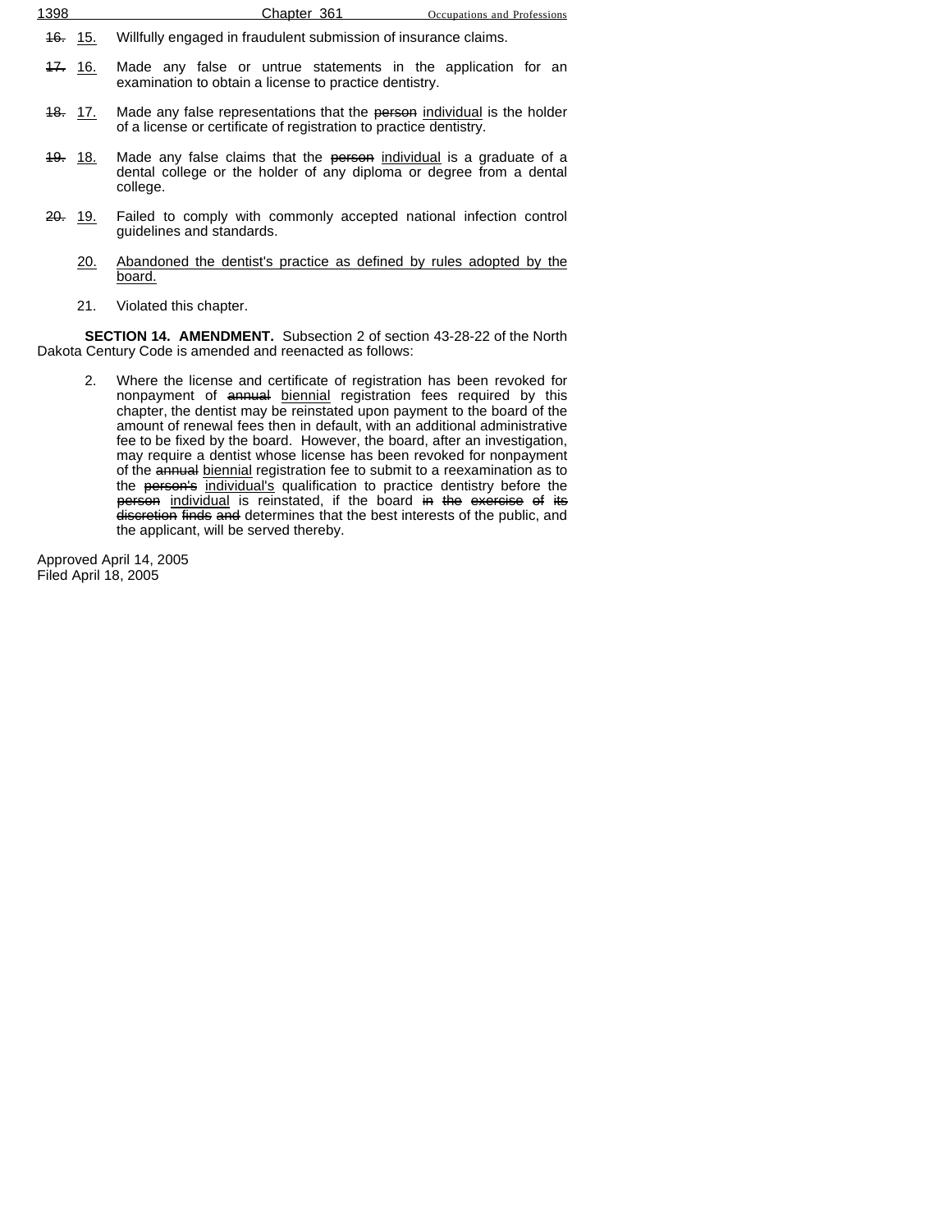~~16.~~ 15. Willfully engaged in fraudulent submission of insurance claims.

~~17.~~ 16. Made any false or untrue statements in the application for an examination to obtain a license to practice dentistry.

~~18.~~ 17. Made any false representations that the ~~person~~ individual is the holder of a license or certificate of registration to practice dentistry.

~~19.~~ 18. Made any false claims that the ~~person~~ individual is a graduate of a dental college or the holder of any diploma or degree from a dental college.

~~20.~~ 19. Failed to comply with commonly accepted national infection control guidelines and standards.

20. Abandoned the dentist's practice as defined by rules adopted by the board.

21. Violated this chapter.

**SECTION 14. AMENDMENT.** Subsection 2 of section 43-28-22 of the North Dakota Century Code is amended and reenacted as follows:

2. Where the license and certificate of registration has been revoked for nonpayment of ~~annual~~ biennial registration fees required by this chapter, the dentist may be reinstated upon payment to the board of the amount of renewal fees then in default, with an additional administrative fee to be fixed by the board. However, the board, after an investigation, may require a dentist whose license has been revoked for nonpayment of the ~~annual~~ biennial registration fee to submit to a reexamination as to the ~~person's~~ individual's qualification to practice dentistry before the ~~person~~ individual is reinstated, if the board ~~in the exercise of its discretion finds and~~ determines that the best interests of the public, and the applicant, will be served thereby.

Approved April 14, 2005
Filed April 18, 2005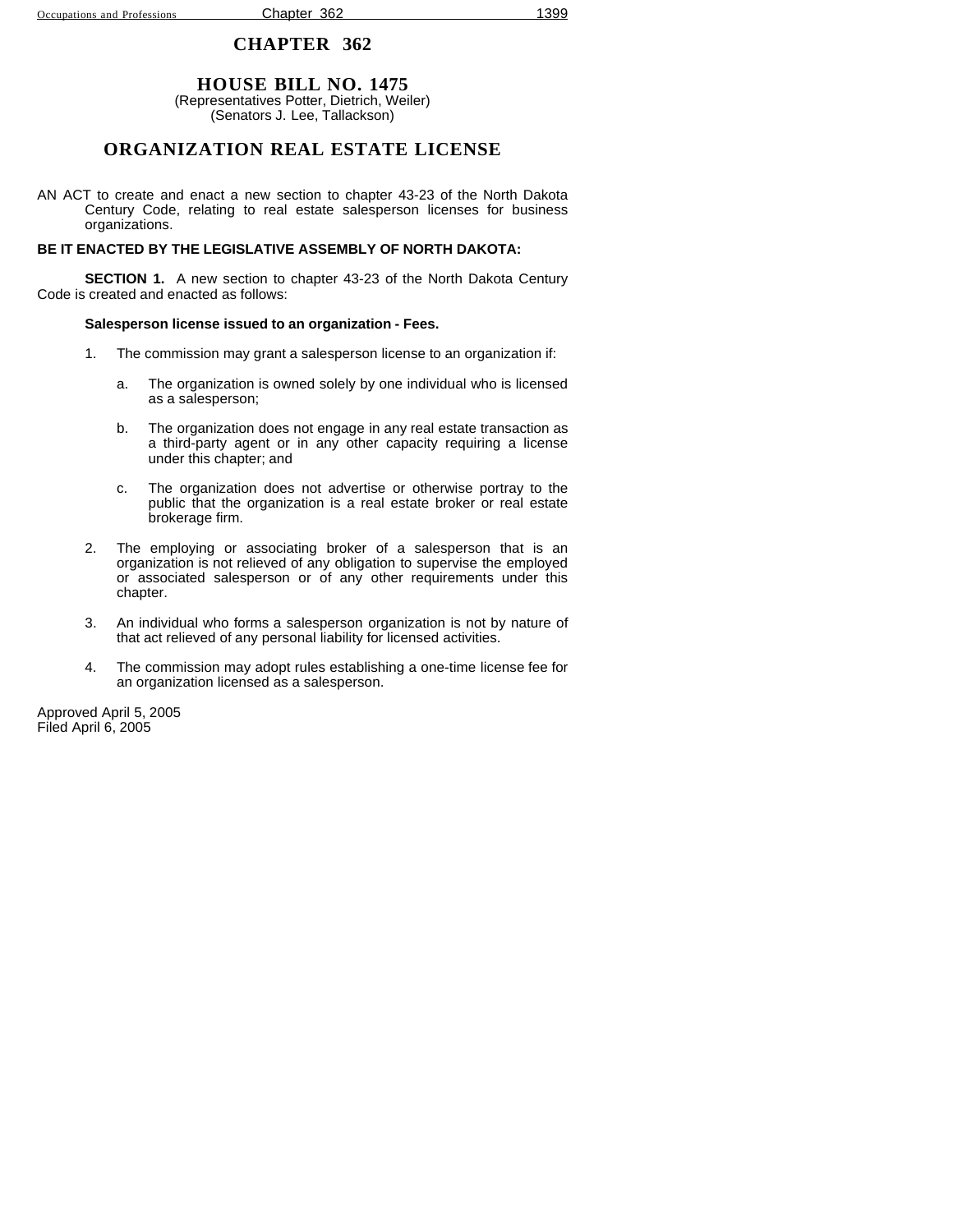# CHAPTER 362

## HOUSE BILL NO. 1475

(Representatives Potter, Dietrich, Weiler)
(Senators J. Lee, Tallackson)

## ORGANIZATION REAL ESTATE LICENSE

AN ACT to create and enact a new section to chapter 43-23 of the North Dakota Century Code, relating to real estate salesperson licenses for business organizations.

**BE IT ENACTED BY THE LEGISLATIVE ASSEMBLY OF NORTH DAKOTA:**

**SECTION 1.** A new section to chapter 43-23 of the North Dakota Century Code is created and enacted as follows:

**Salesperson license issued to an organization - Fees.**

1. The commission may grant a salesperson license to an organization if:

   a. The organization is owned solely by one individual who is licensed as a salesperson;

   b. The organization does not engage in any real estate transaction as a third-party agent or in any other capacity requiring a license under this chapter; and

   c. The organization does not advertise or otherwise portray to the public that the organization is a real estate broker or real estate brokerage firm.

2. The employing or associating broker of a salesperson that is an organization is not relieved of any obligation to supervise the employed or associated salesperson or of any other requirements under this chapter.

3. An individual who forms a salesperson organization is not by nature of that act relieved of any personal liability for licensed activities.

4. The commission may adopt rules establishing a one-time license fee for an organization licensed as a salesperson.

Approved April 5, 2005
Filed April 6, 2005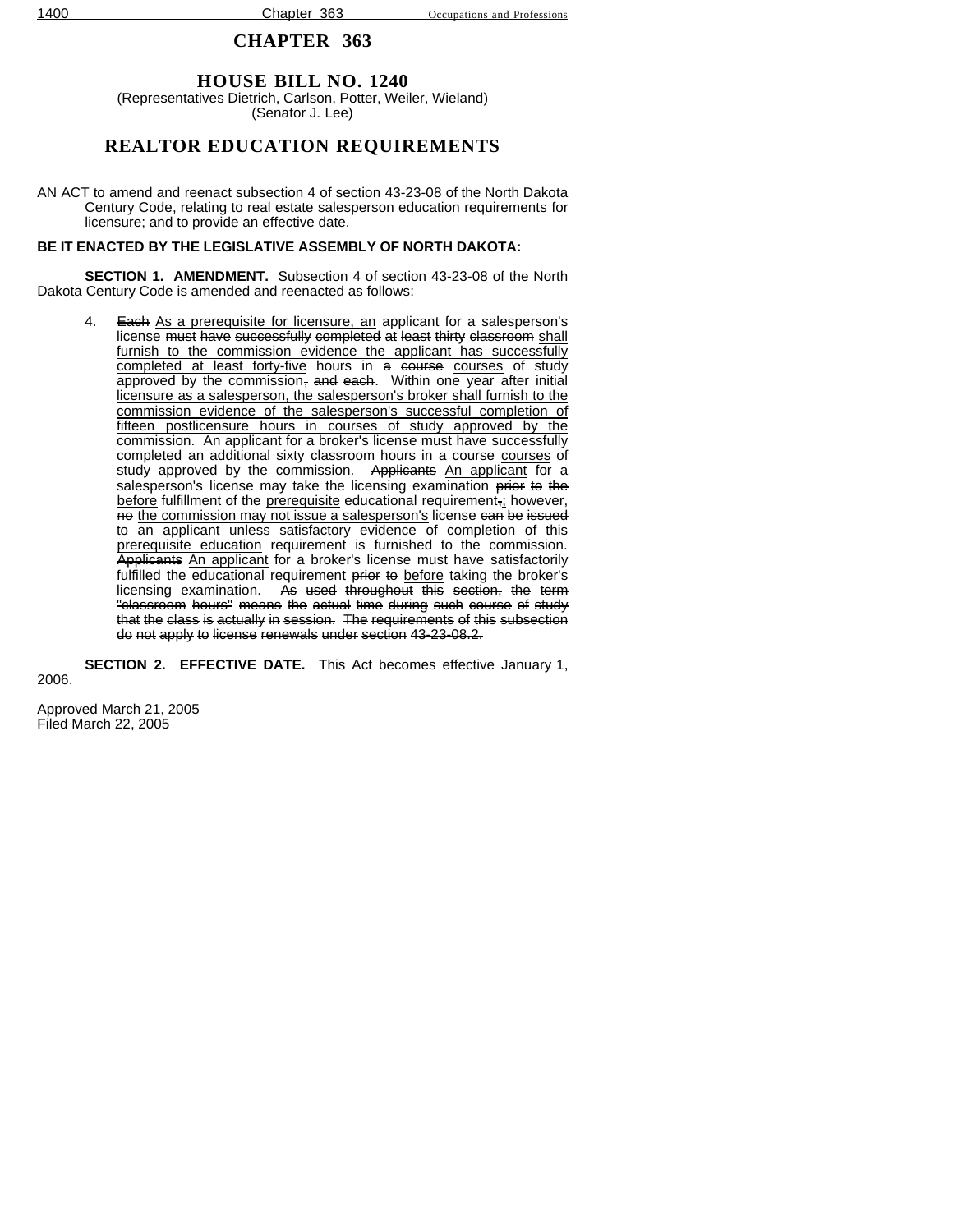# CHAPTER 363

## HOUSE BILL NO. 1240

(Representatives Dietrich, Carlson, Potter, Weiler, Wieland)
(Senator J. Lee)

## REALTOR EDUCATION REQUIREMENTS

AN ACT to amend and reenact subsection 4 of section 43-23-08 of the North Dakota Century Code, relating to real estate salesperson education requirements for licensure; and to provide an effective date.

**BE IT ENACTED BY THE LEGISLATIVE ASSEMBLY OF NORTH DAKOTA:**

**SECTION 1. AMENDMENT.** Subsection 4 of section 43-23-08 of the North Dakota Century Code is amended and reenacted as follows:

4. ~~Each~~ <u>As a prerequisite for licensure, an</u> applicant for a salesperson's license ~~must have successfully completed at least thirty classroom~~ <u>shall furnish to the commission evidence the applicant has successfully completed at least forty-five</u> hours in ~~a course~~ <u>courses</u> of study approved by the commission~~, and each~~<u>. Within one year after initial licensure as a salesperson, the salesperson's broker shall furnish to the commission evidence of the salesperson's successful completion of fifteen postlicensure hours in courses of study approved by the commission. An</u> applicant for a broker's license must have successfully completed an additional sixty ~~classroom~~ hours in ~~a course~~ <u>courses</u> of study approved by the commission. ~~Applicants~~ <u>An applicant</u> for a salesperson's license may take the licensing examination ~~prior to the~~ <u>before</u> fulfillment of the <u>prerequisite</u> educational requirement~~,~~<u>;</u> however, ~~no~~ <u>the commission may not issue a salesperson's</u> license ~~can be issued~~ to an applicant unless satisfactory evidence of completion of this <u>prerequisite education</u> requirement is furnished to the commission. ~~Applicants~~ <u>An applicant</u> for a broker's license must have satisfactorily fulfilled the educational requirement ~~prior to~~ <u>before</u> taking the broker's licensing examination. ~~As used throughout this section, the term "classroom hours" means the actual time during such course of study that the class is actually in session. The requirements of this subsection do not apply to license renewals under section 43-23-08.2.~~

**SECTION 2. EFFECTIVE DATE.** This Act becomes effective January 1, 2006.

Approved March 21, 2005
Filed March 22, 2005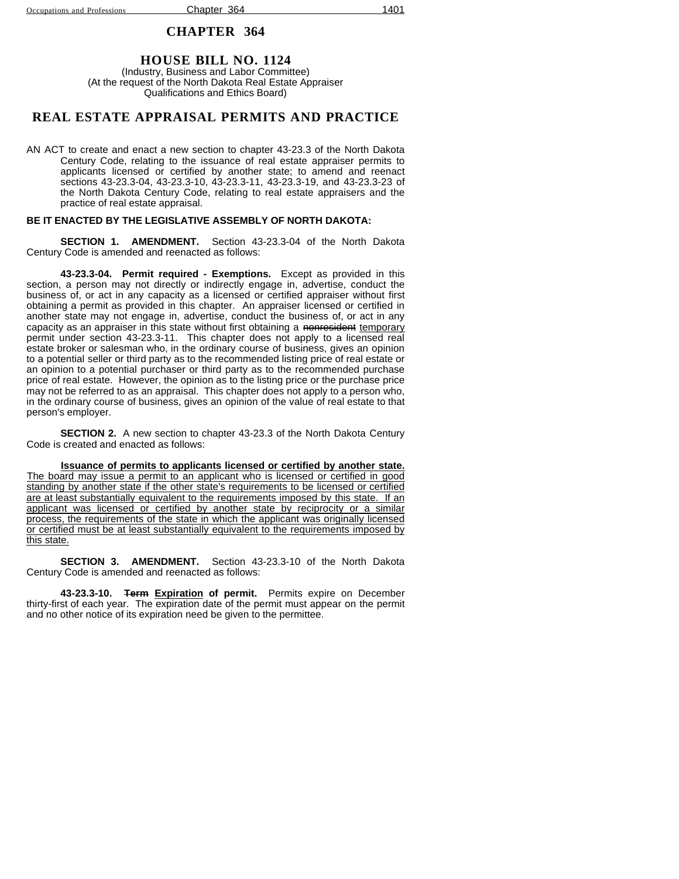# CHAPTER 364

## HOUSE BILL NO. 1124

(Industry, Business and Labor Committee)
(At the request of the North Dakota Real Estate Appraiser Qualifications and Ethics Board)

## REAL ESTATE APPRAISAL PERMITS AND PRACTICE

AN ACT to create and enact a new section to chapter 43-23.3 of the North Dakota Century Code, relating to the issuance of real estate appraiser permits to applicants licensed or certified by another state; to amend and reenact sections 43-23.3-04, 43-23.3-10, 43-23.3-11, 43-23.3-19, and 43-23.3-23 of the North Dakota Century Code, relating to real estate appraisers and the practice of real estate appraisal.

**BE IT ENACTED BY THE LEGISLATIVE ASSEMBLY OF NORTH DAKOTA:**

**SECTION 1. AMENDMENT.** Section 43-23.3-04 of the North Dakota Century Code is amended and reenacted as follows:

**43-23.3-04. Permit required - Exemptions.** Except as provided in this section, a person may not directly or indirectly engage in, advertise, conduct the business of, or act in any capacity as a licensed or certified appraiser without first obtaining a permit as provided in this chapter. An appraiser licensed or certified in another state may not engage in, advertise, conduct the business of, or act in any capacity as an appraiser in this state without first obtaining a ~~nonresident~~ <u>temporary</u> permit under section 43-23.3-11. This chapter does not apply to a licensed real estate broker or salesman who, in the ordinary course of business, gives an opinion to a potential seller or third party as to the recommended listing price of real estate or an opinion to a potential purchaser or third party as to the recommended purchase price of real estate. However, the opinion as to the listing price or the purchase price may not be referred to as an appraisal. This chapter does not apply to a person who, in the ordinary course of business, gives an opinion of the value of real estate to that person's employer.

**SECTION 2.** A new section to chapter 43-23.3 of the North Dakota Century Code is created and enacted as follows:

<u>**Issuance of permits to applicants licensed or certified by another state.** The board may issue a permit to an applicant who is licensed or certified in good standing by another state if the other state's requirements to be licensed or certified are at least substantially equivalent to the requirements imposed by this state. If an applicant was licensed or certified by another state by reciprocity or a similar process, the requirements of the state in which the applicant was originally licensed or certified must be at least substantially equivalent to the requirements imposed by this state.</u>

**SECTION 3. AMENDMENT.** Section 43-23.3-10 of the North Dakota Century Code is amended and reenacted as follows:

**43-23.3-10. ~~Term~~ <u>Expiration</u> of permit.** Permits expire on December thirty-first of each year. The expiration date of the permit must appear on the permit and no other notice of its expiration need be given to the permittee.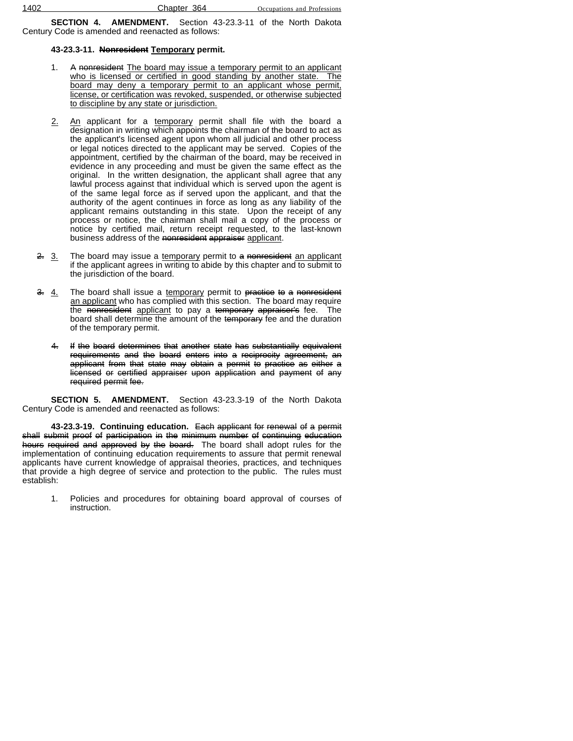**SECTION 4. AMENDMENT.** Section 43-23.3-11 of the North Dakota Century Code is amended and reenacted as follows:

**43-23.3-11. ~~Nonresident~~ Temporary permit.**

1. ~~A nonresident~~ The board may issue a temporary permit to an applicant who is licensed or certified in good standing by another state. The board may deny a temporary permit to an applicant whose permit, license, or certification was revoked, suspended, or otherwise subjected to discipline by any state or jurisdiction.

2. An applicant for a temporary permit shall file with the board a designation in writing which appoints the chairman of the board to act as the applicant's licensed agent upon whom all judicial and other process or legal notices directed to the applicant may be served. Copies of the appointment, certified by the chairman of the board, may be received in evidence in any proceeding and must be given the same effect as the original. In the written designation, the applicant shall agree that any lawful process against that individual which is served upon the agent is of the same legal force as if served upon the applicant, and that the authority of the agent continues in force as long as any liability of the applicant remains outstanding in this state. Upon the receipt of any process or notice, the chairman shall mail a copy of the process or notice by certified mail, return receipt requested, to the last-known business address of the ~~nonresident appraiser~~ applicant.

~~2.~~ 3. The board may issue a temporary permit to ~~a nonresident~~ an applicant if the applicant agrees in writing to abide by this chapter and to submit to the jurisdiction of the board.

~~3.~~ 4. The board shall issue a temporary permit to ~~practice to a nonresident~~ an applicant who has complied with this section. The board may require the ~~nonresident~~ applicant to pay a ~~temporary appraiser's~~ fee. The board shall determine the amount of the ~~temporary~~ fee and the duration of the temporary permit.

~~4. If the board determines that another state has substantially equivalent requirements and the board enters into a reciprocity agreement, an applicant from that state may obtain a permit to practice as either a licensed or certified appraiser upon application and payment of any required permit fee.~~

**SECTION 5. AMENDMENT.** Section 43-23.3-19 of the North Dakota Century Code is amended and reenacted as follows:

**43-23.3-19. Continuing education.** ~~Each applicant for renewal of a permit shall submit proof of participation in the minimum number of continuing education hours required and approved by the board.~~ The board shall adopt rules for the implementation of continuing education requirements to assure that permit renewal applicants have current knowledge of appraisal theories, practices, and techniques that provide a high degree of service and protection to the public. The rules must establish:

1. Policies and procedures for obtaining board approval of courses of instruction.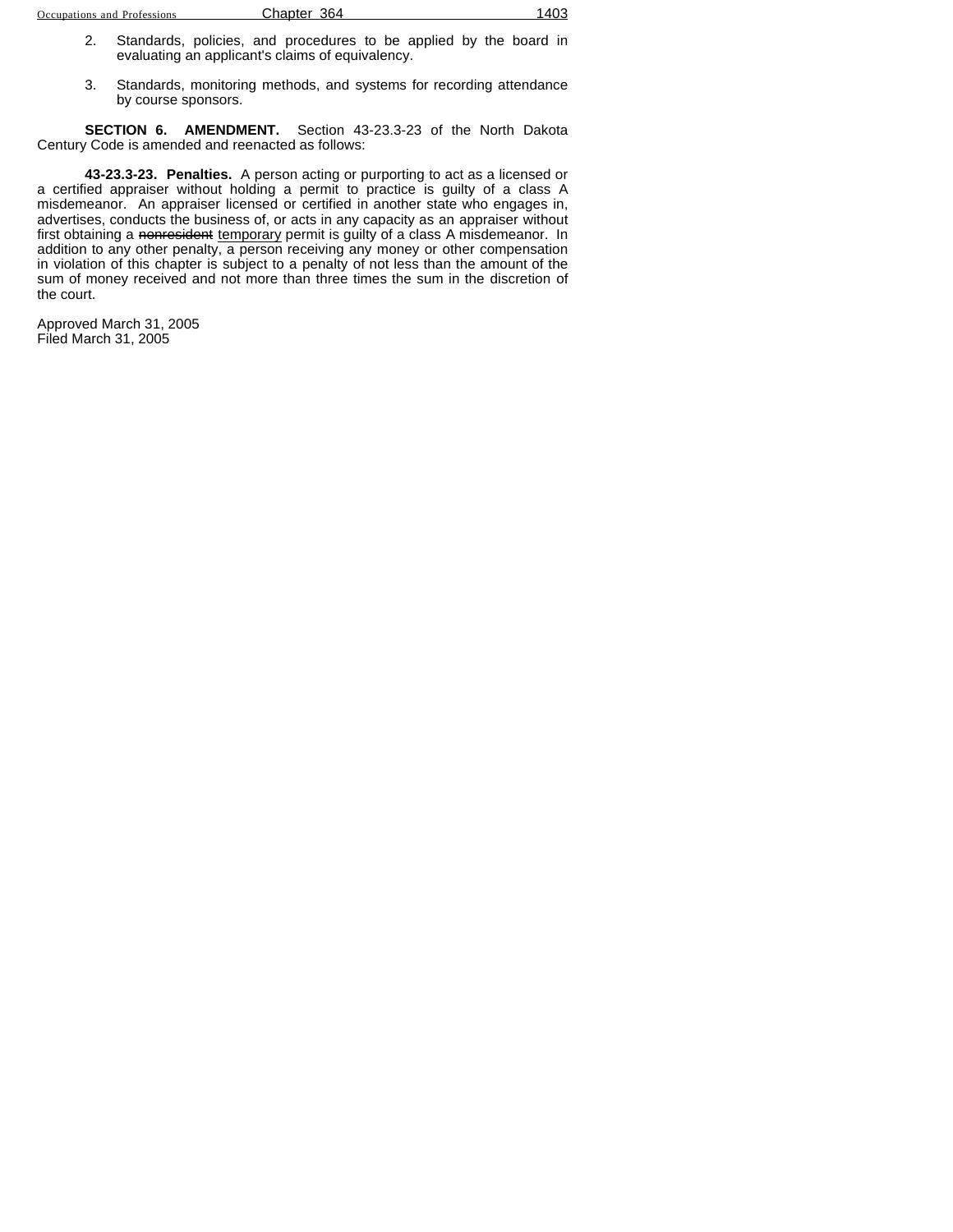2. Standards, policies, and procedures to be applied by the board in evaluating an applicant's claims of equivalency.

3. Standards, monitoring methods, and systems for recording attendance by course sponsors.

**SECTION 6. AMENDMENT.** Section 43-23.3-23 of the North Dakota Century Code is amended and reenacted as follows:

**43-23.3-23. Penalties.** A person acting or purporting to act as a licensed or a certified appraiser without holding a permit to practice is guilty of a class A misdemeanor. An appraiser licensed or certified in another state who engages in, advertises, conducts the business of, or acts in any capacity as an appraiser without first obtaining a ~~nonresident~~ <u>temporary</u> permit is guilty of a class A misdemeanor. In addition to any other penalty, a person receiving any money or other compensation in violation of this chapter is subject to a penalty of not less than the amount of the sum of money received and not more than three times the sum in the discretion of the court.

Approved March 31, 2005
Filed March 31, 2005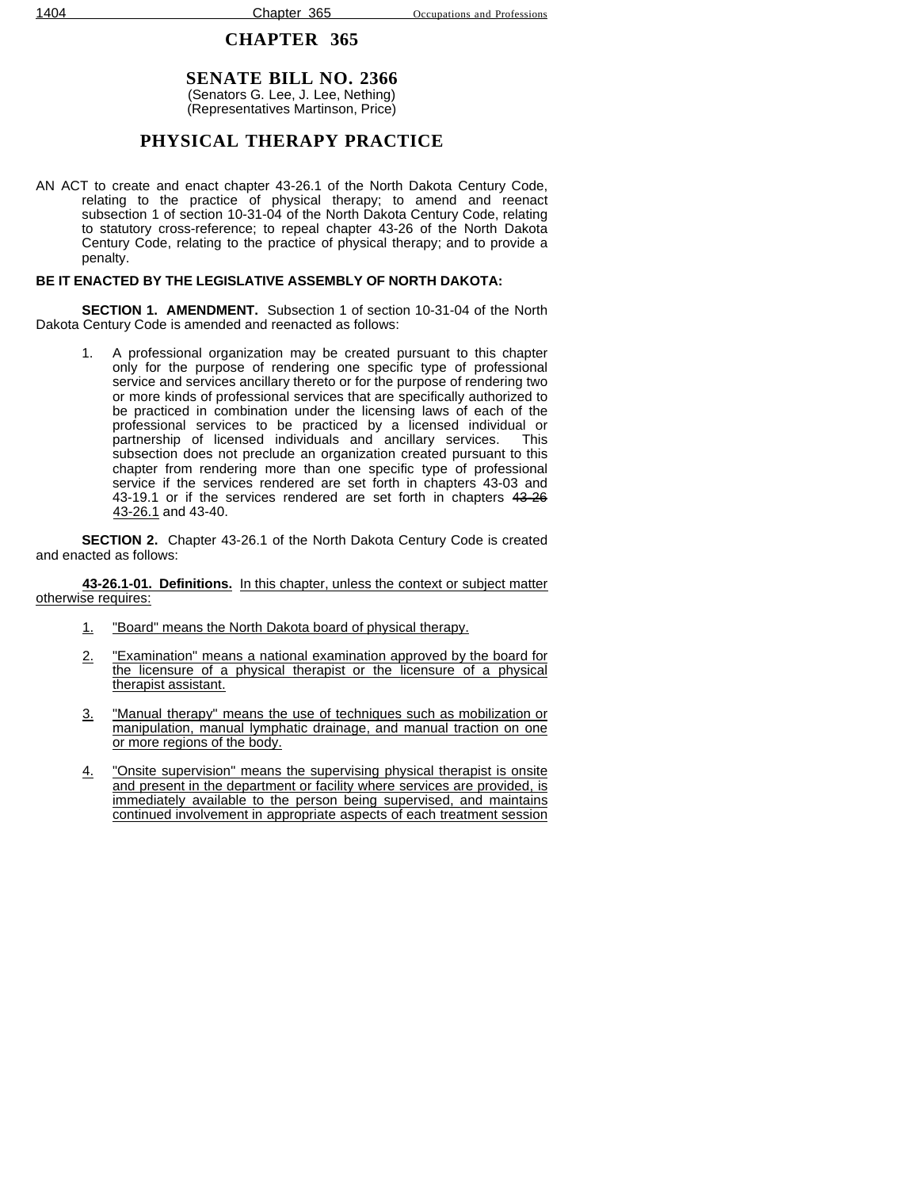# CHAPTER 365

## SENATE BILL NO. 2366

(Senators G. Lee, J. Lee, Nething)
(Representatives Martinson, Price)

## PHYSICAL THERAPY PRACTICE

AN ACT to create and enact chapter 43-26.1 of the North Dakota Century Code, relating to the practice of physical therapy; to amend and reenact subsection 1 of section 10-31-04 of the North Dakota Century Code, relating to statutory cross-reference; to repeal chapter 43-26 of the North Dakota Century Code, relating to the practice of physical therapy; and to provide a penalty.

**BE IT ENACTED BY THE LEGISLATIVE ASSEMBLY OF NORTH DAKOTA:**

**SECTION 1. AMENDMENT.** Subsection 1 of section 10-31-04 of the North Dakota Century Code is amended and reenacted as follows:

1. A professional organization may be created pursuant to this chapter only for the purpose of rendering one specific type of professional service and services ancillary thereto or for the purpose of rendering two or more kinds of professional services that are specifically authorized to be practiced in combination under the licensing laws of each of the professional services to be practiced by a licensed individual or partnership of licensed individuals and ancillary services. This subsection does not preclude an organization created pursuant to this chapter from rendering more than one specific type of professional service if the services rendered are set forth in chapters 43-03 and 43-19.1 or if the services rendered are set forth in chapters ~~43-26~~ <u>43-26.1</u> and 43-40.

**SECTION 2.** Chapter 43-26.1 of the North Dakota Century Code is created and enacted as follows:

<u>**43-26.1-01. Definitions.** In this chapter, unless the context or subject matter otherwise requires:</u>

1. <u>"Board" means the North Dakota board of physical therapy.</u>

2. <u>"Examination" means a national examination approved by the board for the licensure of a physical therapist or the licensure of a physical therapist assistant.</u>

3. <u>"Manual therapy" means the use of techniques such as mobilization or manipulation, manual lymphatic drainage, and manual traction on one or more regions of the body.</u>

4. <u>"Onsite supervision" means the supervising physical therapist is onsite and present in the department or facility where services are provided, is immediately available to the person being supervised, and maintains continued involvement in appropriate aspects of each treatment session</u>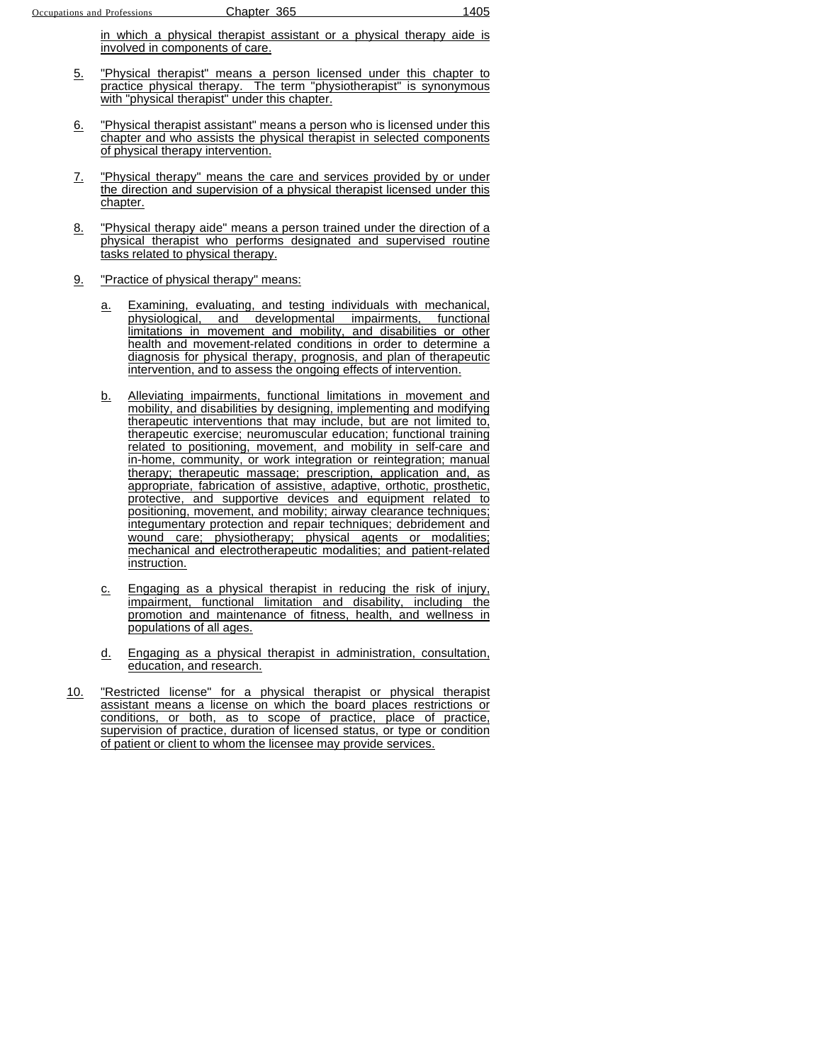in which a physical therapist assistant or a physical therapy aide is involved in components of care.

5. "Physical therapist" means a person licensed under this chapter to practice physical therapy. The term "physiotherapist" is synonymous with "physical therapist" under this chapter.

6. "Physical therapist assistant" means a person who is licensed under this chapter and who assists the physical therapist in selected components of physical therapy intervention.

7. "Physical therapy" means the care and services provided by or under the direction and supervision of a physical therapist licensed under this chapter.

8. "Physical therapy aide" means a person trained under the direction of a physical therapist who performs designated and supervised routine tasks related to physical therapy.

9. "Practice of physical therapy" means:

   a. Examining, evaluating, and testing individuals with mechanical, physiological, and developmental impairments, functional limitations in movement and mobility, and disabilities or other health and movement-related conditions in order to determine a diagnosis for physical therapy, prognosis, and plan of therapeutic intervention, and to assess the ongoing effects of intervention.

   b. Alleviating impairments, functional limitations in movement and mobility, and disabilities by designing, implementing and modifying therapeutic interventions that may include, but are not limited to, therapeutic exercise; neuromuscular education; functional training related to positioning, movement, and mobility in self-care and in-home, community, or work integration or reintegration; manual therapy; therapeutic massage; prescription, application and, as appropriate, fabrication of assistive, adaptive, orthotic, prosthetic, protective, and supportive devices and equipment related to positioning, movement, and mobility; airway clearance techniques; integumentary protection and repair techniques; debridement and wound care; physiotherapy; physical agents or modalities; mechanical and electrotherapeutic modalities; and patient-related instruction.

   c. Engaging as a physical therapist in reducing the risk of injury, impairment, functional limitation and disability, including the promotion and maintenance of fitness, health, and wellness in populations of all ages.

   d. Engaging as a physical therapist in administration, consultation, education, and research.

10. "Restricted license" for a physical therapist or physical therapist assistant means a license on which the board places restrictions or conditions, or both, as to scope of practice, place of practice, supervision of practice, duration of licensed status, or type or condition of patient or client to whom the licensee may provide services.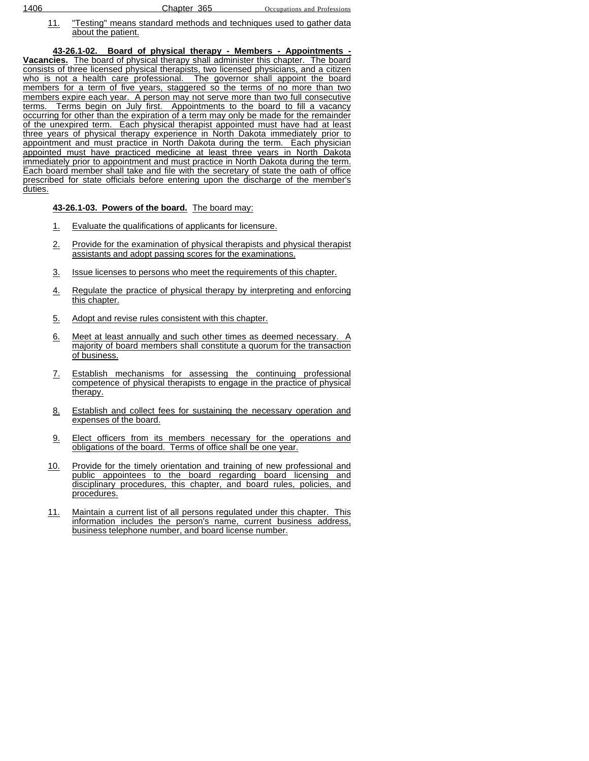11. "Testing" means standard methods and techniques used to gather data about the patient.

**43-26.1-02. Board of physical therapy - Members - Appointments - Vacancies.** The board of physical therapy shall administer this chapter. The board consists of three licensed physical therapists, two licensed physicians, and a citizen who is not a health care professional. The governor shall appoint the board members for a term of five years, staggered so the terms of no more than two members expire each year. A person may not serve more than two full consecutive terms. Terms begin on July first. Appointments to the board to fill a vacancy occurring for other than the expiration of a term may only be made for the remainder of the unexpired term. Each physical therapist appointed must have had at least three years of physical therapy experience in North Dakota immediately prior to appointment and must practice in North Dakota during the term. Each physician appointed must have practiced medicine at least three years in North Dakota immediately prior to appointment and must practice in North Dakota during the term. Each board member shall take and file with the secretary of state the oath of office prescribed for state officials before entering upon the discharge of the member's duties.

**43-26.1-03. Powers of the board.** The board may:

1. Evaluate the qualifications of applicants for licensure.
2. Provide for the examination of physical therapists and physical therapist assistants and adopt passing scores for the examinations.
3. Issue licenses to persons who meet the requirements of this chapter.
4. Regulate the practice of physical therapy by interpreting and enforcing this chapter.
5. Adopt and revise rules consistent with this chapter.
6. Meet at least annually and such other times as deemed necessary. A majority of board members shall constitute a quorum for the transaction of business.
7. Establish mechanisms for assessing the continuing professional competence of physical therapists to engage in the practice of physical therapy.
8. Establish and collect fees for sustaining the necessary operation and expenses of the board.
9. Elect officers from its members necessary for the operations and obligations of the board. Terms of office shall be one year.
10. Provide for the timely orientation and training of new professional and public appointees to the board regarding board licensing and disciplinary procedures, this chapter, and board rules, policies, and procedures.
11. Maintain a current list of all persons regulated under this chapter. This information includes the person's name, current business address, business telephone number, and board license number.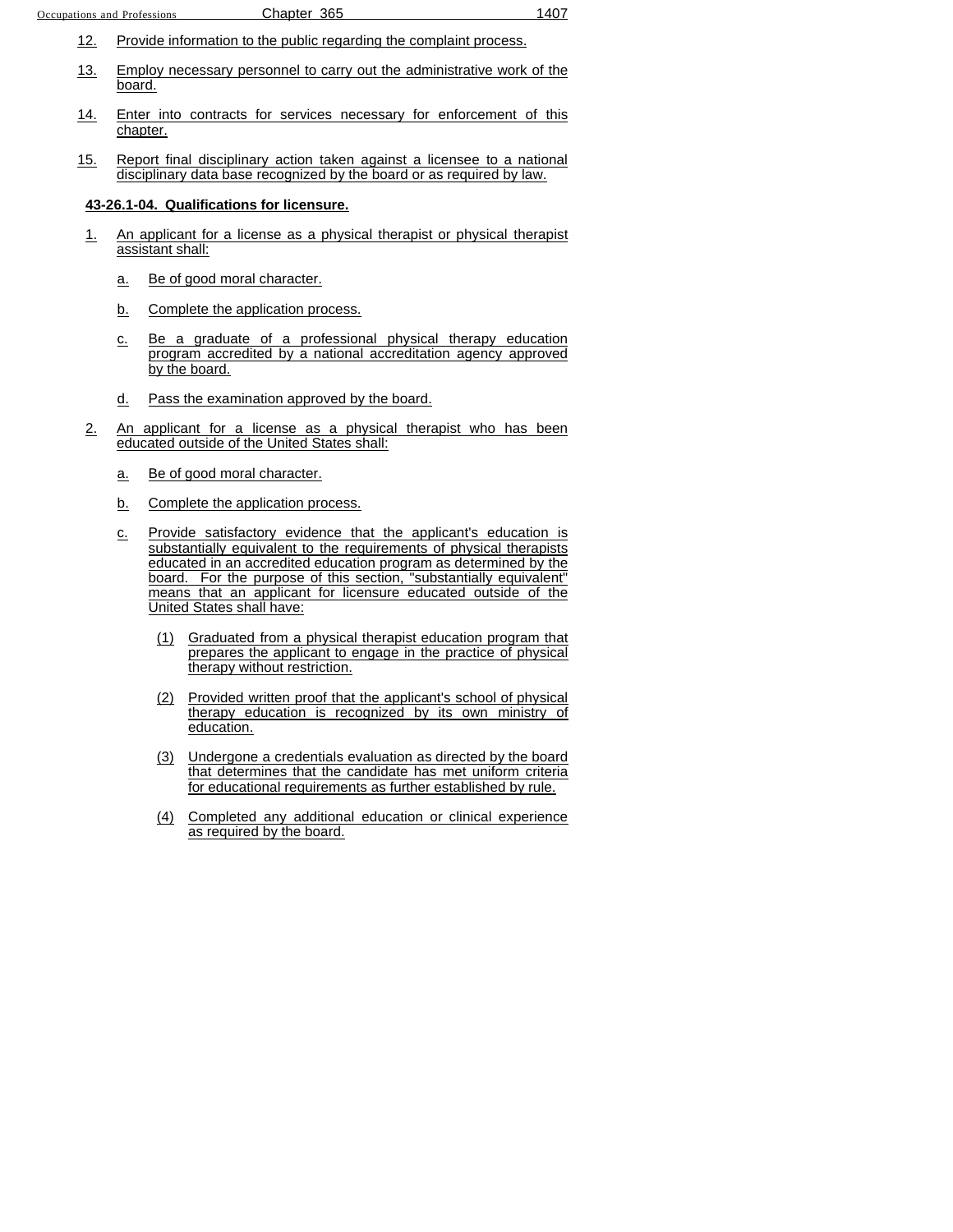12. Provide information to the public regarding the complaint process.

13. Employ necessary personnel to carry out the administrative work of the board.

14. Enter into contracts for services necessary for enforcement of this chapter.

15. Report final disciplinary action taken against a licensee to a national disciplinary data base recognized by the board or as required by law.

**43-26.1-04. Qualifications for licensure.**

1. An applicant for a license as a physical therapist or physical therapist assistant shall:

   a. Be of good moral character.

   b. Complete the application process.

   c. Be a graduate of a professional physical therapy education program accredited by a national accreditation agency approved by the board.

   d. Pass the examination approved by the board.

2. An applicant for a license as a physical therapist who has been educated outside of the United States shall:

   a. Be of good moral character.

   b. Complete the application process.

   c. Provide satisfactory evidence that the applicant's education is substantially equivalent to the requirements of physical therapists educated in an accredited education program as determined by the board. For the purpose of this section, "substantially equivalent" means that an applicant for licensure educated outside of the United States shall have:

      (1) Graduated from a physical therapist education program that prepares the applicant to engage in the practice of physical therapy without restriction.

      (2) Provided written proof that the applicant's school of physical therapy education is recognized by its own ministry of education.

      (3) Undergone a credentials evaluation as directed by the board that determines that the candidate has met uniform criteria for educational requirements as further established by rule.

      (4) Completed any additional education or clinical experience as required by the board.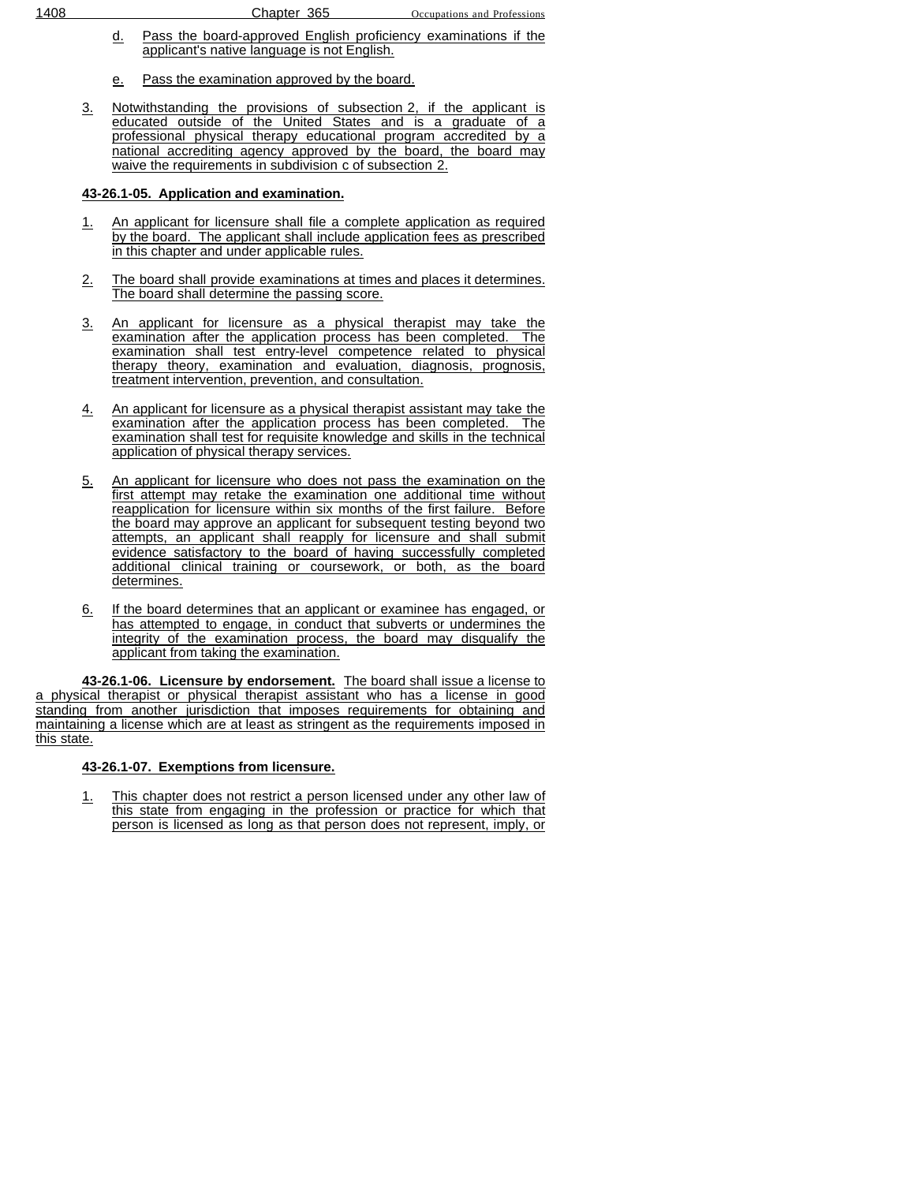d. Pass the board-approved English proficiency examinations if the applicant's native language is not English.

e. Pass the examination approved by the board.

3. Notwithstanding the provisions of subsection 2, if the applicant is educated outside of the United States and is a graduate of a professional physical therapy educational program accredited by a national accrediting agency approved by the board, the board may waive the requirements in subdivision c of subsection 2.

**43-26.1-05. Application and examination.**

1. An applicant for licensure shall file a complete application as required by the board. The applicant shall include application fees as prescribed in this chapter and under applicable rules.

2. The board shall provide examinations at times and places it determines. The board shall determine the passing score.

3. An applicant for licensure as a physical therapist may take the examination after the application process has been completed. The examination shall test entry-level competence related to physical therapy theory, examination and evaluation, diagnosis, prognosis, treatment intervention, prevention, and consultation.

4. An applicant for licensure as a physical therapist assistant may take the examination after the application process has been completed. The examination shall test for requisite knowledge and skills in the technical application of physical therapy services.

5. An applicant for licensure who does not pass the examination on the first attempt may retake the examination one additional time without reapplication for licensure within six months of the first failure. Before the board may approve an applicant for subsequent testing beyond two attempts, an applicant shall reapply for licensure and shall submit evidence satisfactory to the board of having successfully completed additional clinical training or coursework, or both, as the board determines.

6. If the board determines that an applicant or examinee has engaged, or has attempted to engage, in conduct that subverts or undermines the integrity of the examination process, the board may disqualify the applicant from taking the examination.

**43-26.1-06. Licensure by endorsement.** The board shall issue a license to a physical therapist or physical therapist assistant who has a license in good standing from another jurisdiction that imposes requirements for obtaining and maintaining a license which are at least as stringent as the requirements imposed in this state.

**43-26.1-07. Exemptions from licensure.**

1. This chapter does not restrict a person licensed under any other law of this state from engaging in the profession or practice for which that person is licensed as long as that person does not represent, imply, or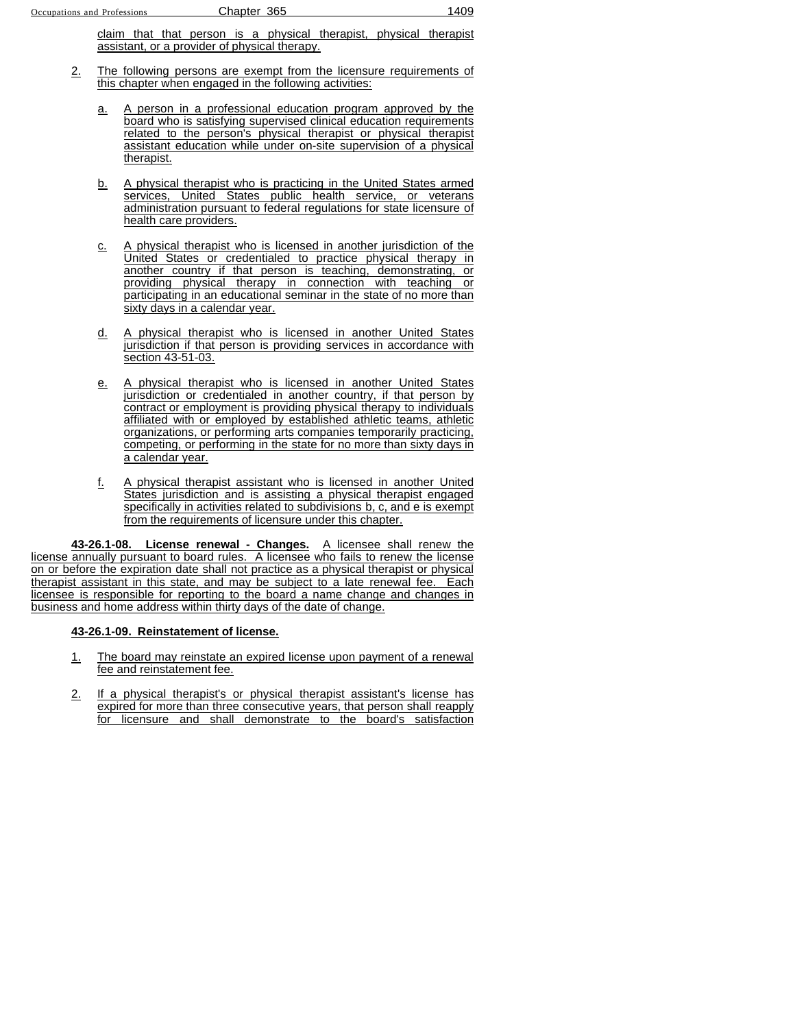claim that that person is a physical therapist, physical therapist assistant, or a provider of physical therapy.

2. The following persons are exempt from the licensure requirements of this chapter when engaged in the following activities:

   a. A person in a professional education program approved by the board who is satisfying supervised clinical education requirements related to the person's physical therapist or physical therapist assistant education while under on-site supervision of a physical therapist.

   b. A physical therapist who is practicing in the United States armed services, United States public health service, or veterans administration pursuant to federal regulations for state licensure of health care providers.

   c. A physical therapist who is licensed in another jurisdiction of the United States or credentialed to practice physical therapy in another country if that person is teaching, demonstrating, or providing physical therapy in connection with teaching or participating in an educational seminar in the state of no more than sixty days in a calendar year.

   d. A physical therapist who is licensed in another United States jurisdiction if that person is providing services in accordance with section 43-51-03.

   e. A physical therapist who is licensed in another United States jurisdiction or credentialed in another country, if that person by contract or employment is providing physical therapy to individuals affiliated with or employed by established athletic teams, athletic organizations, or performing arts companies temporarily practicing, competing, or performing in the state for no more than sixty days in a calendar year.

   f. A physical therapist assistant who is licensed in another United States jurisdiction and is assisting a physical therapist engaged specifically in activities related to subdivisions b, c, and e is exempt from the requirements of licensure under this chapter.

**43-26.1-08. License renewal - Changes.** A licensee shall renew the license annually pursuant to board rules. A licensee who fails to renew the license on or before the expiration date shall not practice as a physical therapist or physical therapist assistant in this state, and may be subject to a late renewal fee. Each licensee is responsible for reporting to the board a name change and changes in business and home address within thirty days of the date of change.

**43-26.1-09. Reinstatement of license.**

1. The board may reinstate an expired license upon payment of a renewal fee and reinstatement fee.

2. If a physical therapist's or physical therapist assistant's license has expired for more than three consecutive years, that person shall reapply for licensure and shall demonstrate to the board's satisfaction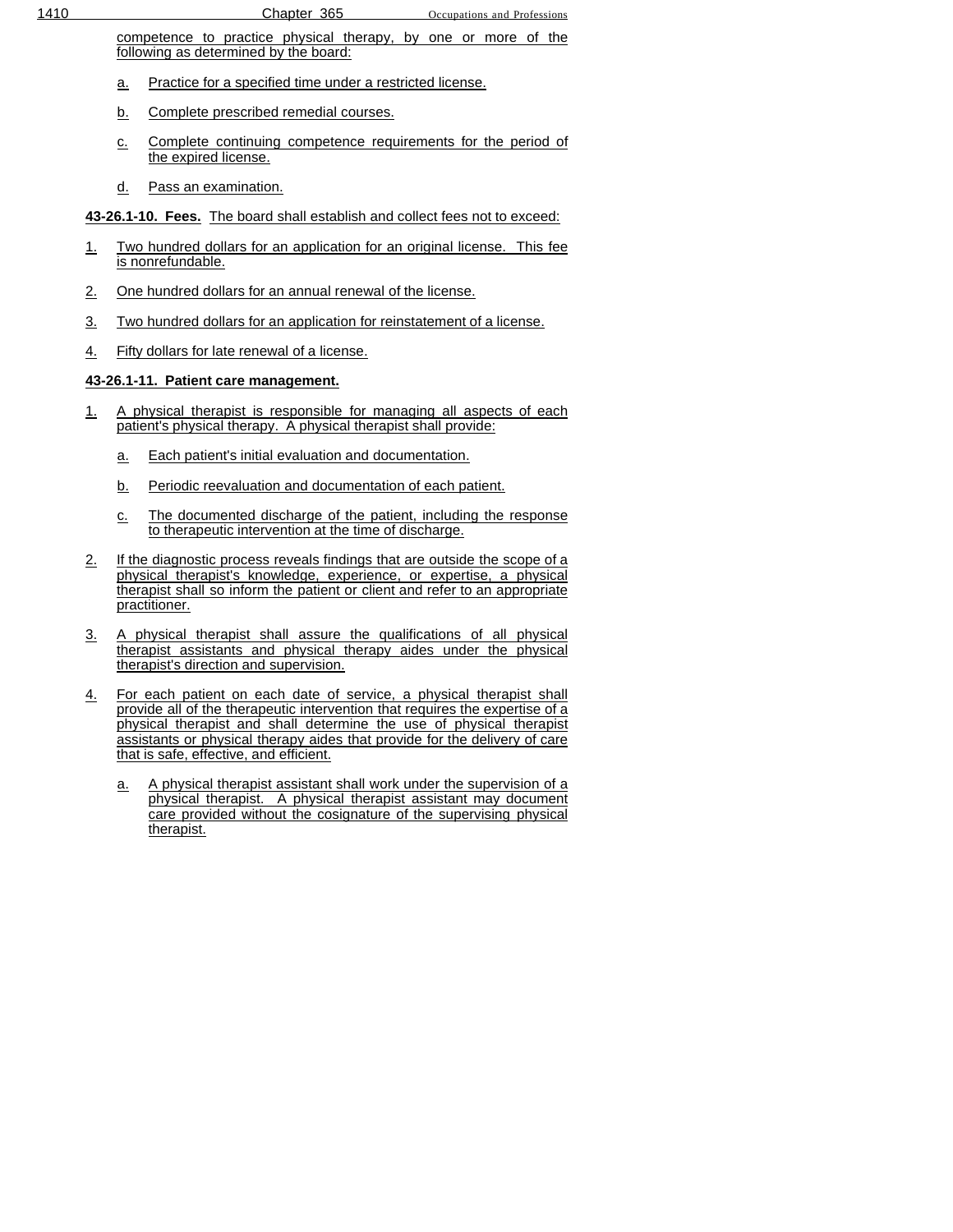competence to practice physical therapy, by one or more of the following as determined by the board:

a. Practice for a specified time under a restricted license.

b. Complete prescribed remedial courses.

c. Complete continuing competence requirements for the period of the expired license.

d. Pass an examination.

**43-26.1-10. Fees.** The board shall establish and collect fees not to exceed:

1. Two hundred dollars for an application for an original license. This fee is nonrefundable.

2. One hundred dollars for an annual renewal of the license.

3. Two hundred dollars for an application for reinstatement of a license.

4. Fifty dollars for late renewal of a license.

**43-26.1-11. Patient care management.**

1. A physical therapist is responsible for managing all aspects of each patient's physical therapy. A physical therapist shall provide:

   a. Each patient's initial evaluation and documentation.

   b. Periodic reevaluation and documentation of each patient.

   c. The documented discharge of the patient, including the response to therapeutic intervention at the time of discharge.

2. If the diagnostic process reveals findings that are outside the scope of a physical therapist's knowledge, experience, or expertise, a physical therapist shall so inform the patient or client and refer to an appropriate practitioner.

3. A physical therapist shall assure the qualifications of all physical therapist assistants and physical therapy aides under the physical therapist's direction and supervision.

4. For each patient on each date of service, a physical therapist shall provide all of the therapeutic intervention that requires the expertise of a physical therapist and shall determine the use of physical therapist assistants or physical therapy aides that provide for the delivery of care that is safe, effective, and efficient.

   a. A physical therapist assistant shall work under the supervision of a physical therapist. A physical therapist assistant may document care provided without the cosignature of the supervising physical therapist.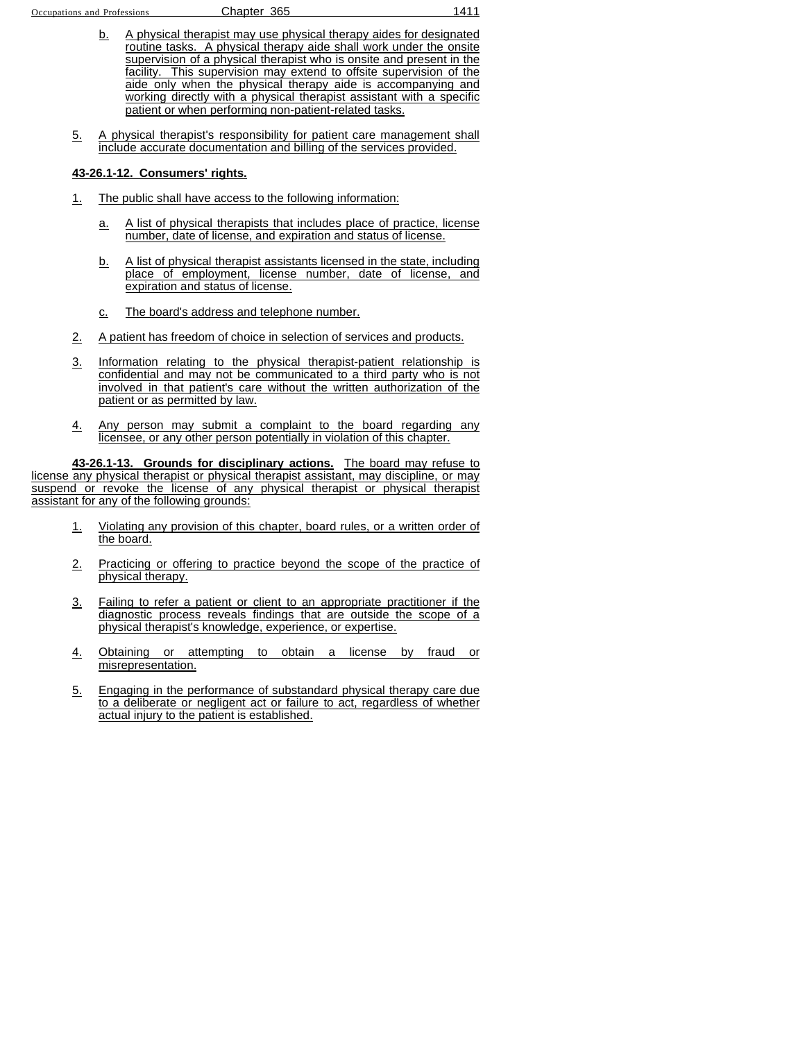b. A physical therapist may use physical therapy aides for designated routine tasks. A physical therapy aide shall work under the onsite supervision of a physical therapist who is onsite and present in the facility. This supervision may extend to offsite supervision of the aide only when the physical therapy aide is accompanying and working directly with a physical therapist assistant with a specific patient or when performing non-patient-related tasks.

5. A physical therapist's responsibility for patient care management shall include accurate documentation and billing of the services provided.

**43-26.1-12. Consumers' rights.**

1. The public shall have access to the following information:

   a. A list of physical therapists that includes place of practice, license number, date of license, and expiration and status of license.

   b. A list of physical therapist assistants licensed in the state, including place of employment, license number, date of license, and expiration and status of license.

   c. The board's address and telephone number.

2. A patient has freedom of choice in selection of services and products.

3. Information relating to the physical therapist-patient relationship is confidential and may not be communicated to a third party who is not involved in that patient's care without the written authorization of the patient or as permitted by law.

4. Any person may submit a complaint to the board regarding any licensee, or any other person potentially in violation of this chapter.

**43-26.1-13. Grounds for disciplinary actions.** The board may refuse to license any physical therapist or physical therapist assistant, may discipline, or may suspend or revoke the license of any physical therapist or physical therapist assistant for any of the following grounds:

1. Violating any provision of this chapter, board rules, or a written order of the board.

2. Practicing or offering to practice beyond the scope of the practice of physical therapy.

3. Failing to refer a patient or client to an appropriate practitioner if the diagnostic process reveals findings that are outside the scope of a physical therapist's knowledge, experience, or expertise.

4. Obtaining or attempting to obtain a license by fraud or misrepresentation.

5. Engaging in the performance of substandard physical therapy care due to a deliberate or negligent act or failure to act, regardless of whether actual injury to the patient is established.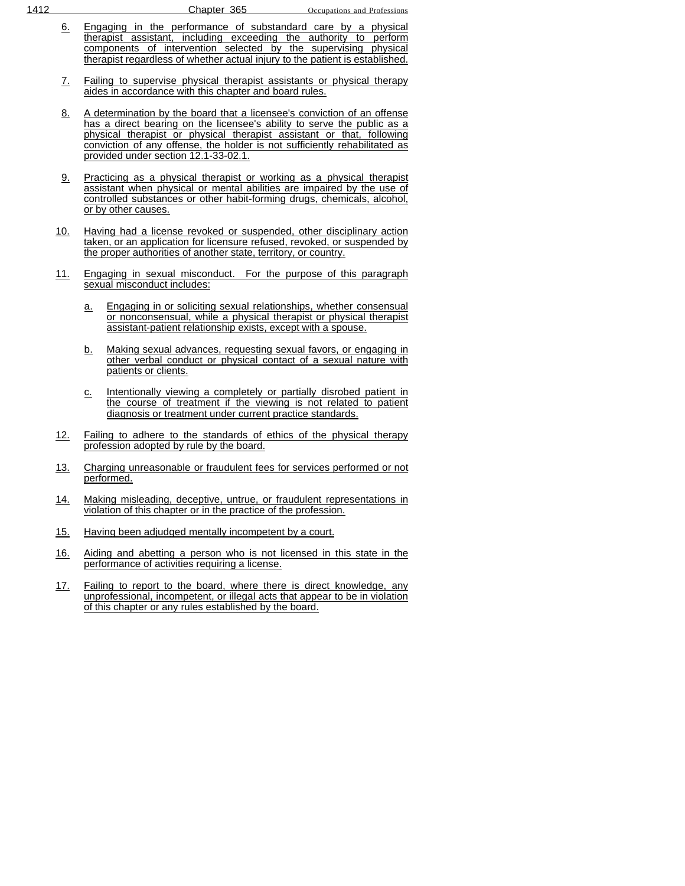6. Engaging in the performance of substandard care by a physical therapist assistant, including exceeding the authority to perform components of intervention selected by the supervising physical therapist regardless of whether actual injury to the patient is established.

7. Failing to supervise physical therapist assistants or physical therapy aides in accordance with this chapter and board rules.

8. A determination by the board that a licensee's conviction of an offense has a direct bearing on the licensee's ability to serve the public as a physical therapist or physical therapist assistant or that, following conviction of any offense, the holder is not sufficiently rehabilitated as provided under section 12.1-33-02.1.

9. Practicing as a physical therapist or working as a physical therapist assistant when physical or mental abilities are impaired by the use of controlled substances or other habit-forming drugs, chemicals, alcohol, or by other causes.

10. Having had a license revoked or suspended, other disciplinary action taken, or an application for licensure refused, revoked, or suspended by the proper authorities of another state, territory, or country.

11. Engaging in sexual misconduct. For the purpose of this paragraph sexual misconduct includes:

    a. Engaging in or soliciting sexual relationships, whether consensual or nonconsensual, while a physical therapist or physical therapist assistant-patient relationship exists, except with a spouse.

    b. Making sexual advances, requesting sexual favors, or engaging in other verbal conduct or physical contact of a sexual nature with patients or clients.

    c. Intentionally viewing a completely or partially disrobed patient in the course of treatment if the viewing is not related to patient diagnosis or treatment under current practice standards.

12. Failing to adhere to the standards of ethics of the physical therapy profession adopted by rule by the board.

13. Charging unreasonable or fraudulent fees for services performed or not performed.

14. Making misleading, deceptive, untrue, or fraudulent representations in violation of this chapter or in the practice of the profession.

15. Having been adjudged mentally incompetent by a court.

16. Aiding and abetting a person who is not licensed in this state in the performance of activities requiring a license.

17. Failing to report to the board, where there is direct knowledge, any unprofessional, incompetent, or illegal acts that appear to be in violation of this chapter or any rules established by the board.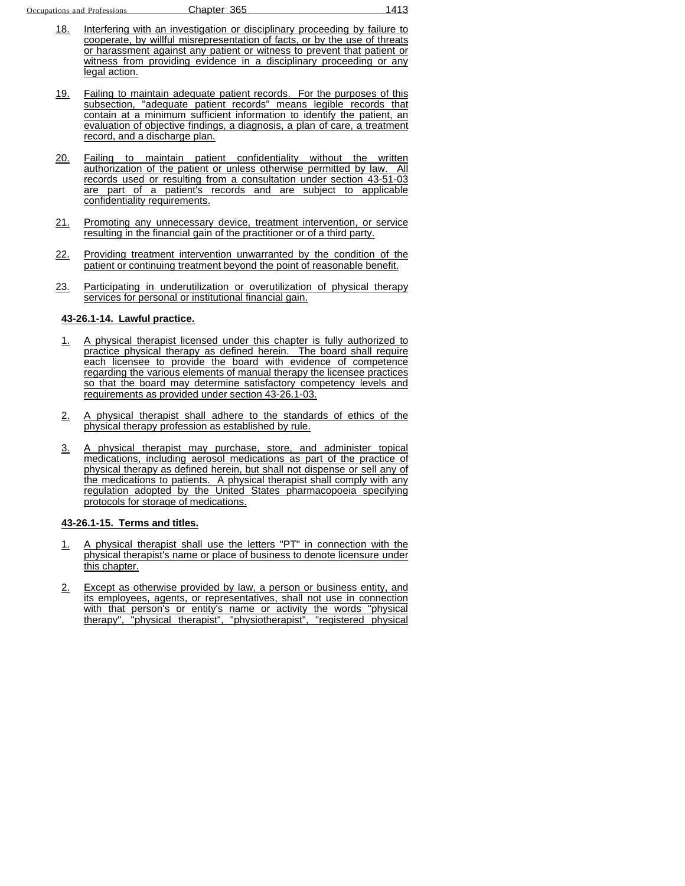18. Interfering with an investigation or disciplinary proceeding by failure to cooperate, by willful misrepresentation of facts, or by the use of threats or harassment against any patient or witness to prevent that patient or witness from providing evidence in a disciplinary proceeding or any legal action.

19. Failing to maintain adequate patient records. For the purposes of this subsection, "adequate patient records" means legible records that contain at a minimum sufficient information to identify the patient, an evaluation of objective findings, a diagnosis, a plan of care, a treatment record, and a discharge plan.

20. Failing to maintain patient confidentiality without the written authorization of the patient or unless otherwise permitted by law. All records used or resulting from a consultation under section 43-51-03 are part of a patient's records and are subject to applicable confidentiality requirements.

21. Promoting any unnecessary device, treatment intervention, or service resulting in the financial gain of the practitioner or of a third party.

22. Providing treatment intervention unwarranted by the condition of the patient or continuing treatment beyond the point of reasonable benefit.

23. Participating in underutilization or overutilization of physical therapy services for personal or institutional financial gain.

**43-26.1-14. Lawful practice.**

1. A physical therapist licensed under this chapter is fully authorized to practice physical therapy as defined herein. The board shall require each licensee to provide the board with evidence of competence regarding the various elements of manual therapy the licensee practices so that the board may determine satisfactory competency levels and requirements as provided under section 43-26.1-03.

2. A physical therapist shall adhere to the standards of ethics of the physical therapy profession as established by rule.

3. A physical therapist may purchase, store, and administer topical medications, including aerosol medications as part of the practice of physical therapy as defined herein, but shall not dispense or sell any of the medications to patients. A physical therapist shall comply with any regulation adopted by the United States pharmacopoeia specifying protocols for storage of medications.

**43-26.1-15. Terms and titles.**

1. A physical therapist shall use the letters "PT" in connection with the physical therapist's name or place of business to denote licensure under this chapter.

2. Except as otherwise provided by law, a person or business entity, and its employees, agents, or representatives, shall not use in connection with that person's or entity's name or activity the words "physical therapy", "physical therapist", "physiotherapist", "registered physical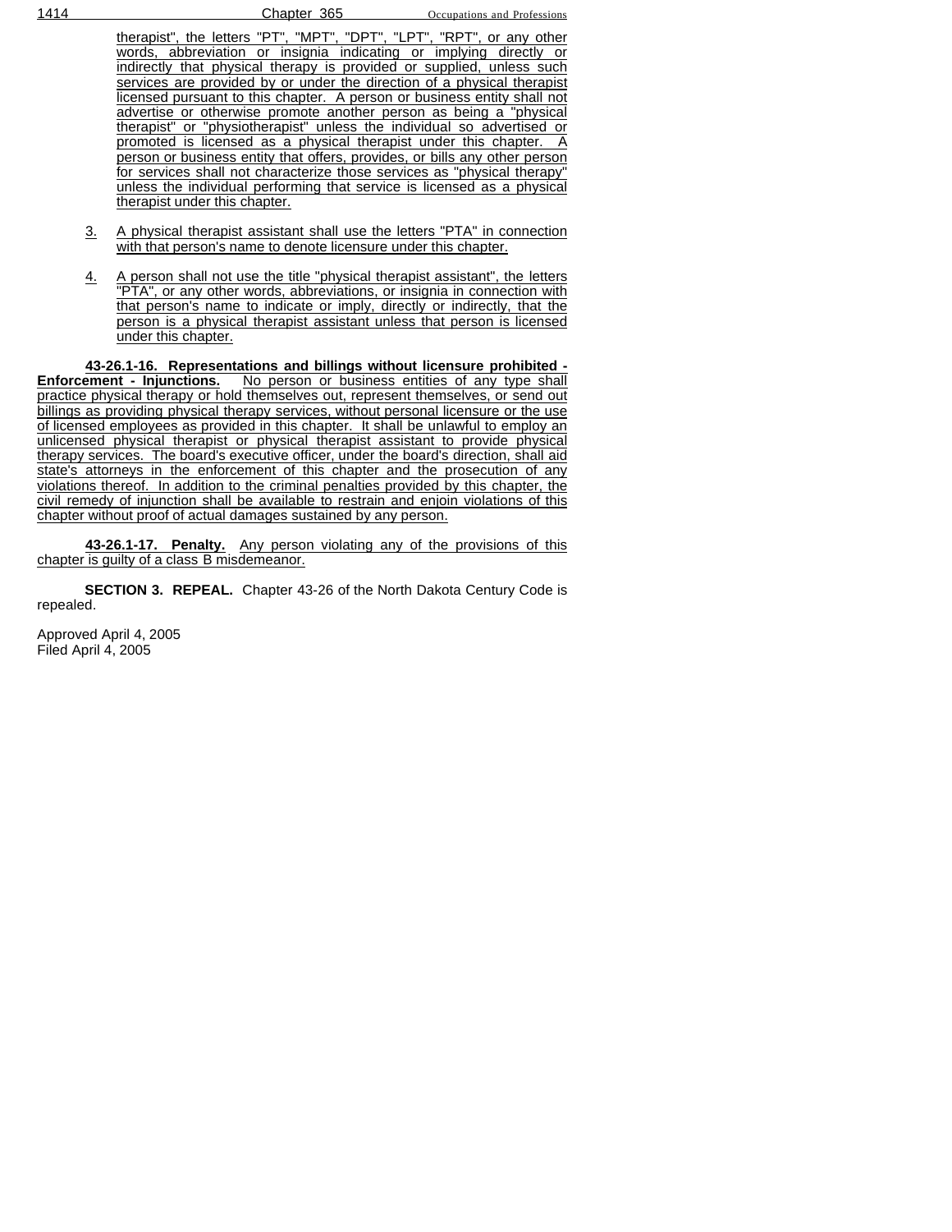therapist", the letters "PT", "MPT", "DPT", "LPT", "RPT", or any other words, abbreviation or insignia indicating or implying directly or indirectly that physical therapy is provided or supplied, unless such services are provided by or under the direction of a physical therapist licensed pursuant to this chapter. A person or business entity shall not advertise or otherwise promote another person as being a "physical therapist" or "physiotherapist" unless the individual so advertised or promoted is licensed as a physical therapist under this chapter. A person or business entity that offers, provides, or bills any other person for services shall not characterize those services as "physical therapy" unless the individual performing that service is licensed as a physical therapist under this chapter.

3. A physical therapist assistant shall use the letters "PTA" in connection with that person's name to denote licensure under this chapter.

4. A person shall not use the title "physical therapist assistant", the letters "PTA", or any other words, abbreviations, or insignia in connection with that person's name to indicate or imply, directly or indirectly, that the person is a physical therapist assistant unless that person is licensed under this chapter.

**43-26.1-16. Representations and billings without licensure prohibited - Enforcement - Injunctions.** No person or business entities of any type shall practice physical therapy or hold themselves out, represent themselves, or send out billings as providing physical therapy services, without personal licensure or the use of licensed employees as provided in this chapter. It shall be unlawful to employ an unlicensed physical therapist or physical therapist assistant to provide physical therapy services. The board's executive officer, under the board's direction, shall aid state's attorneys in the enforcement of this chapter and the prosecution of any violations thereof. In addition to the criminal penalties provided by this chapter, the civil remedy of injunction shall be available to restrain and enjoin violations of this chapter without proof of actual damages sustained by any person.

**43-26.1-17. Penalty.** Any person violating any of the provisions of this chapter is guilty of a class B misdemeanor.

**SECTION 3. REPEAL.** Chapter 43-26 of the North Dakota Century Code is repealed.

Approved April 4, 2005
Filed April 4, 2005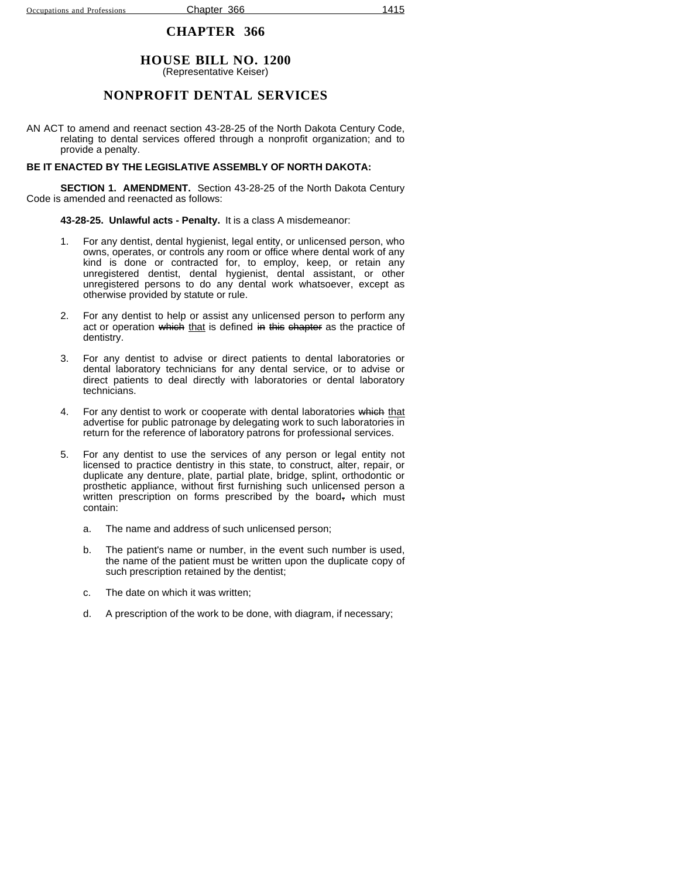# CHAPTER 366

## HOUSE BILL NO. 1200
(Representative Keiser)

## NONPROFIT DENTAL SERVICES

AN ACT to amend and reenact section 43-28-25 of the North Dakota Century Code, relating to dental services offered through a nonprofit organization; and to provide a penalty.

**BE IT ENACTED BY THE LEGISLATIVE ASSEMBLY OF NORTH DAKOTA:**

**SECTION 1. AMENDMENT.** Section 43-28-25 of the North Dakota Century Code is amended and reenacted as follows:

**43-28-25. Unlawful acts - Penalty.** It is a class A misdemeanor:

1. For any dentist, dental hygienist, legal entity, or unlicensed person, who owns, operates, or controls any room or office where dental work of any kind is done or contracted for, to employ, keep, or retain any unregistered dentist, dental hygienist, dental assistant, or other unregistered persons to do any dental work whatsoever, except as otherwise provided by statute or rule.

2. For any dentist to help or assist any unlicensed person to perform any act or operation ~~which~~ that is defined ~~in this chapter~~ as the practice of dentistry.

3. For any dentist to advise or direct patients to dental laboratories or dental laboratory technicians for any dental service, or to advise or direct patients to deal directly with laboratories or dental laboratory technicians.

4. For any dentist to work or cooperate with dental laboratories ~~which~~ that advertise for public patronage by delegating work to such laboratories in return for the reference of laboratory patrons for professional services.

5. For any dentist to use the services of any person or legal entity not licensed to practice dentistry in this state, to construct, alter, repair, or duplicate any denture, plate, partial plate, bridge, splint, orthodontic or prosthetic appliance, without first furnishing such unlicensed person a written prescription on forms prescribed by the board~~,~~ which must contain:

   a. The name and address of such unlicensed person;

   b. The patient's name or number, in the event such number is used, the name of the patient must be written upon the duplicate copy of such prescription retained by the dentist;

   c. The date on which it was written;

   d. A prescription of the work to be done, with diagram, if necessary;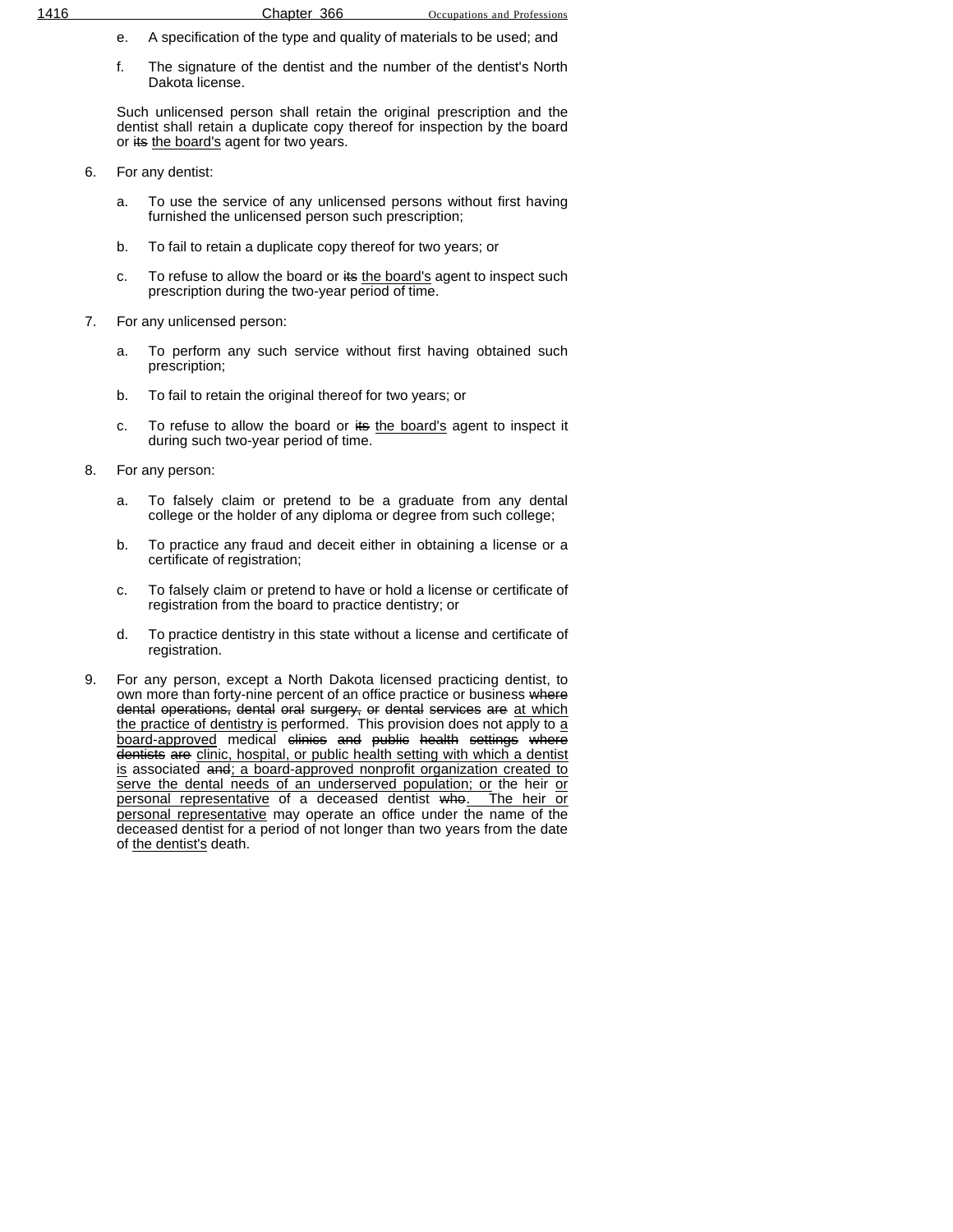e. A specification of the type and quality of materials to be used; and

f. The signature of the dentist and the number of the dentist's North Dakota license.

Such unlicensed person shall retain the original prescription and the dentist shall retain a duplicate copy thereof for inspection by the board or ~~its~~ <u>the board's</u> agent for two years.

6. For any dentist:

   a. To use the service of any unlicensed persons without first having furnished the unlicensed person such prescription;

   b. To fail to retain a duplicate copy thereof for two years; or

   c. To refuse to allow the board or ~~its~~ <u>the board's</u> agent to inspect such prescription during the two-year period of time.

7. For any unlicensed person:

   a. To perform any such service without first having obtained such prescription;

   b. To fail to retain the original thereof for two years; or

   c. To refuse to allow the board or ~~its~~ <u>the board's</u> agent to inspect it during such two-year period of time.

8. For any person:

   a. To falsely claim or pretend to be a graduate from any dental college or the holder of any diploma or degree from such college;

   b. To practice any fraud and deceit either in obtaining a license or a certificate of registration;

   c. To falsely claim or pretend to have or hold a license or certificate of registration from the board to practice dentistry; or

   d. To practice dentistry in this state without a license and certificate of registration.

9. For any person, except a North Dakota licensed practicing dentist, to own more than forty-nine percent of an office practice or business ~~where dental operations, dental oral surgery, or dental services are~~ <u>at which the practice of dentistry is</u> performed. This provision does not apply to <u>a board-approved</u> medical ~~clinics and public health settings where dentists are~~ <u>clinic, hospital, or public health setting with which a dentist is</u> associated ~~and~~<u>; a board-approved nonprofit organization created to serve the dental needs of an underserved population; or</u> the heir <u>or personal representative</u> of a deceased dentist ~~who~~<u>. The heir or personal representative</u> may operate an office under the name of the deceased dentist for a period of not longer than two years from the date of <u>the dentist's</u> death.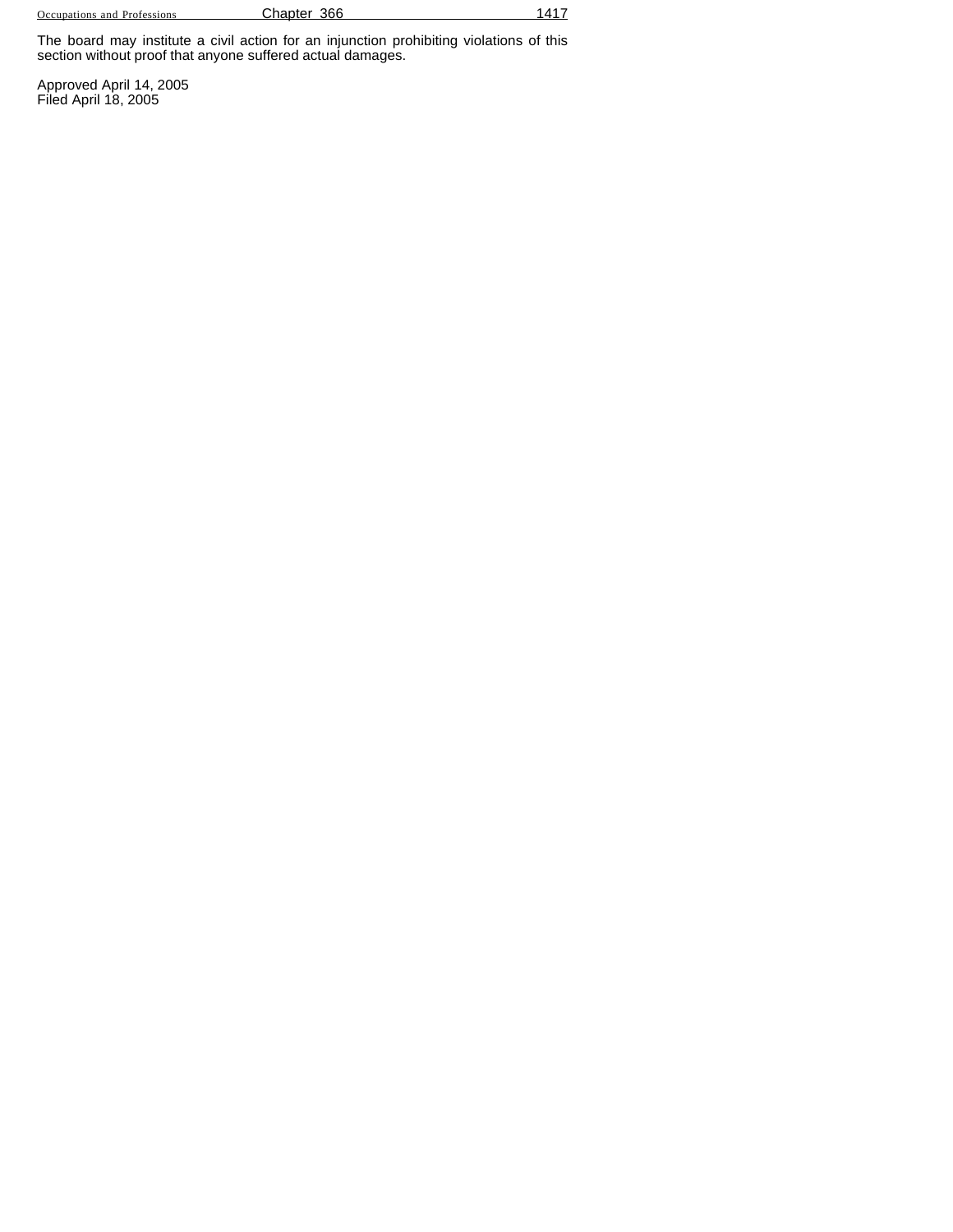The board may institute a civil action for an injunction prohibiting violations of this section without proof that anyone suffered actual damages.

Approved April 14, 2005
Filed April 18, 2005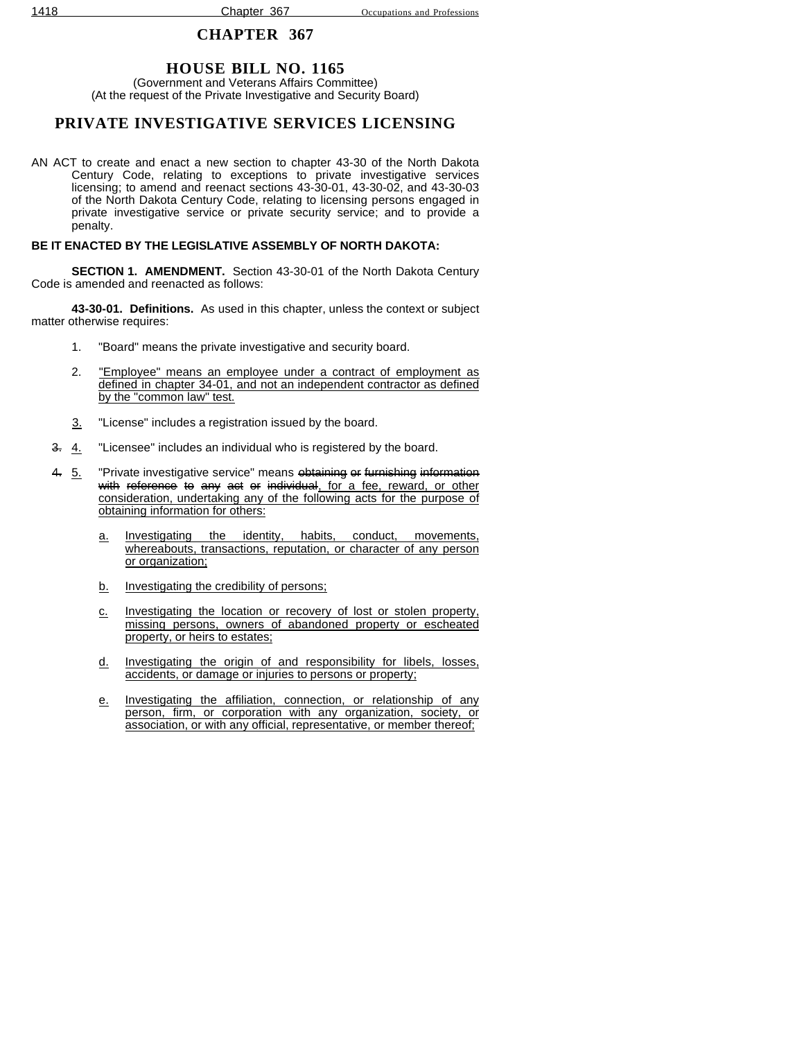# CHAPTER 367

## HOUSE BILL NO. 1165

(Government and Veterans Affairs Committee)
(At the request of the Private Investigative and Security Board)

## PRIVATE INVESTIGATIVE SERVICES LICENSING

AN ACT to create and enact a new section to chapter 43-30 of the North Dakota Century Code, relating to exceptions to private investigative services licensing; to amend and reenact sections 43-30-01, 43-30-02, and 43-30-03 of the North Dakota Century Code, relating to licensing persons engaged in private investigative service or private security service; and to provide a penalty.

**BE IT ENACTED BY THE LEGISLATIVE ASSEMBLY OF NORTH DAKOTA:**

**SECTION 1. AMENDMENT.** Section 43-30-01 of the North Dakota Century Code is amended and reenacted as follows:

**43-30-01. Definitions.** As used in this chapter, unless the context or subject matter otherwise requires:

1. "Board" means the private investigative and security board.

2. <u>"Employee" means an employee under a contract of employment as defined in chapter 34-01, and not an independent contractor as defined by the "common law" test.</u>

<u>3.</u> "License" includes a registration issued by the board.

~~3.~~ <u>4.</u> "Licensee" includes an individual who is registered by the board.

~~4.~~ <u>5.</u> "Private investigative service" means ~~obtaining or furnishing information with reference to any act or individual~~<u>, for a fee, reward, or other consideration, undertaking any of the following acts for the purpose of obtaining information for others:</u>

   <u>a.</u> <u>Investigating the identity, habits, conduct, movements, whereabouts, transactions, reputation, or character of any person or organization;</u>

   <u>b.</u> <u>Investigating the credibility of persons;</u>

   <u>c.</u> <u>Investigating the location or recovery of lost or stolen property, missing persons, owners of abandoned property or escheated property, or heirs to estates;</u>

   <u>d.</u> <u>Investigating the origin of and responsibility for libels, losses, accidents, or damage or injuries to persons or property;</u>

   <u>e.</u> <u>Investigating the affiliation, connection, or relationship of any person, firm, or corporation with any organization, society, or association, or with any official, representative, or member thereof;</u>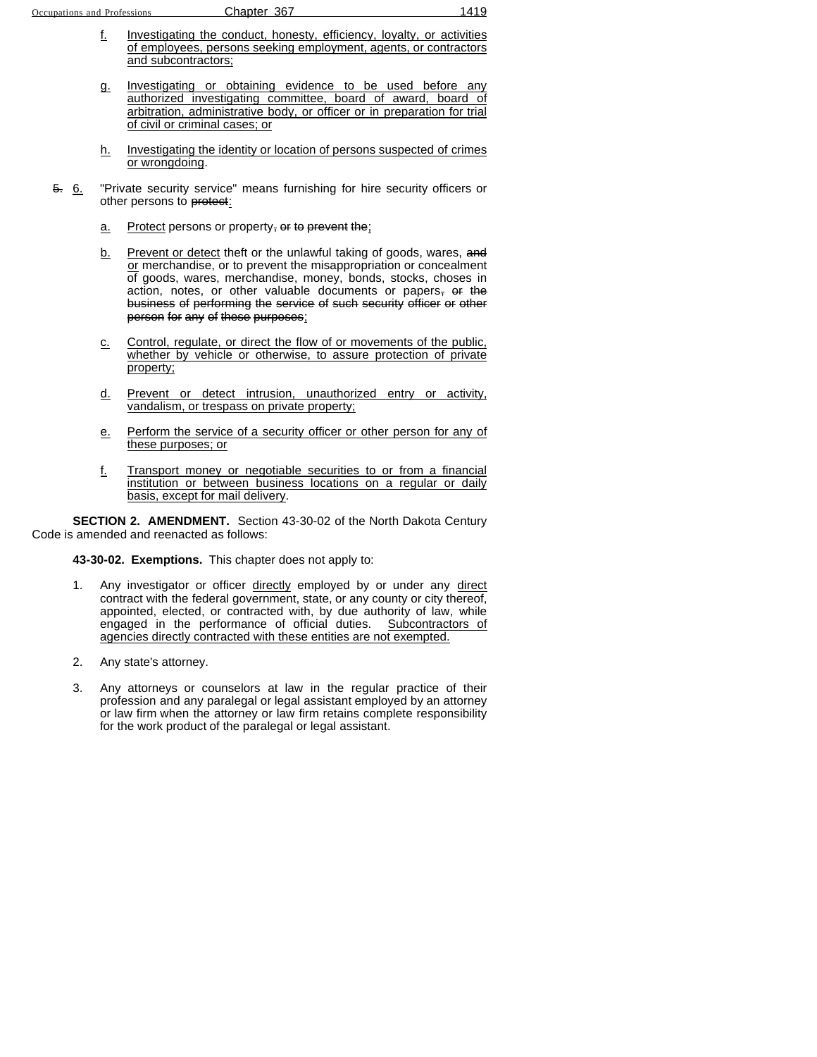f. Investigating the conduct, honesty, efficiency, loyalty, or activities of employees, persons seeking employment, agents, or contractors and subcontractors;

g. Investigating or obtaining evidence to be used before any authorized investigating committee, board of award, board of arbitration, administrative body, or officer or in preparation for trial of civil or criminal cases; or

h. Investigating the identity or location of persons suspected of crimes or wrongdoing.

~~5.~~ 6. "Private security service" means furnishing for hire security officers or other persons to ~~protect~~:

a. Protect persons or property~~, or to prevent the~~;

b. Prevent or detect theft or the unlawful taking of goods, wares, ~~and~~ or merchandise, or to prevent the misappropriation or concealment of goods, wares, merchandise, money, bonds, stocks, choses in action, notes, or other valuable documents or papers~~, or the business of performing the service of such security officer or other person for any of these purposes~~;

c. Control, regulate, or direct the flow of or movements of the public, whether by vehicle or otherwise, to assure protection of private property;

d. Prevent or detect intrusion, unauthorized entry or activity, vandalism, or trespass on private property;

e. Perform the service of a security officer or other person for any of these purposes; or

f. Transport money or negotiable securities to or from a financial institution or between business locations on a regular or daily basis, except for mail delivery.

**SECTION 2. AMENDMENT.** Section 43-30-02 of the North Dakota Century Code is amended and reenacted as follows:

**43-30-02. Exemptions.** This chapter does not apply to:

1. Any investigator or officer directly employed by or under any direct contract with the federal government, state, or any county or city thereof, appointed, elected, or contracted with, by due authority of law, while engaged in the performance of official duties. Subcontractors of agencies directly contracted with these entities are not exempted.

2. Any state's attorney.

3. Any attorneys or counselors at law in the regular practice of their profession and any paralegal or legal assistant employed by an attorney or law firm when the attorney or law firm retains complete responsibility for the work product of the paralegal or legal assistant.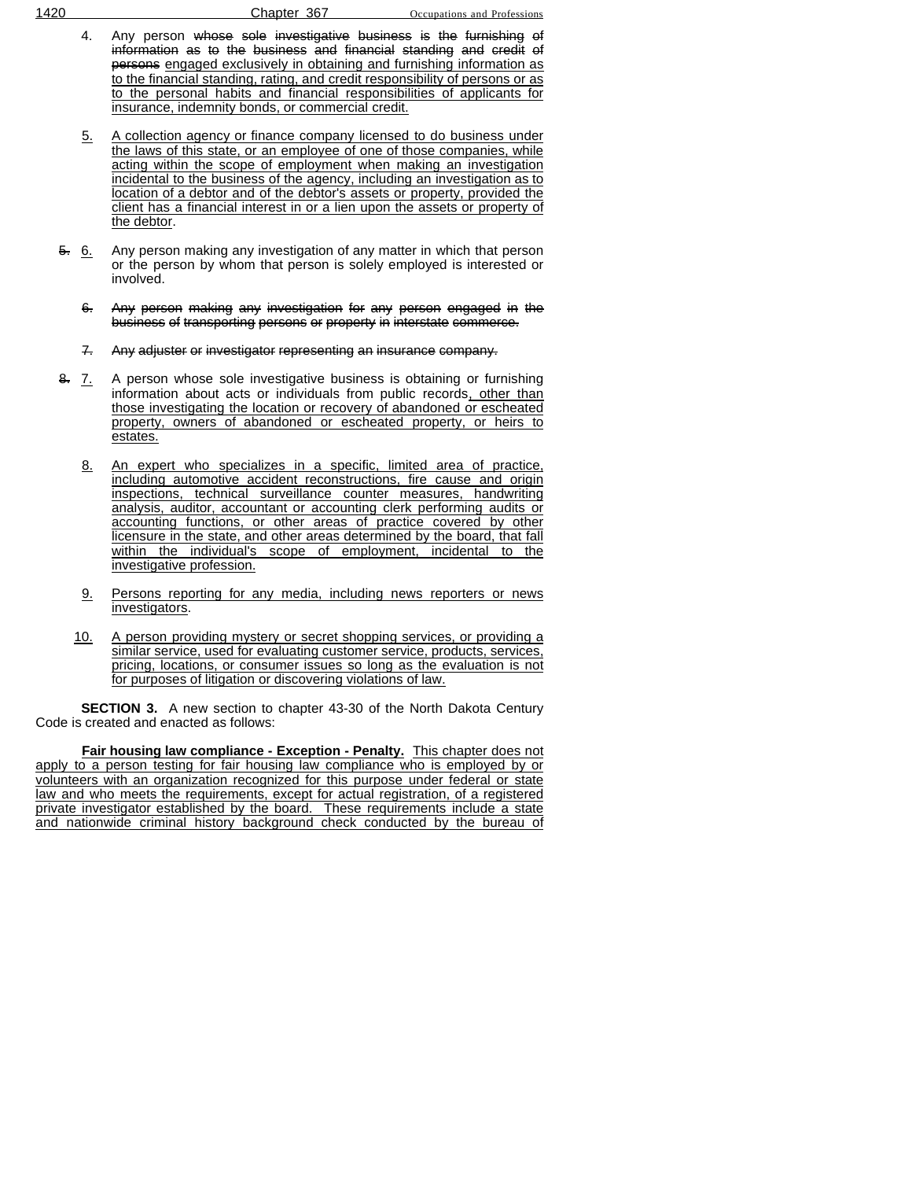4. Any person ~~whose sole investigative business is the furnishing of information as to the business and financial standing and credit of persons~~ engaged exclusively in obtaining and furnishing information as to the financial standing, rating, and credit responsibility of persons or as to the personal habits and financial responsibilities of applicants for insurance, indemnity bonds, or commercial credit.

5. A collection agency or finance company licensed to do business under the laws of this state, or an employee of one of those companies, while acting within the scope of employment when making an investigation incidental to the business of the agency, including an investigation as to location of a debtor and of the debtor's assets or property, provided the client has a financial interest in or a lien upon the assets or property of the debtor.

~~5.~~ 6. Any person making any investigation of any matter in which that person or the person by whom that person is solely employed is interested or involved.

~~6. Any person making any investigation for any person engaged in the business of transporting persons or property in interstate commerce.~~

~~7. Any adjuster or investigator representing an insurance company.~~

~~8.~~ 7. A person whose sole investigative business is obtaining or furnishing information about acts or individuals from public records, other than those investigating the location or recovery of abandoned or escheated property, owners of abandoned or escheated property, or heirs to estates.

8. An expert who specializes in a specific, limited area of practice, including automotive accident reconstructions, fire cause and origin inspections, technical surveillance counter measures, handwriting analysis, auditor, accountant or accounting clerk performing audits or accounting functions, or other areas of practice covered by other licensure in the state, and other areas determined by the board, that fall within the individual's scope of employment, incidental to the investigative profession.

9. Persons reporting for any media, including news reporters or news investigators.

10. A person providing mystery or secret shopping services, or providing a similar service, used for evaluating customer service, products, services, pricing, locations, or consumer issues so long as the evaluation is not for purposes of litigation or discovering violations of law.

**SECTION 3.** A new section to chapter 43-30 of the North Dakota Century Code is created and enacted as follows:

**Fair housing law compliance - Exception - Penalty.** This chapter does not apply to a person testing for fair housing law compliance who is employed by or volunteers with an organization recognized for this purpose under federal or state law and who meets the requirements, except for actual registration, of a registered private investigator established by the board. These requirements include a state and nationwide criminal history background check conducted by the bureau of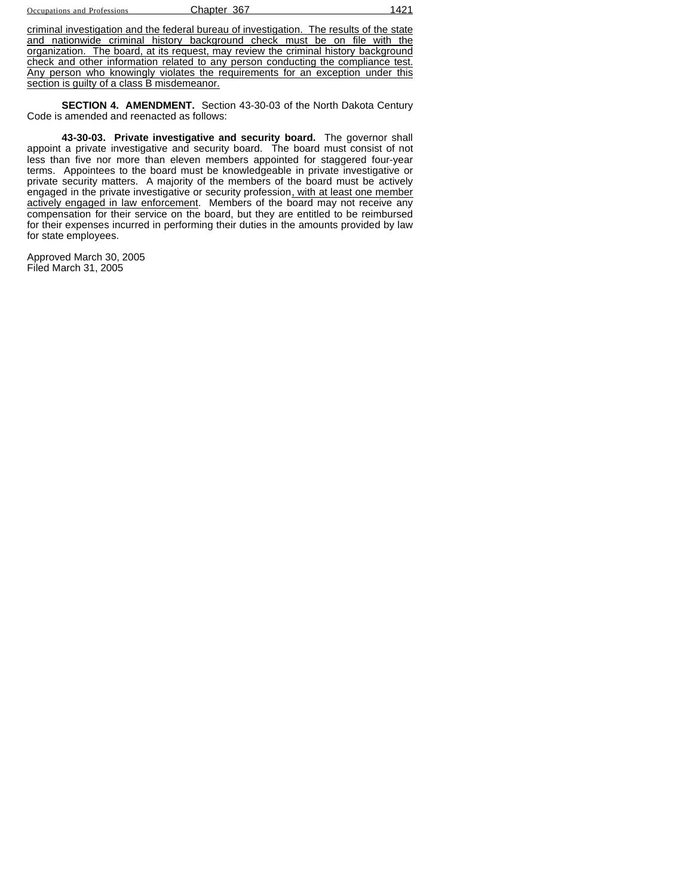criminal investigation and the federal bureau of investigation. The results of the state and nationwide criminal history background check must be on file with the organization. The board, at its request, may review the criminal history background check and other information related to any person conducting the compliance test. Any person who knowingly violates the requirements for an exception under this section is guilty of a class B misdemeanor.

**SECTION 4. AMENDMENT.** Section 43-30-03 of the North Dakota Century Code is amended and reenacted as follows:

**43-30-03. Private investigative and security board.** The governor shall appoint a private investigative and security board. The board must consist of not less than five nor more than eleven members appointed for staggered four-year terms. Appointees to the board must be knowledgeable in private investigative or private security matters. A majority of the members of the board must be actively engaged in the private investigative or security profession, with at least one member actively engaged in law enforcement. Members of the board may not receive any compensation for their service on the board, but they are entitled to be reimbursed for their expenses incurred in performing their duties in the amounts provided by law for state employees.

Approved March 30, 2005
Filed March 31, 2005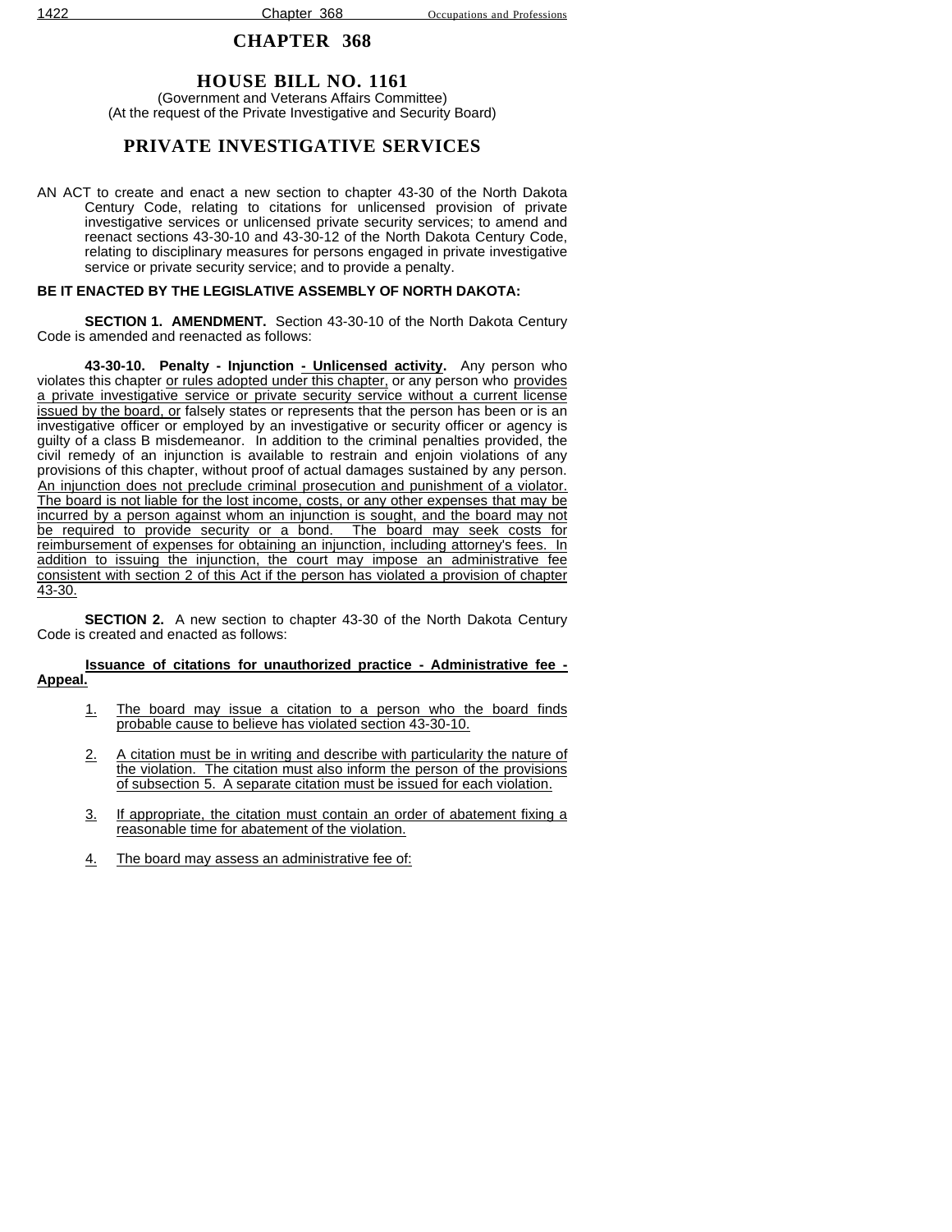# CHAPTER 368

## HOUSE BILL NO. 1161

(Government and Veterans Affairs Committee)
(At the request of the Private Investigative and Security Board)

## PRIVATE INVESTIGATIVE SERVICES

AN ACT to create and enact a new section to chapter 43-30 of the North Dakota Century Code, relating to citations for unlicensed provision of private investigative services or unlicensed private security services; to amend and reenact sections 43-30-10 and 43-30-12 of the North Dakota Century Code, relating to disciplinary measures for persons engaged in private investigative service or private security service; and to provide a penalty.

**BE IT ENACTED BY THE LEGISLATIVE ASSEMBLY OF NORTH DAKOTA:**

**SECTION 1. AMENDMENT.** Section 43-30-10 of the North Dakota Century Code is amended and reenacted as follows:

**43-30-10. Penalty - Injunction - Unlicensed activity.** Any person who violates this chapter or rules adopted under this chapter, or any person who provides a private investigative service or private security service without a current license issued by the board, or falsely states or represents that the person has been or is an investigative officer or employed by an investigative or security officer or agency is guilty of a class B misdemeanor. In addition to the criminal penalties provided, the civil remedy of an injunction is available to restrain and enjoin violations of any provisions of this chapter, without proof of actual damages sustained by any person. An injunction does not preclude criminal prosecution and punishment of a violator. The board is not liable for the lost income, costs, or any other expenses that may be incurred by a person against whom an injunction is sought, and the board may not be required to provide security or a bond. The board may seek costs for reimbursement of expenses for obtaining an injunction, including attorney's fees. In addition to issuing the injunction, the court may impose an administrative fee consistent with section 2 of this Act if the person has violated a provision of chapter 43-30.

**SECTION 2.** A new section to chapter 43-30 of the North Dakota Century Code is created and enacted as follows:

**Issuance of citations for unauthorized practice - Administrative fee - Appeal.**

1. The board may issue a citation to a person who the board finds probable cause to believe has violated section 43-30-10.

2. A citation must be in writing and describe with particularity the nature of the violation. The citation must also inform the person of the provisions of subsection 5. A separate citation must be issued for each violation.

3. If appropriate, the citation must contain an order of abatement fixing a reasonable time for abatement of the violation.

4. The board may assess an administrative fee of: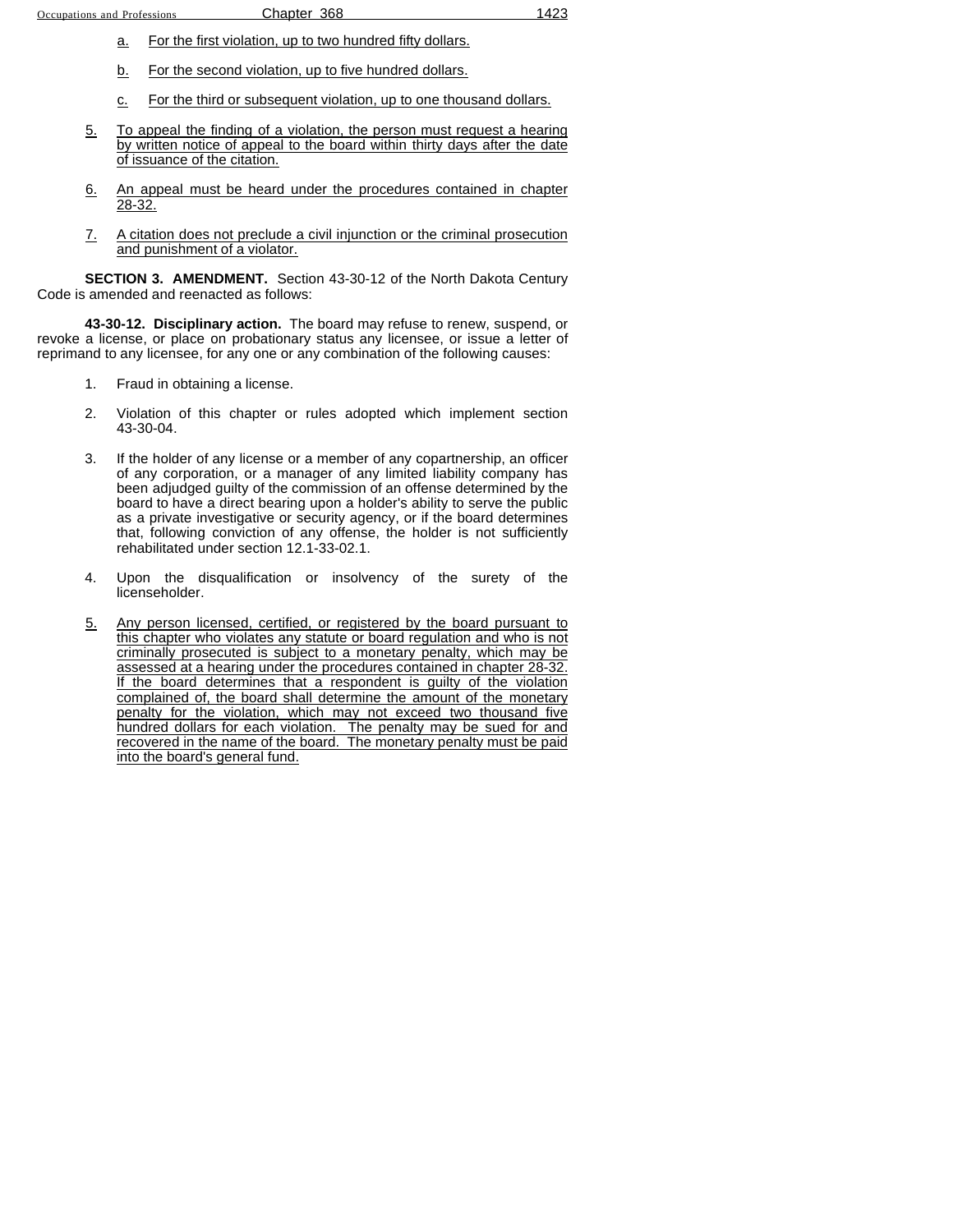a. For the first violation, up to two hundred fifty dollars.

b. For the second violation, up to five hundred dollars.

c. For the third or subsequent violation, up to one thousand dollars.

5. To appeal the finding of a violation, the person must request a hearing by written notice of appeal to the board within thirty days after the date of issuance of the citation.

6. An appeal must be heard under the procedures contained in chapter 28-32.

7. A citation does not preclude a civil injunction or the criminal prosecution and punishment of a violator.

**SECTION 3. AMENDMENT.** Section 43-30-12 of the North Dakota Century Code is amended and reenacted as follows:

**43-30-12. Disciplinary action.** The board may refuse to renew, suspend, or revoke a license, or place on probationary status any licensee, or issue a letter of reprimand to any licensee, for any one or any combination of the following causes:

1. Fraud in obtaining a license.

2. Violation of this chapter or rules adopted which implement section 43-30-04.

3. If the holder of any license or a member of any copartnership, an officer of any corporation, or a manager of any limited liability company has been adjudged guilty of the commission of an offense determined by the board to have a direct bearing upon a holder's ability to serve the public as a private investigative or security agency, or if the board determines that, following conviction of any offense, the holder is not sufficiently rehabilitated under section 12.1-33-02.1.

4. Upon the disqualification or insolvency of the surety of the licenseholder.

5. Any person licensed, certified, or registered by the board pursuant to this chapter who violates any statute or board regulation and who is not criminally prosecuted is subject to a monetary penalty, which may be assessed at a hearing under the procedures contained in chapter 28-32. If the board determines that a respondent is guilty of the violation complained of, the board shall determine the amount of the monetary penalty for the violation, which may not exceed two thousand five hundred dollars for each violation. The penalty may be sued for and recovered in the name of the board. The monetary penalty must be paid into the board's general fund.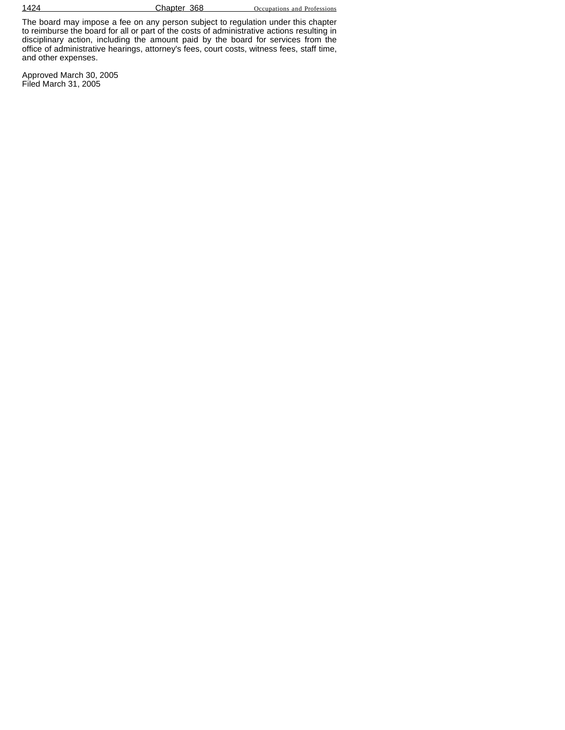The board may impose a fee on any person subject to regulation under this chapter to reimburse the board for all or part of the costs of administrative actions resulting in disciplinary action, including the amount paid by the board for services from the office of administrative hearings, attorney's fees, court costs, witness fees, staff time, and other expenses.

Approved March 30, 2005
Filed March 31, 2005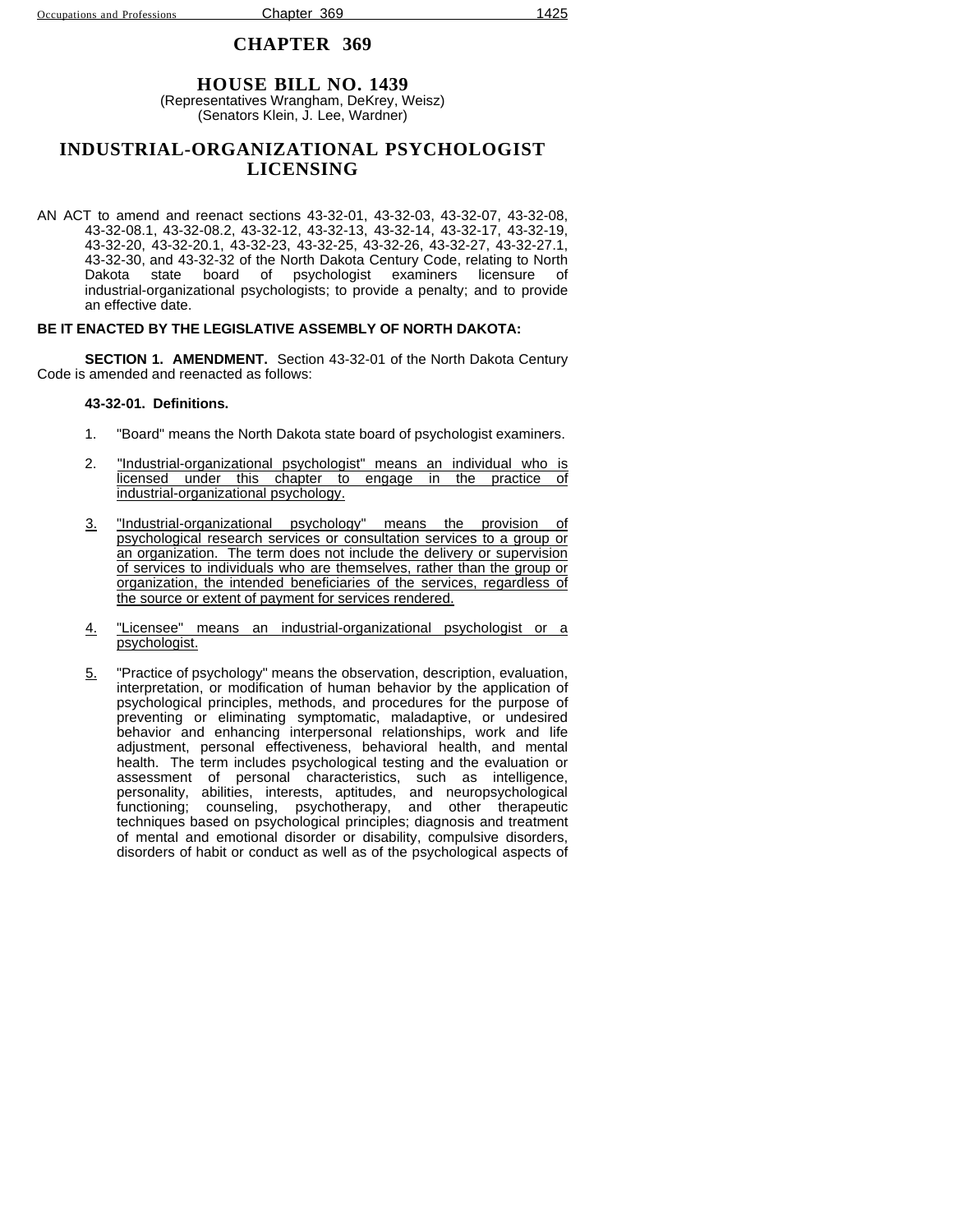# CHAPTER 369

## HOUSE BILL NO. 1439

(Representatives Wrangham, DeKrey, Weisz)
(Senators Klein, J. Lee, Wardner)

## INDUSTRIAL-ORGANIZATIONAL PSYCHOLOGIST LICENSING

AN ACT to amend and reenact sections 43-32-01, 43-32-03, 43-32-07, 43-32-08, 43-32-08.1, 43-32-08.2, 43-32-12, 43-32-13, 43-32-14, 43-32-17, 43-32-19, 43-32-20, 43-32-20.1, 43-32-23, 43-32-25, 43-32-26, 43-32-27, 43-32-27.1, 43-32-30, and 43-32-32 of the North Dakota Century Code, relating to North Dakota state board of psychologist examiners licensure of industrial-organizational psychologists; to provide a penalty; and to provide an effective date.

**BE IT ENACTED BY THE LEGISLATIVE ASSEMBLY OF NORTH DAKOTA:**

**SECTION 1. AMENDMENT.** Section 43-32-01 of the North Dakota Century Code is amended and reenacted as follows:

**43-32-01. Definitions.**

1. "Board" means the North Dakota state board of psychologist examiners.

2. "Industrial-organizational psychologist" means an individual who is licensed under this chapter to engage in the practice of industrial-organizational psychology.

3. "Industrial-organizational psychology" means the provision of psychological research services or consultation services to a group or an organization. The term does not include the delivery or supervision of services to individuals who are themselves, rather than the group or organization, the intended beneficiaries of the services, regardless of the source or extent of payment for services rendered.

4. "Licensee" means an industrial-organizational psychologist or a psychologist.

5. "Practice of psychology" means the observation, description, evaluation, interpretation, or modification of human behavior by the application of psychological principles, methods, and procedures for the purpose of preventing or eliminating symptomatic, maladaptive, or undesired behavior and enhancing interpersonal relationships, work and life adjustment, personal effectiveness, behavioral health, and mental health. The term includes psychological testing and the evaluation or assessment of personal characteristics, such as intelligence, personality, abilities, interests, aptitudes, and neuropsychological functioning; counseling, psychotherapy, and other therapeutic techniques based on psychological principles; diagnosis and treatment of mental and emotional disorder or disability, compulsive disorders, disorders of habit or conduct as well as of the psychological aspects of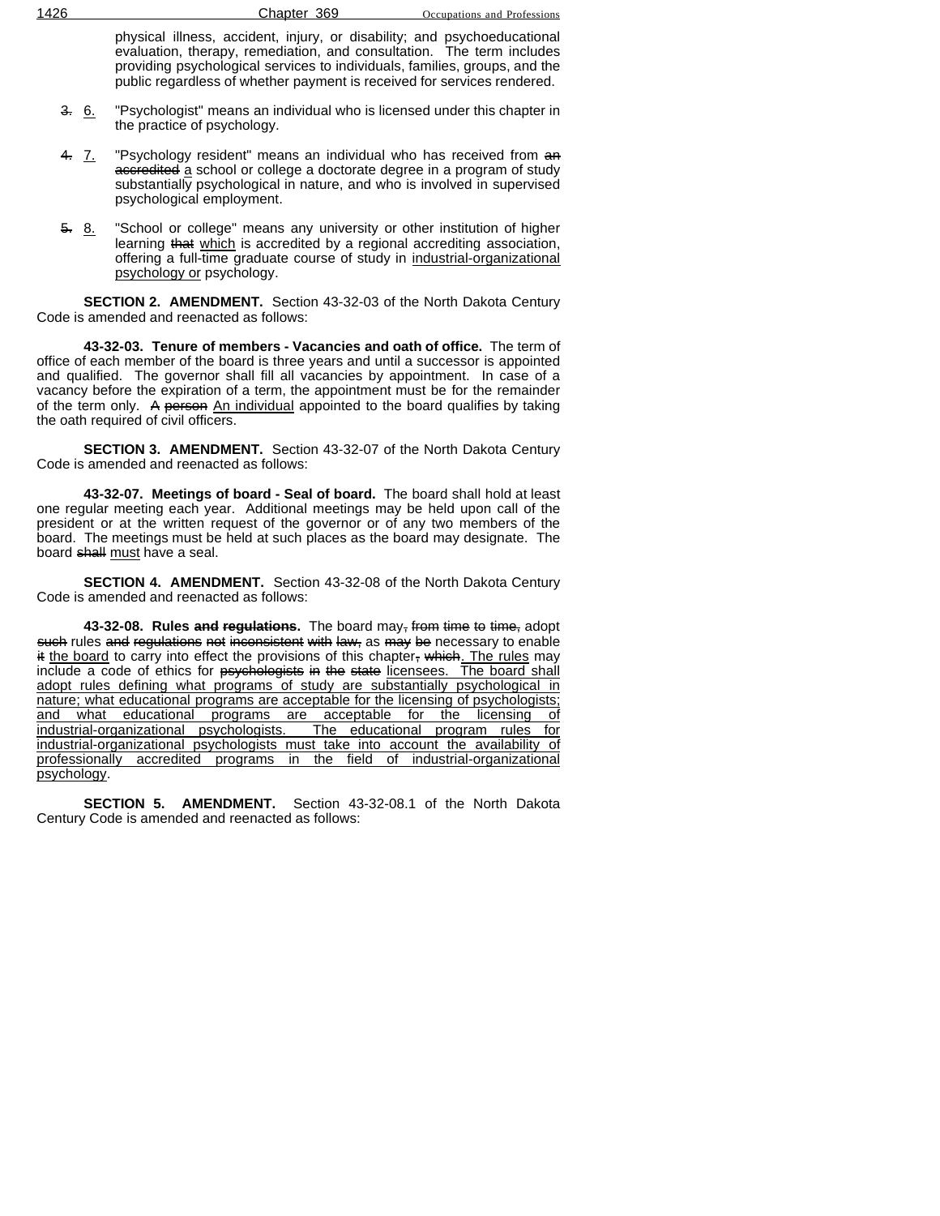physical illness, accident, injury, or disability; and psychoeducational evaluation, therapy, remediation, and consultation. The term includes providing psychological services to individuals, families, groups, and the public regardless of whether payment is received for services rendered.

~~3.~~ <u>6.</u> "Psychologist" means an individual who is licensed under this chapter in the practice of psychology.

~~4.~~ <u>7.</u> "Psychology resident" means an individual who has received from ~~an accredited~~ <u>a</u> school or college a doctorate degree in a program of study substantially psychological in nature, and who is involved in supervised psychological employment.

~~5.~~ <u>8.</u> "School or college" means any university or other institution of higher learning ~~that~~ <u>which</u> is accredited by a regional accrediting association, offering a full-time graduate course of study in <u>industrial-organizational psychology or</u> psychology.

**SECTION 2. AMENDMENT.** Section 43-32-03 of the North Dakota Century Code is amended and reenacted as follows:

**43-32-03. Tenure of members - Vacancies and oath of office.** The term of office of each member of the board is three years and until a successor is appointed and qualified. The governor shall fill all vacancies by appointment. In case of a vacancy before the expiration of a term, the appointment must be for the remainder of the term only. ~~A person~~ <u>An individual</u> appointed to the board qualifies by taking the oath required of civil officers.

**SECTION 3. AMENDMENT.** Section 43-32-07 of the North Dakota Century Code is amended and reenacted as follows:

**43-32-07. Meetings of board - Seal of board.** The board shall hold at least one regular meeting each year. Additional meetings may be held upon call of the president or at the written request of the governor or of any two members of the board. The meetings must be held at such places as the board may designate. The board ~~shall~~ <u>must</u> have a seal.

**SECTION 4. AMENDMENT.** Section 43-32-08 of the North Dakota Century Code is amended and reenacted as follows:

**43-32-08. Rules ~~and regulations~~.** The board may~~, from time to time,~~ adopt ~~such~~ rules ~~and regulations not inconsistent with law,~~ as ~~may be~~ necessary to enable ~~it~~ <u>the board</u> to carry into effect the provisions of this chapter~~, which~~<u>. The rules</u> may include a code of ethics for ~~psychologists in the state~~ <u>licensees. The board shall adopt rules defining what programs of study are substantially psychological in nature; what educational programs are acceptable for the licensing of psychologists; and what educational programs are acceptable for the licensing of industrial-organizational psychologists. The educational program rules for industrial-organizational psychologists must take into account the availability of professionally accredited programs in the field of industrial-organizational psychology</u>.

**SECTION 5. AMENDMENT.** Section 43-32-08.1 of the North Dakota Century Code is amended and reenacted as follows: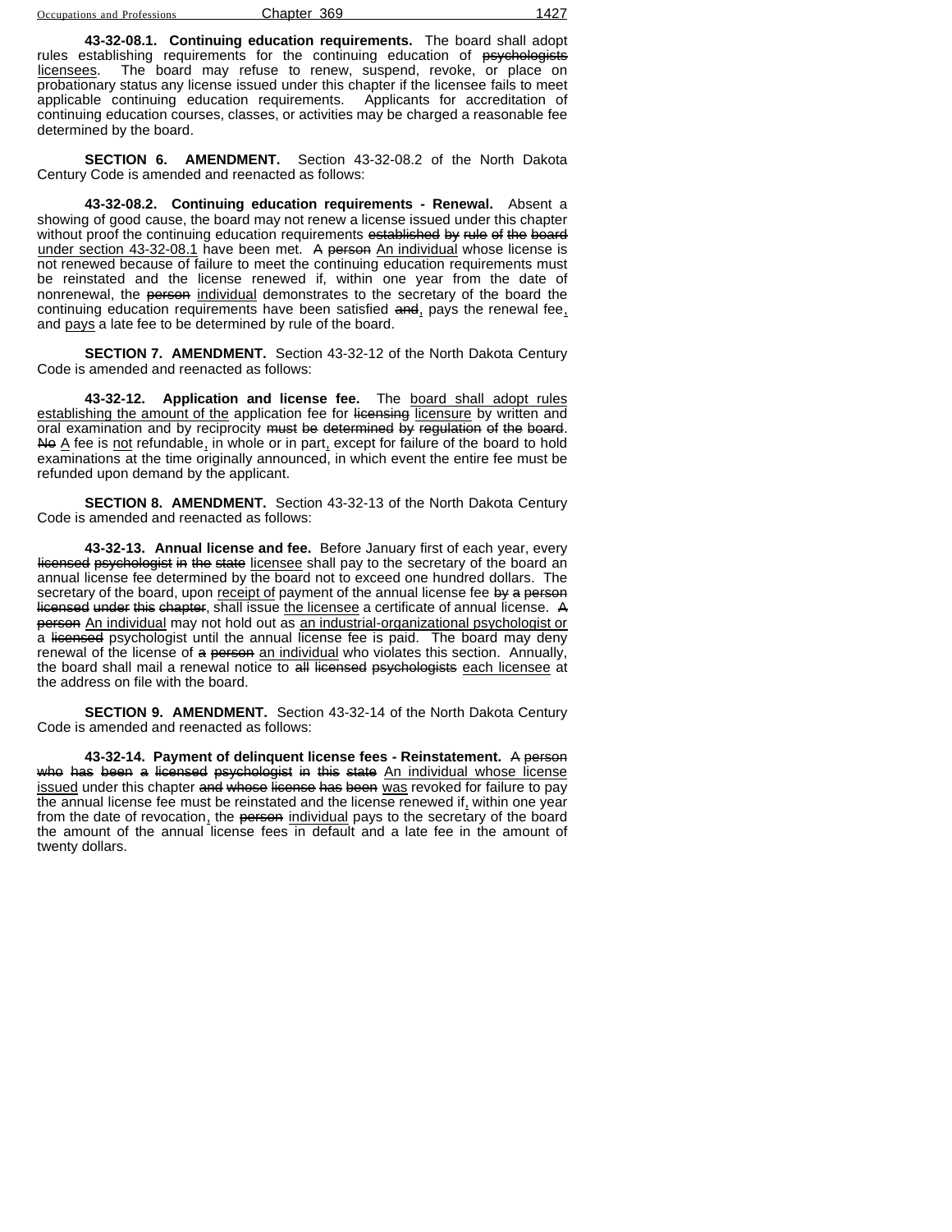**43-32-08.1. Continuing education requirements.** The board shall adopt rules establishing requirements for the continuing education of ~~psychologists~~ <u>licensees</u>. The board may refuse to renew, suspend, revoke, or place on probationary status any license issued under this chapter if the licensee fails to meet applicable continuing education requirements. Applicants for accreditation of continuing education courses, classes, or activities may be charged a reasonable fee determined by the board.

**SECTION 6. AMENDMENT.** Section 43-32-08.2 of the North Dakota Century Code is amended and reenacted as follows:

**43-32-08.2. Continuing education requirements - Renewal.** Absent a showing of good cause, the board may not renew a license issued under this chapter without proof the continuing education requirements ~~established by rule of the board~~ <u>under section 43-32-08.1</u> have been met. ~~A person~~ <u>An individual</u> whose license is not renewed because of failure to meet the continuing education requirements must be reinstated and the license renewed if, within one year from the date of nonrenewal, the ~~person~~ <u>individual</u> demonstrates to the secretary of the board the continuing education requirements have been satisfied ~~and~~<u>,</u> pays the renewal fee<u>,</u> and <u>pays</u> a late fee to be determined by rule of the board.

**SECTION 7. AMENDMENT.** Section 43-32-12 of the North Dakota Century Code is amended and reenacted as follows:

**43-32-12. Application and license fee.** The <u>board shall adopt rules establishing the amount of the</u> application fee for ~~licensing~~ <u>licensure</u> by written and oral examination and by reciprocity ~~must be determined by regulation of the board~~. ~~No~~ <u>A</u> fee is <u>not</u> refundable<u>,</u> in whole or in part<u>,</u> except for failure of the board to hold examinations at the time originally announced, in which event the entire fee must be refunded upon demand by the applicant.

**SECTION 8. AMENDMENT.** Section 43-32-13 of the North Dakota Century Code is amended and reenacted as follows:

**43-32-13. Annual license and fee.** Before January first of each year, every ~~licensed psychologist in the state~~ <u>licensee</u> shall pay to the secretary of the board an annual license fee determined by the board not to exceed one hundred dollars. The secretary of the board, upon <u>receipt of</u> payment of the annual license fee ~~by a person licensed under this chapter~~, shall issue <u>the licensee</u> a certificate of annual license. ~~A person~~ <u>An individual</u> may not hold out as <u>an industrial-organizational psychologist or</u> a ~~licensed~~ psychologist until the annual license fee is paid. The board may deny renewal of the license of ~~a person~~ <u>an individual</u> who violates this section. Annually, the board shall mail a renewal notice to ~~all licensed psychologists~~ <u>each licensee</u> at the address on file with the board.

**SECTION 9. AMENDMENT.** Section 43-32-14 of the North Dakota Century Code is amended and reenacted as follows:

**43-32-14. Payment of delinquent license fees - Reinstatement.** ~~A person who has been a licensed psychologist in this state~~ <u>An individual whose license issued</u> under this chapter ~~and whose license has been~~ <u>was</u> revoked for failure to pay the annual license fee must be reinstated and the license renewed if<u>,</u> within one year from the date of revocation<u>,</u> the ~~person~~ <u>individual</u> pays to the secretary of the board the amount of the annual license fees in default and a late fee in the amount of twenty dollars.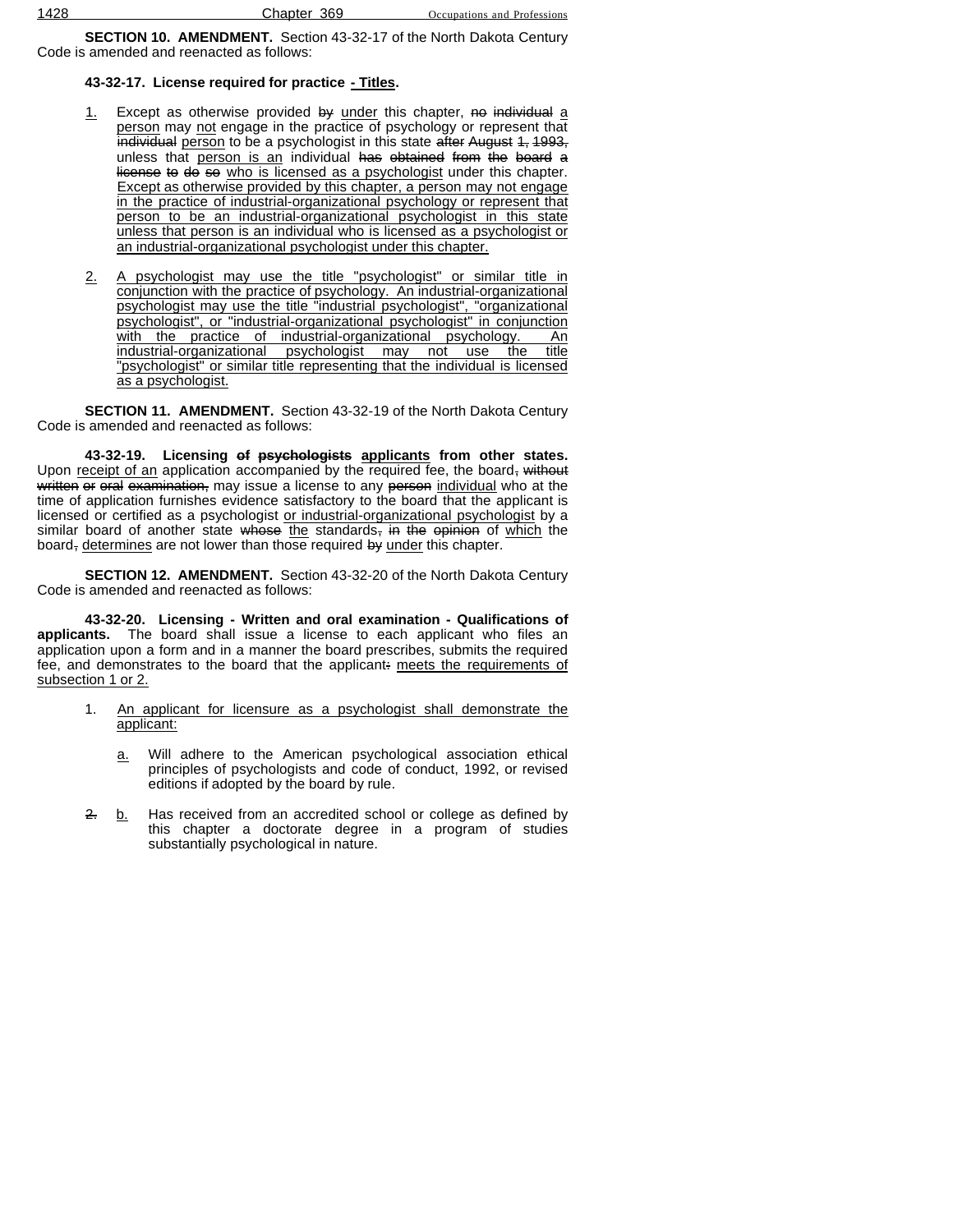**SECTION 10. AMENDMENT.** Section 43-32-17 of the North Dakota Century Code is amended and reenacted as follows:

**43-32-17. License required for practice <u>- Titles</u>.**

<u>1.</u> Except as otherwise provided ~~by~~ <u>under</u> this chapter, ~~no individual~~ <u>a person</u> may <u>not</u> engage in the practice of psychology or represent that ~~individual~~ <u>person</u> to be a psychologist in this state ~~after August 1, 1993,~~ unless that <u>person is an</u> individual ~~has obtained from the board a license to do so~~ <u>who is licensed as a psychologist</u> under this chapter. <u>Except as otherwise provided by this chapter, a person may not engage in the practice of industrial-organizational psychology or represent that person to be an industrial-organizational psychologist in this state unless that person is an individual who is licensed as a psychologist or an industrial-organizational psychologist under this chapter.</u>

<u>2.</u> <u>A psychologist may use the title "psychologist" or similar title in conjunction with the practice of psychology. An industrial-organizational psychologist may use the title "industrial psychologist", "organizational psychologist", or "industrial-organizational psychologist" in conjunction with the practice of industrial-organizational psychology. An industrial-organizational psychologist may not use the title "psychologist" or similar title representing that the individual is licensed as a psychologist.</u>

**SECTION 11. AMENDMENT.** Section 43-32-19 of the North Dakota Century Code is amended and reenacted as follows:

**43-32-19. Licensing ~~of psychologists~~ <u>applicants</u> from other states.** Upon <u>receipt of an</u> application accompanied by the required fee, the board~~, without written or oral examination,~~ may issue a license to any ~~person~~ <u>individual</u> who at the time of application furnishes evidence satisfactory to the board that the applicant is licensed or certified as a psychologist <u>or industrial-organizational psychologist</u> by a similar board of another state ~~whose~~ <u>the</u> standards~~, in the opinion~~ of <u>which</u> the board~~,~~ <u>determines</u> are not lower than those required ~~by~~ <u>under</u> this chapter.

**SECTION 12. AMENDMENT.** Section 43-32-20 of the North Dakota Century Code is amended and reenacted as follows:

**43-32-20. Licensing - Written and oral examination - Qualifications of applicants.** The board shall issue a license to each applicant who files an application upon a form and in a manner the board prescribes, submits the required fee, and demonstrates to the board that the applicant~~:~~ <u>meets the requirements of subsection 1 or 2.</u>

1. <u>An applicant for licensure as a psychologist shall demonstrate the applicant:</u>

   <u>a.</u> Will adhere to the American psychological association ethical principles of psychologists and code of conduct, 1992, or revised editions if adopted by the board by rule.

   ~~2.~~ <u>b.</u> Has received from an accredited school or college as defined by this chapter a doctorate degree in a program of studies substantially psychological in nature.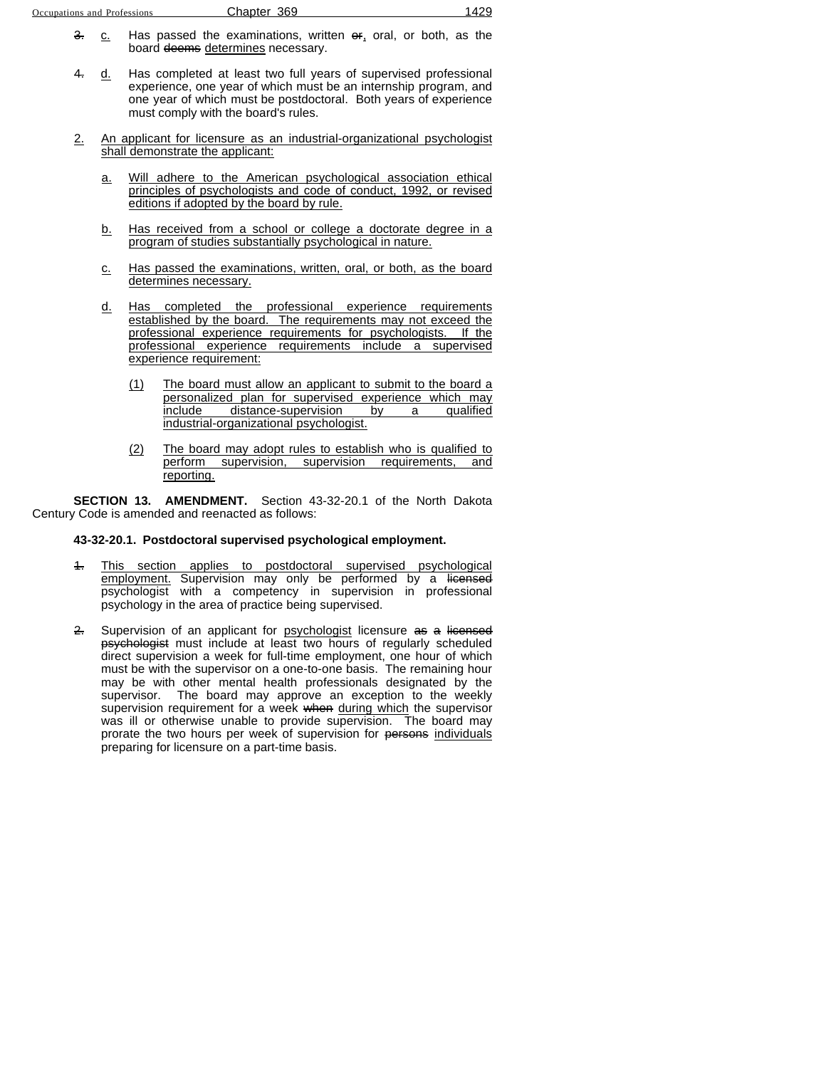~~3.~~ c. Has passed the examinations, written ~~or~~, oral, or both, as the board ~~deems~~ determines necessary.

~~4.~~ d. Has completed at least two full years of supervised professional experience, one year of which must be an internship program, and one year of which must be postdoctoral. Both years of experience must comply with the board's rules.

2. An applicant for licensure as an industrial-organizational psychologist shall demonstrate the applicant:

   a. Will adhere to the American psychological association ethical principles of psychologists and code of conduct, 1992, or revised editions if adopted by the board by rule.

   b. Has received from a school or college a doctorate degree in a program of studies substantially psychological in nature.

   c. Has passed the examinations, written, oral, or both, as the board determines necessary.

   d. Has completed the professional experience requirements established by the board. The requirements may not exceed the professional experience requirements for psychologists. If the professional experience requirements include a supervised experience requirement:

      (1) The board must allow an applicant to submit to the board a personalized plan for supervised experience which may include distance-supervision by a qualified industrial-organizational psychologist.

      (2) The board may adopt rules to establish who is qualified to perform supervision, supervision requirements, and reporting.

**SECTION 13. AMENDMENT.** Section 43-32-20.1 of the North Dakota Century Code is amended and reenacted as follows:

**43-32-20.1. Postdoctoral supervised psychological employment.**

~~1.~~ This section applies to postdoctoral supervised psychological employment. Supervision may only be performed by a ~~licensed~~ psychologist with a competency in supervision in professional psychology in the area of practice being supervised.

~~2.~~ Supervision of an applicant for psychologist licensure ~~as a licensed psychologist~~ must include at least two hours of regularly scheduled direct supervision a week for full-time employment, one hour of which must be with the supervisor on a one-to-one basis. The remaining hour may be with other mental health professionals designated by the supervisor. The board may approve an exception to the weekly supervision requirement for a week ~~when~~ during which the supervisor was ill or otherwise unable to provide supervision. The board may prorate the two hours per week of supervision for ~~persons~~ individuals preparing for licensure on a part-time basis.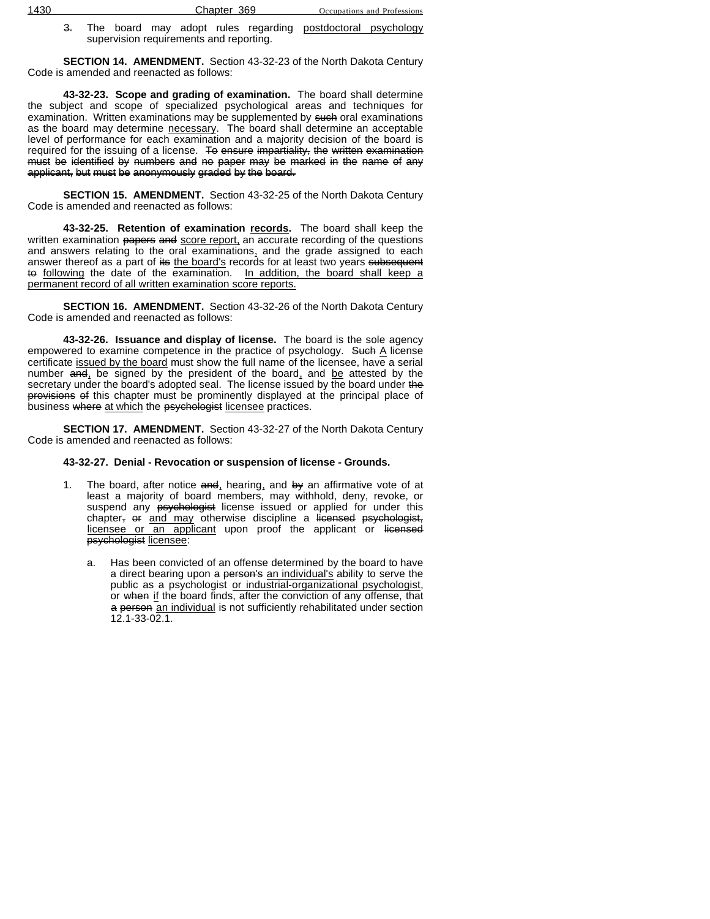~~3.~~ The board may adopt rules regarding <u>postdoctoral psychology</u> supervision requirements and reporting.

**SECTION 14. AMENDMENT.** Section 43-32-23 of the North Dakota Century Code is amended and reenacted as follows:

**43-32-23. Scope and grading of examination.** The board shall determine the subject and scope of specialized psychological areas and techniques for examination. Written examinations may be supplemented by ~~such~~ oral examinations as the board may determine <u>necessary</u>. The board shall determine an acceptable level of performance for each examination and a majority decision of the board is required for the issuing of a license. ~~To ensure impartiality, the written examination must be identified by numbers and no paper may be marked in the name of any applicant, but must be anonymously graded by the board.~~

**SECTION 15. AMENDMENT.** Section 43-32-25 of the North Dakota Century Code is amended and reenacted as follows:

**43-32-25. Retention of examination <u>records</u>.** The board shall keep the written examination ~~papers and~~ <u>score report,</u> an accurate recording of the questions and answers relating to the oral examinations<u>,</u> and the grade assigned to each answer thereof as a part of ~~its~~ <u>the board's</u> records for at least two years ~~subsequent to~~ <u>following</u> the date of the examination. <u>In addition, the board shall keep a permanent record of all written examination score reports.</u>

**SECTION 16. AMENDMENT.** Section 43-32-26 of the North Dakota Century Code is amended and reenacted as follows:

**43-32-26. Issuance and display of license.** The board is the sole agency empowered to examine competence in the practice of psychology. ~~Such~~ <u>A</u> license certificate <u>issued by the board</u> must show the full name of the licensee, have a serial number ~~and~~<u>,</u> be signed by the president of the board<u>,</u> and <u>be</u> attested by the secretary under the board's adopted seal. The license issued by the board under ~~the provisions of~~ this chapter must be prominently displayed at the principal place of business ~~where~~ <u>at which</u> the ~~psychologist~~ <u>licensee</u> practices.

**SECTION 17. AMENDMENT.** Section 43-32-27 of the North Dakota Century Code is amended and reenacted as follows:

**43-32-27. Denial - Revocation or suspension of license - Grounds.**

1. The board, after notice ~~and~~<u>,</u> hearing<u>,</u> and ~~by~~ an affirmative vote of at least a majority of board members, may withhold, deny, revoke, or suspend any ~~psychologist~~ license issued or applied for under this chapter~~, or~~ <u>and may</u> otherwise discipline a ~~licensed psychologist,~~ <u>licensee or an applicant</u> upon proof the applicant or ~~licensed psychologist~~ <u>licensee</u>:

    a. Has been convicted of an offense determined by the board to have a direct bearing upon ~~a person's~~ <u>an individual's</u> ability to serve the public as a psychologist <u>or industrial-organizational psychologist</u>, or ~~when~~ <u>if</u> the board finds, after the conviction of any offense, that ~~a person~~ <u>an individual</u> is not sufficiently rehabilitated under section 12.1-33-02.1.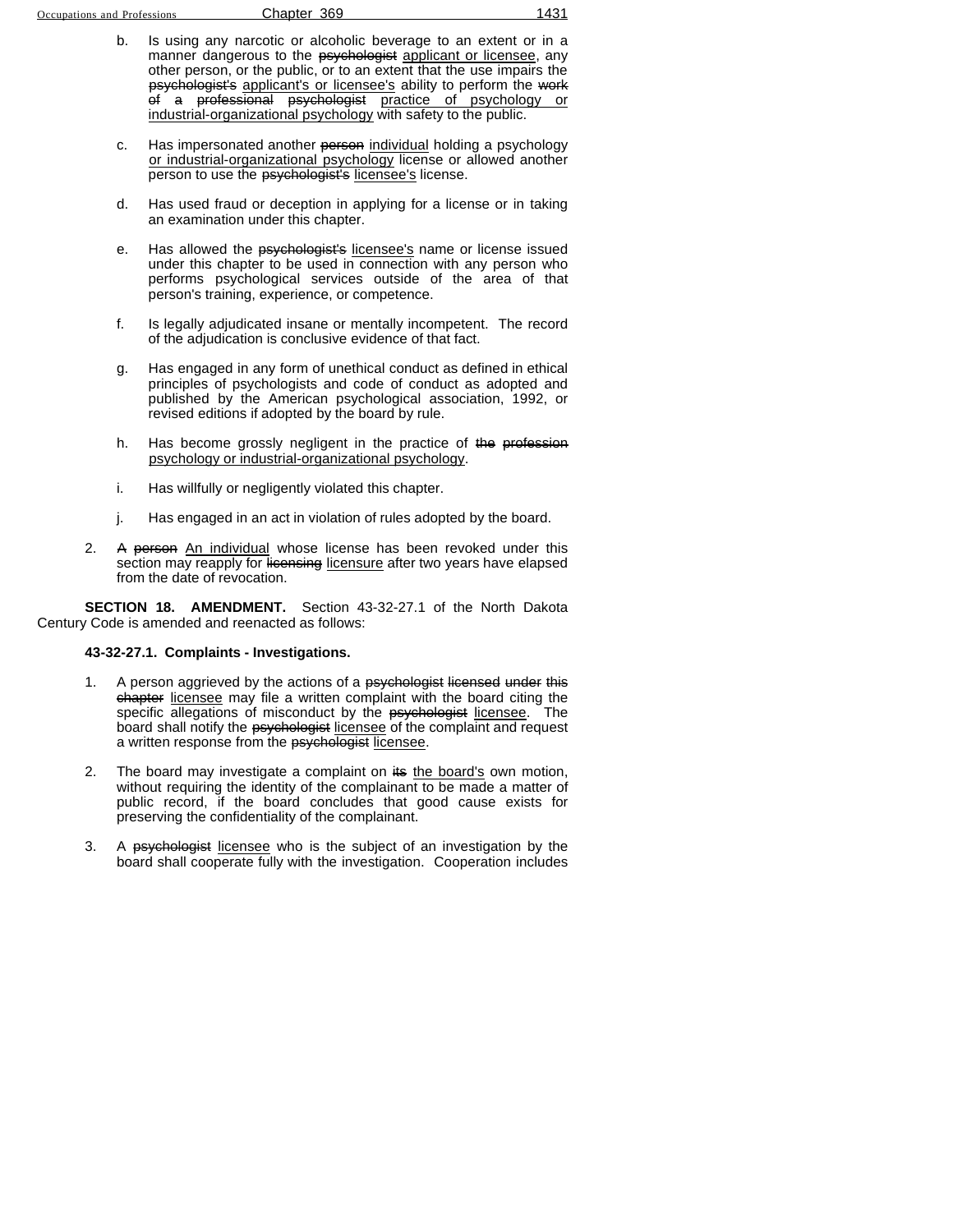b. Is using any narcotic or alcoholic beverage to an extent or in a manner dangerous to the ~~psychologist~~ <u>applicant or licensee</u>, any other person, or the public, or to an extent that the use impairs the ~~psychologist's~~ <u>applicant's or licensee's</u> ability to perform the ~~work of a professional psychologist~~ <u>practice of psychology or industrial-organizational psychology</u> with safety to the public.

c. Has impersonated another ~~person~~ <u>individual</u> holding a psychology <u>or industrial-organizational psychology</u> license or allowed another person to use the ~~psychologist's~~ <u>licensee's</u> license.

d. Has used fraud or deception in applying for a license or in taking an examination under this chapter.

e. Has allowed the ~~psychologist's~~ <u>licensee's</u> name or license issued under this chapter to be used in connection with any person who performs psychological services outside of the area of that person's training, experience, or competence.

f. Is legally adjudicated insane or mentally incompetent. The record of the adjudication is conclusive evidence of that fact.

g. Has engaged in any form of unethical conduct as defined in ethical principles of psychologists and code of conduct as adopted and published by the American psychological association, 1992, or revised editions if adopted by the board by rule.

h. Has become grossly negligent in the practice of ~~the profession~~ <u>psychology or industrial-organizational psychology</u>.

i. Has willfully or negligently violated this chapter.

j. Has engaged in an act in violation of rules adopted by the board.

2. ~~A person~~ <u>An individual</u> whose license has been revoked under this section may reapply for ~~licensing~~ <u>licensure</u> after two years have elapsed from the date of revocation.

**SECTION 18. AMENDMENT.** Section 43-32-27.1 of the North Dakota Century Code is amended and reenacted as follows:

**43-32-27.1. Complaints - Investigations.**

1. A person aggrieved by the actions of a ~~psychologist licensed under this chapter~~ <u>licensee</u> may file a written complaint with the board citing the specific allegations of misconduct by the ~~psychologist~~ <u>licensee</u>. The board shall notify the ~~psychologist~~ <u>licensee</u> of the complaint and request a written response from the ~~psychologist~~ <u>licensee</u>.

2. The board may investigate a complaint on ~~its~~ <u>the board's</u> own motion, without requiring the identity of the complainant to be made a matter of public record, if the board concludes that good cause exists for preserving the confidentiality of the complainant.

3. A ~~psychologist~~ <u>licensee</u> who is the subject of an investigation by the board shall cooperate fully with the investigation. Cooperation includes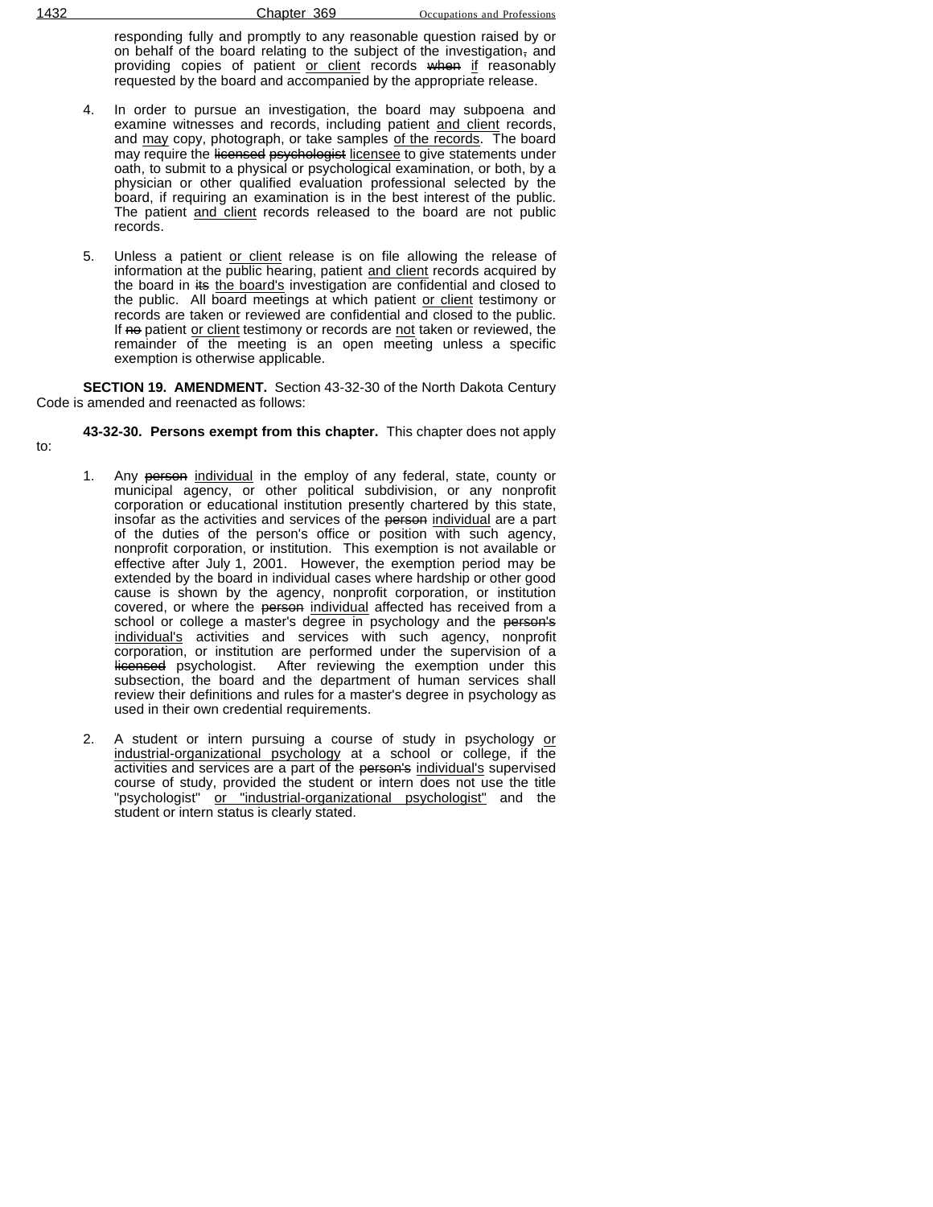responding fully and promptly to any reasonable question raised by or on behalf of the board relating to the subject of the investigation~~,~~ and providing copies of patient <u>or client</u> records ~~when~~ <u>if</u> reasonably requested by the board and accompanied by the appropriate release.

4. In order to pursue an investigation, the board may subpoena and examine witnesses and records, including patient <u>and client</u> records, and <u>may</u> copy, photograph, or take samples <u>of the records</u>. The board may require the ~~licensed~~ ~~psychologist~~ <u>licensee</u> to give statements under oath, to submit to a physical or psychological examination, or both, by a physician or other qualified evaluation professional selected by the board, if requiring an examination is in the best interest of the public. The patient <u>and client</u> records released to the board are not public records.

5. Unless a patient <u>or client</u> release is on file allowing the release of information at the public hearing, patient <u>and client</u> records acquired by the board in ~~its~~ <u>the board's</u> investigation are confidential and closed to the public. All board meetings at which patient <u>or client</u> testimony or records are taken or reviewed are confidential and closed to the public. If ~~no~~ patient <u>or client</u> testimony or records are <u>not</u> taken or reviewed, the remainder of the meeting is an open meeting unless a specific exemption is otherwise applicable.

**SECTION 19. AMENDMENT.** Section 43-32-30 of the North Dakota Century Code is amended and reenacted as follows:

**43-32-30. Persons exempt from this chapter.** This chapter does not apply to:

1. Any ~~person~~ <u>individual</u> in the employ of any federal, state, county or municipal agency, or other political subdivision, or any nonprofit corporation or educational institution presently chartered by this state, insofar as the activities and services of the ~~person~~ <u>individual</u> are a part of the duties of the person's office or position with such agency, nonprofit corporation, or institution. This exemption is not available or effective after July 1, 2001. However, the exemption period may be extended by the board in individual cases where hardship or other good cause is shown by the agency, nonprofit corporation, or institution covered, or where the ~~person~~ <u>individual</u> affected has received from a school or college a master's degree in psychology and the ~~person's~~ <u>individual's</u> activities and services with such agency, nonprofit corporation, or institution are performed under the supervision of a ~~licensed~~ psychologist. After reviewing the exemption under this subsection, the board and the department of human services shall review their definitions and rules for a master's degree in psychology as used in their own credential requirements.

2. A student or intern pursuing a course of study in psychology <u>or industrial-organizational psychology</u> at a school or college, if the activities and services are a part of the ~~person's~~ <u>individual's</u> supervised course of study, provided the student or intern does not use the title "psychologist" <u>or "industrial-organizational psychologist"</u> and the student or intern status is clearly stated.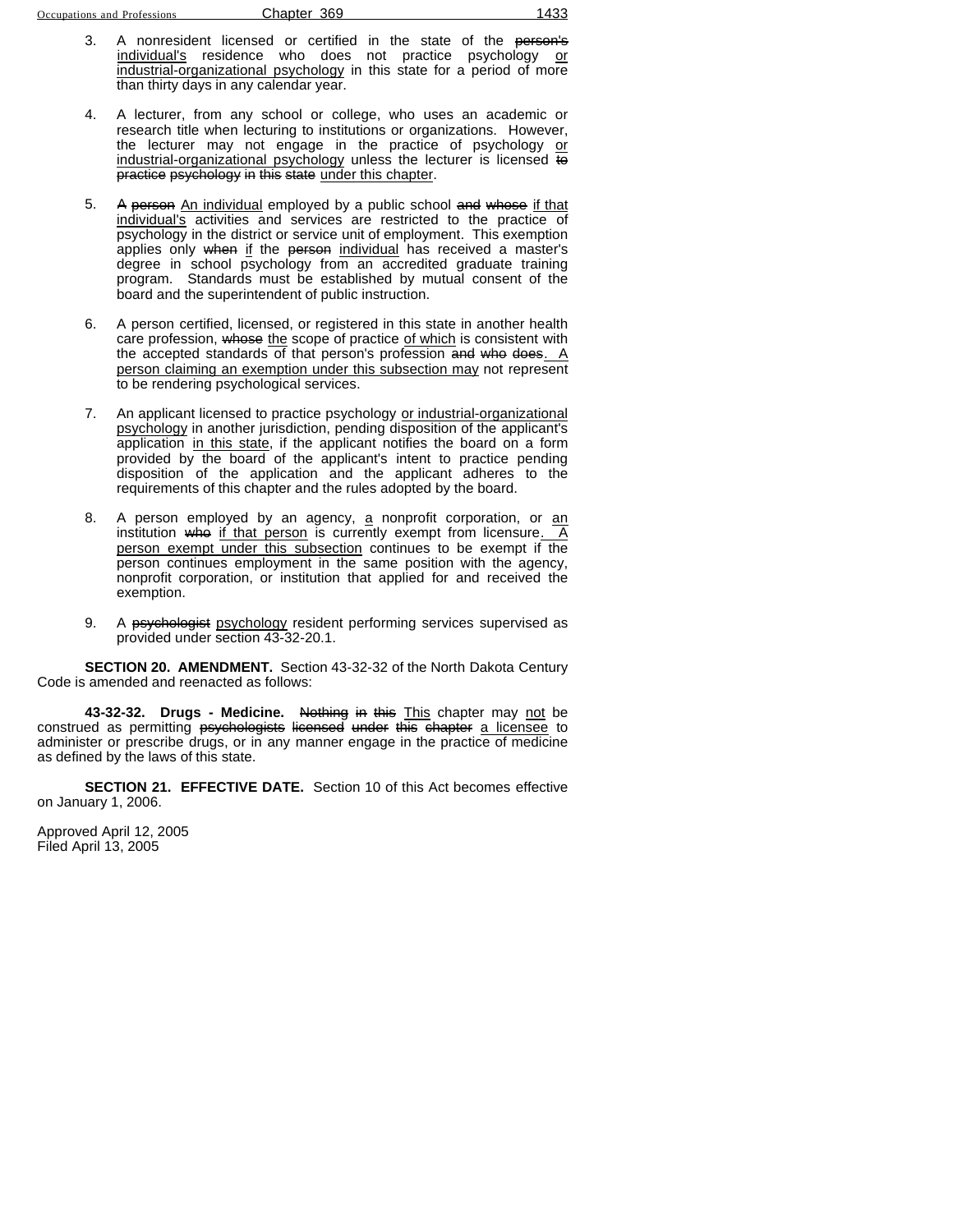3. A nonresident licensed or certified in the state of the ~~person's~~ individual's residence who does not practice psychology or industrial-organizational psychology in this state for a period of more than thirty days in any calendar year.

4. A lecturer, from any school or college, who uses an academic or research title when lecturing to institutions or organizations. However, the lecturer may not engage in the practice of psychology or industrial-organizational psychology unless the lecturer is licensed ~~to practice psychology in this state~~ under this chapter.

5. ~~A person~~ An individual employed by a public school ~~and whose~~ if that individual's activities and services are restricted to the practice of psychology in the district or service unit of employment. This exemption applies only ~~when~~ if the ~~person~~ individual has received a master's degree in school psychology from an accredited graduate training program. Standards must be established by mutual consent of the board and the superintendent of public instruction.

6. A person certified, licensed, or registered in this state in another health care profession, ~~whose~~ the scope of practice of which is consistent with the accepted standards of that person's profession ~~and who does~~. A person claiming an exemption under this subsection may not represent to be rendering psychological services.

7. An applicant licensed to practice psychology or industrial-organizational psychology in another jurisdiction, pending disposition of the applicant's application in this state, if the applicant notifies the board on a form provided by the board of the applicant's intent to practice pending disposition of the application and the applicant adheres to the requirements of this chapter and the rules adopted by the board.

8. A person employed by an agency, a nonprofit corporation, or an institution ~~who~~ if that person is currently exempt from licensure. A person exempt under this subsection continues to be exempt if the person continues employment in the same position with the agency, nonprofit corporation, or institution that applied for and received the exemption.

9. A ~~psychologist~~ psychology resident performing services supervised as provided under section 43-32-20.1.

**SECTION 20. AMENDMENT.** Section 43-32-32 of the North Dakota Century Code is amended and reenacted as follows:

**43-32-32. Drugs - Medicine.** ~~Nothing in this~~ This chapter may not be construed as permitting ~~psychologists licensed under this chapter~~ a licensee to administer or prescribe drugs, or in any manner engage in the practice of medicine as defined by the laws of this state.

**SECTION 21. EFFECTIVE DATE.** Section 10 of this Act becomes effective on January 1, 2006.

Approved April 12, 2005
Filed April 13, 2005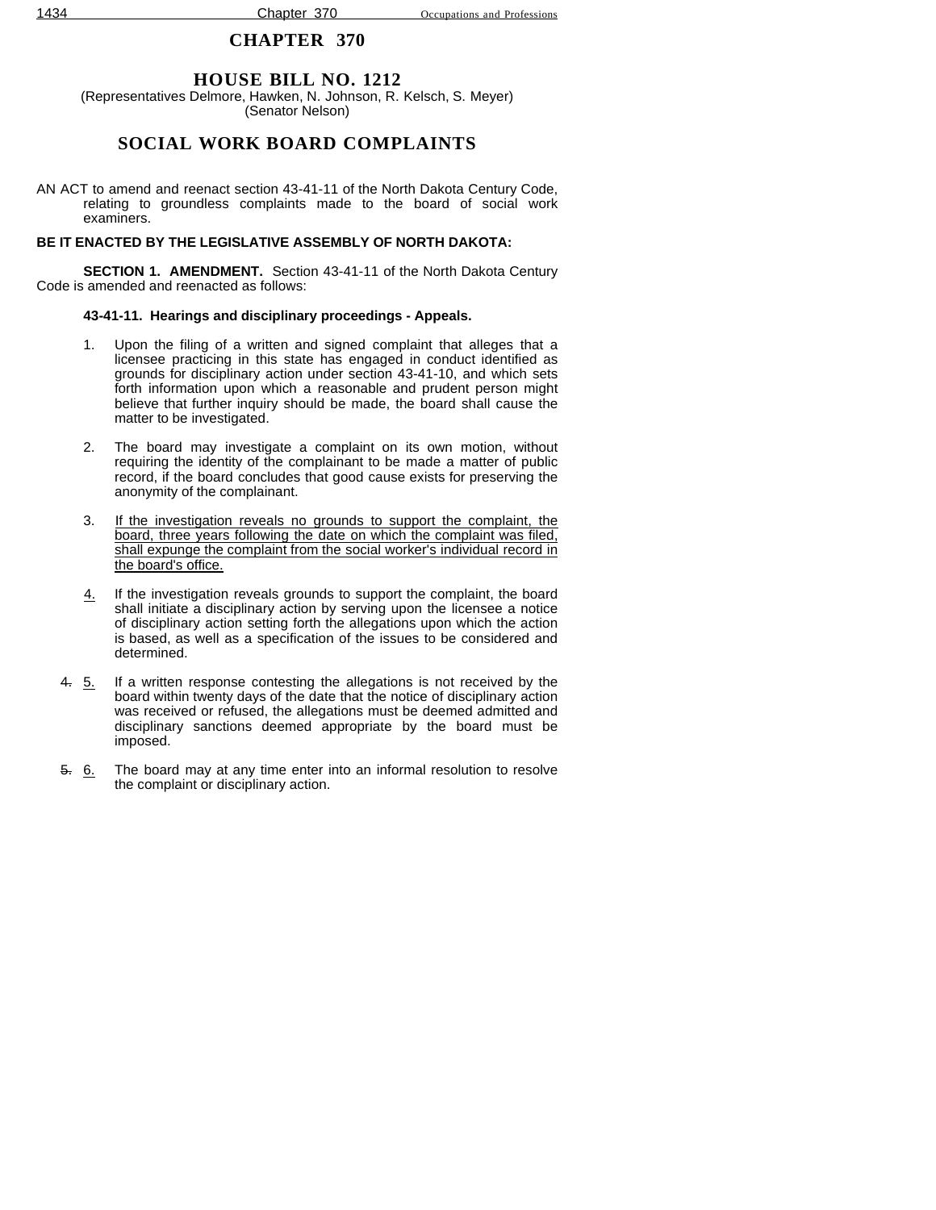# CHAPTER 370

## HOUSE BILL NO. 1212

(Representatives Delmore, Hawken, N. Johnson, R. Kelsch, S. Meyer)
(Senator Nelson)

## SOCIAL WORK BOARD COMPLAINTS

AN ACT to amend and reenact section 43-41-11 of the North Dakota Century Code, relating to groundless complaints made to the board of social work examiners.

**BE IT ENACTED BY THE LEGISLATIVE ASSEMBLY OF NORTH DAKOTA:**

**SECTION 1. AMENDMENT.** Section 43-41-11 of the North Dakota Century Code is amended and reenacted as follows:

**43-41-11. Hearings and disciplinary proceedings - Appeals.**

1. Upon the filing of a written and signed complaint that alleges that a licensee practicing in this state has engaged in conduct identified as grounds for disciplinary action under section 43-41-10, and which sets forth information upon which a reasonable and prudent person might believe that further inquiry should be made, the board shall cause the matter to be investigated.

2. The board may investigate a complaint on its own motion, without requiring the identity of the complainant to be made a matter of public record, if the board concludes that good cause exists for preserving the anonymity of the complainant.

3. <u>If the investigation reveals no grounds to support the complaint, the board, three years following the date on which the complaint was filed, shall expunge the complaint from the social worker's individual record in the board's office.</u>

<u>4.</u> If the investigation reveals grounds to support the complaint, the board shall initiate a disciplinary action by serving upon the licensee a notice of disciplinary action setting forth the allegations upon which the action is based, as well as a specification of the issues to be considered and determined.

~~4.~~ <u>5.</u> If a written response contesting the allegations is not received by the board within twenty days of the date that the notice of disciplinary action was received or refused, the allegations must be deemed admitted and disciplinary sanctions deemed appropriate by the board must be imposed.

~~5.~~ <u>6.</u> The board may at any time enter into an informal resolution to resolve the complaint or disciplinary action.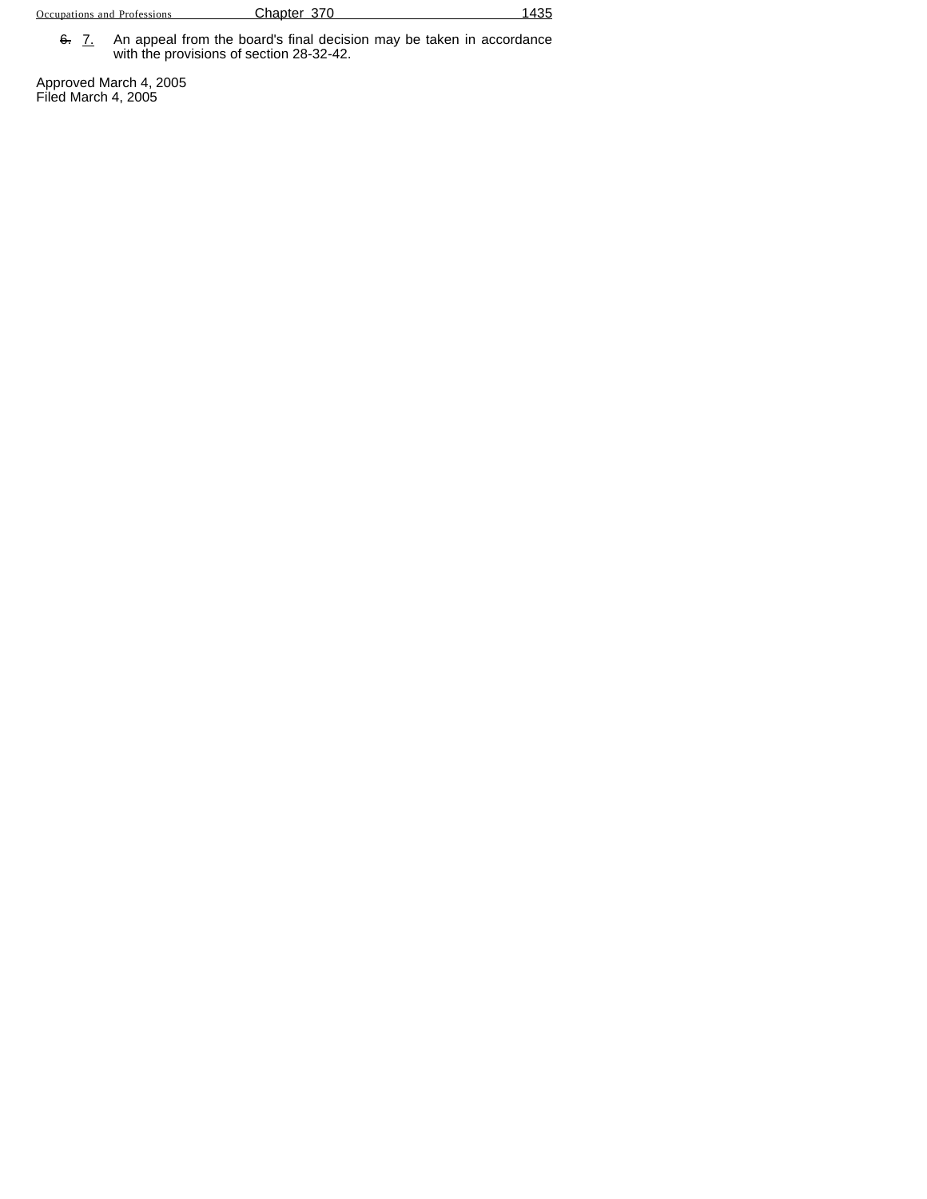~~6.~~ 7. An appeal from the board's final decision may be taken in accordance with the provisions of section 28-32-42.

Approved March 4, 2005
Filed March 4, 2005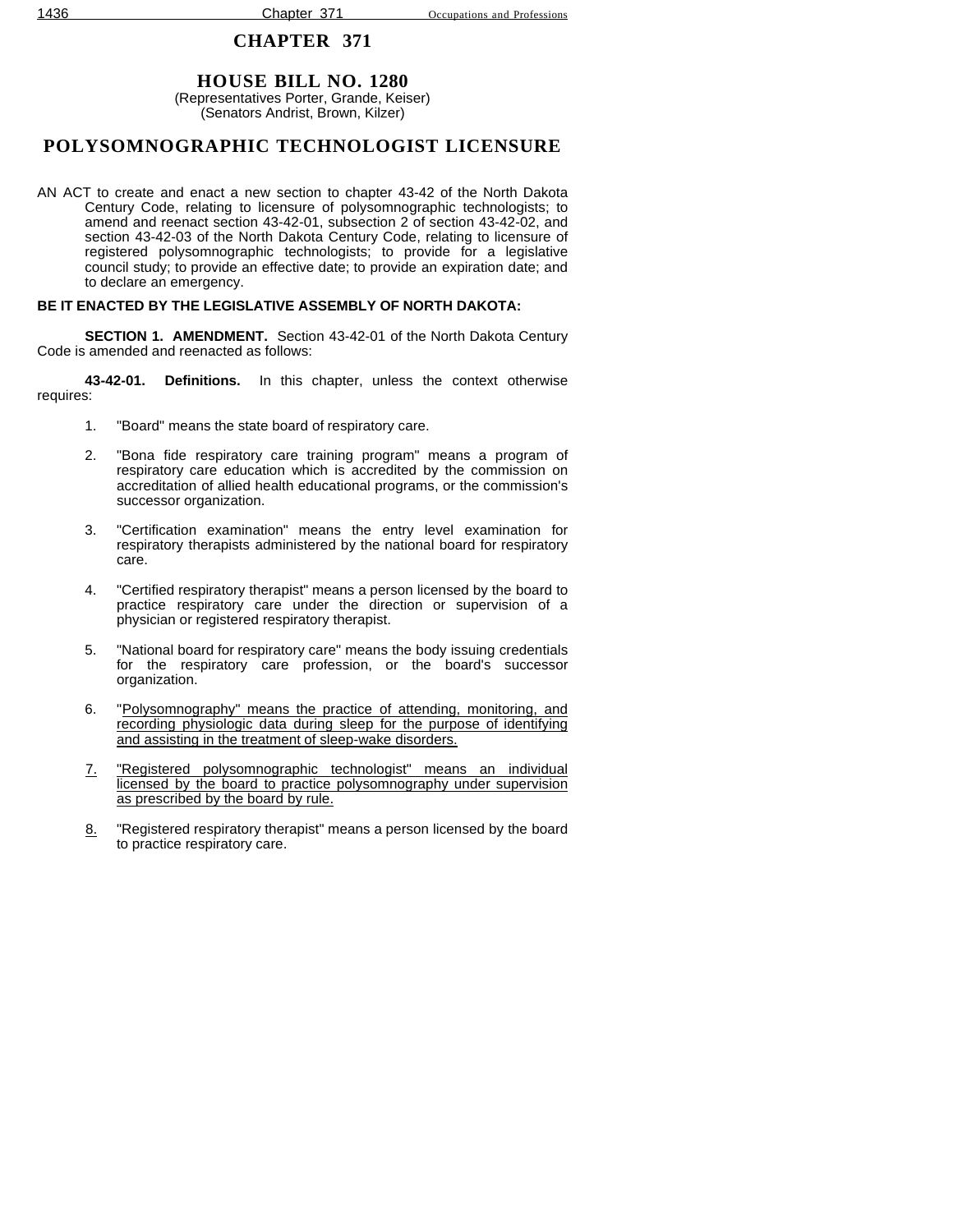# CHAPTER 371

## HOUSE BILL NO. 1280

(Representatives Porter, Grande, Keiser)
(Senators Andrist, Brown, Kilzer)

## POLYSOMNOGRAPHIC TECHNOLOGIST LICENSURE

AN ACT to create and enact a new section to chapter 43-42 of the North Dakota Century Code, relating to licensure of polysomnographic technologists; to amend and reenact section 43-42-01, subsection 2 of section 43-42-02, and section 43-42-03 of the North Dakota Century Code, relating to licensure of registered polysomnographic technologists; to provide for a legislative council study; to provide an effective date; to provide an expiration date; and to declare an emergency.

**BE IT ENACTED BY THE LEGISLATIVE ASSEMBLY OF NORTH DAKOTA:**

**SECTION 1. AMENDMENT.** Section 43-42-01 of the North Dakota Century Code is amended and reenacted as follows:

**43-42-01. Definitions.** In this chapter, unless the context otherwise requires:

1. "Board" means the state board of respiratory care.

2. "Bona fide respiratory care training program" means a program of respiratory care education which is accredited by the commission on accreditation of allied health educational programs, or the commission's successor organization.

3. "Certification examination" means the entry level examination for respiratory therapists administered by the national board for respiratory care.

4. "Certified respiratory therapist" means a person licensed by the board to practice respiratory care under the direction or supervision of a physician or registered respiratory therapist.

5. "National board for respiratory care" means the body issuing credentials for the respiratory care profession, or the board's successor organization.

6. "Polysomnography" means the practice of attending, monitoring, and recording physiologic data during sleep for the purpose of identifying and assisting in the treatment of sleep-wake disorders.

7. "Registered polysomnographic technologist" means an individual licensed by the board to practice polysomnography under supervision as prescribed by the board by rule.

8. "Registered respiratory therapist" means a person licensed by the board to practice respiratory care.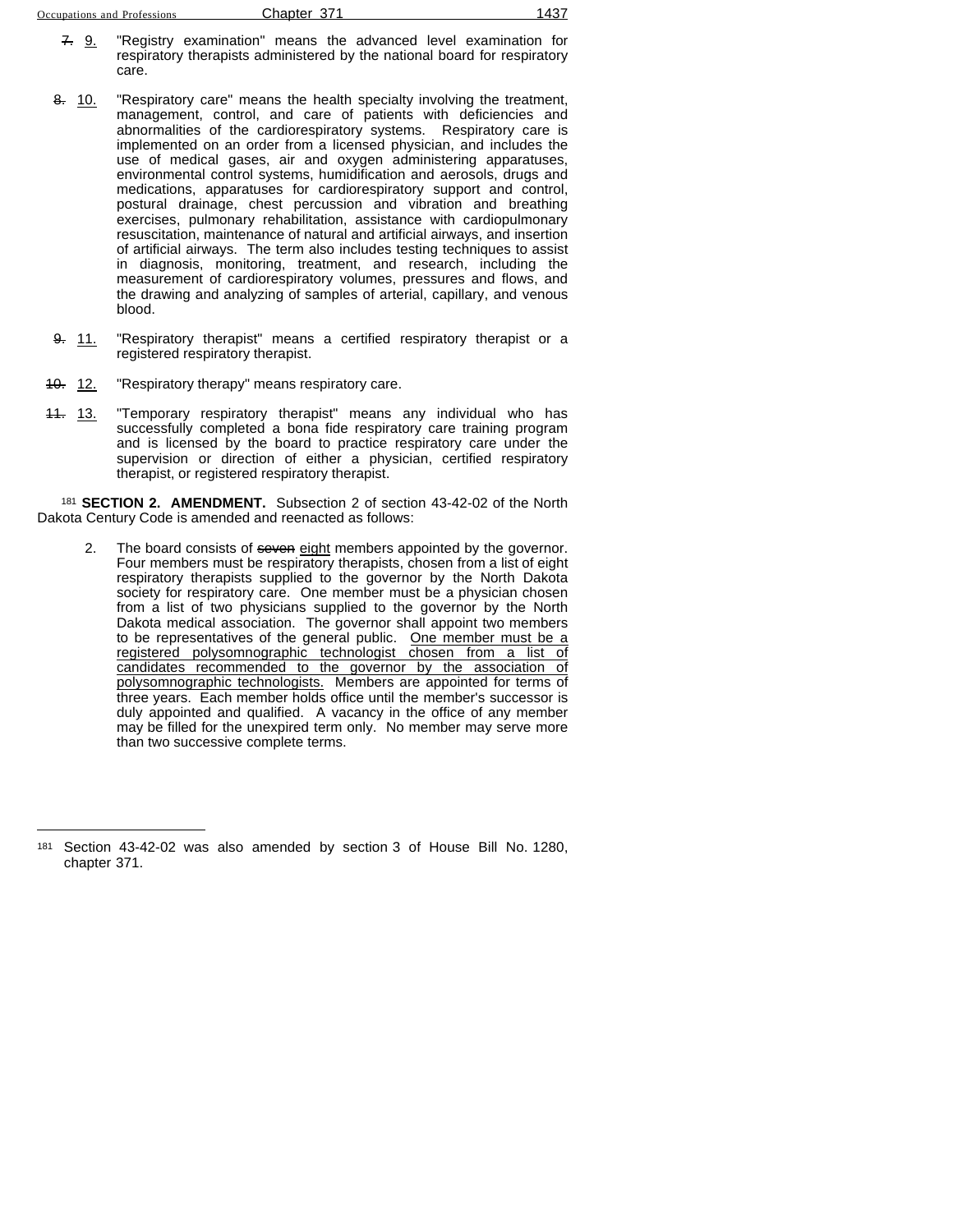~~7.~~ 9. "Registry examination" means the advanced level examination for respiratory therapists administered by the national board for respiratory care.

~~8.~~ 10. "Respiratory care" means the health specialty involving the treatment, management, control, and care of patients with deficiencies and abnormalities of the cardiorespiratory systems. Respiratory care is implemented on an order from a licensed physician, and includes the use of medical gases, air and oxygen administering apparatuses, environmental control systems, humidification and aerosols, drugs and medications, apparatuses for cardiorespiratory support and control, postural drainage, chest percussion and vibration and breathing exercises, pulmonary rehabilitation, assistance with cardiopulmonary resuscitation, maintenance of natural and artificial airways, and insertion of artificial airways. The term also includes testing techniques to assist in diagnosis, monitoring, treatment, and research, including the measurement of cardiorespiratory volumes, pressures and flows, and the drawing and analyzing of samples of arterial, capillary, and venous blood.

~~9.~~ 11. "Respiratory therapist" means a certified respiratory therapist or a registered respiratory therapist.

~~10.~~ 12. "Respiratory therapy" means respiratory care.

~~11.~~ 13. "Temporary respiratory therapist" means any individual who has successfully completed a bona fide respiratory care training program and is licensed by the board to practice respiratory care under the supervision or direction of either a physician, certified respiratory therapist, or registered respiratory therapist.

[181] **SECTION 2. AMENDMENT.** Subsection 2 of section 43-42-02 of the North Dakota Century Code is amended and reenacted as follows:

2. The board consists of ~~seven~~ eight members appointed by the governor. Four members must be respiratory therapists, chosen from a list of eight respiratory therapists supplied to the governor by the North Dakota society for respiratory care. One member must be a physician chosen from a list of two physicians supplied to the governor by the North Dakota medical association. The governor shall appoint two members to be representatives of the general public. One member must be a registered polysomnographic technologist chosen from a list of candidates recommended to the governor by the association of polysomnographic technologists. Members are appointed for terms of three years. Each member holds office until the member's successor is duly appointed and qualified. A vacancy in the office of any member may be filled for the unexpired term only. No member may serve more than two successive complete terms.

---

[181] Section 43-42-02 was also amended by section 3 of House Bill No. 1280, chapter 371.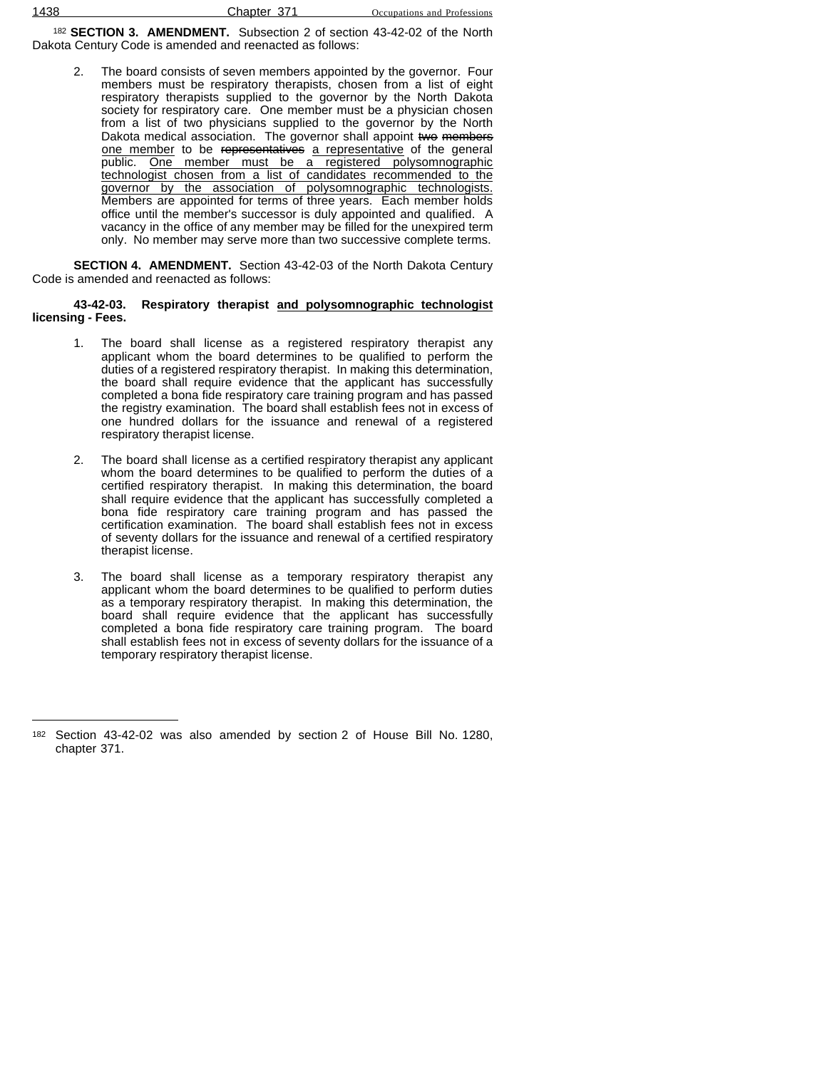[182] **SECTION 3. AMENDMENT.** Subsection 2 of section 43-42-02 of the North Dakota Century Code is amended and reenacted as follows:

2. The board consists of seven members appointed by the governor. Four members must be respiratory therapists, chosen from a list of eight respiratory therapists supplied to the governor by the North Dakota society for respiratory care. One member must be a physician chosen from a list of two physicians supplied to the governor by the North Dakota medical association. The governor shall appoint ~~two members~~ one member to be ~~representatives~~ a representative of the general public. One member must be a registered polysomnographic technologist chosen from a list of candidates recommended to the governor by the association of polysomnographic technologists. Members are appointed for terms of three years. Each member holds office until the member's successor is duly appointed and qualified. A vacancy in the office of any member may be filled for the unexpired term only. No member may serve more than two successive complete terms.

**SECTION 4. AMENDMENT.** Section 43-42-03 of the North Dakota Century Code is amended and reenacted as follows:

**43-42-03. Respiratory therapist and polysomnographic technologist licensing - Fees.**

1. The board shall license as a registered respiratory therapist any applicant whom the board determines to be qualified to perform the duties of a registered respiratory therapist. In making this determination, the board shall require evidence that the applicant has successfully completed a bona fide respiratory care training program and has passed the registry examination. The board shall establish fees not in excess of one hundred dollars for the issuance and renewal of a registered respiratory therapist license.

2. The board shall license as a certified respiratory therapist any applicant whom the board determines to be qualified to perform the duties of a certified respiratory therapist. In making this determination, the board shall require evidence that the applicant has successfully completed a bona fide respiratory care training program and has passed the certification examination. The board shall establish fees not in excess of seventy dollars for the issuance and renewal of a certified respiratory therapist license.

3. The board shall license as a temporary respiratory therapist any applicant whom the board determines to be qualified to perform duties as a temporary respiratory therapist. In making this determination, the board shall require evidence that the applicant has successfully completed a bona fide respiratory care training program. The board shall establish fees not in excess of seventy dollars for the issuance of a temporary respiratory therapist license.

---

[182] Section 43-42-02 was also amended by section 2 of House Bill No. 1280, chapter 371.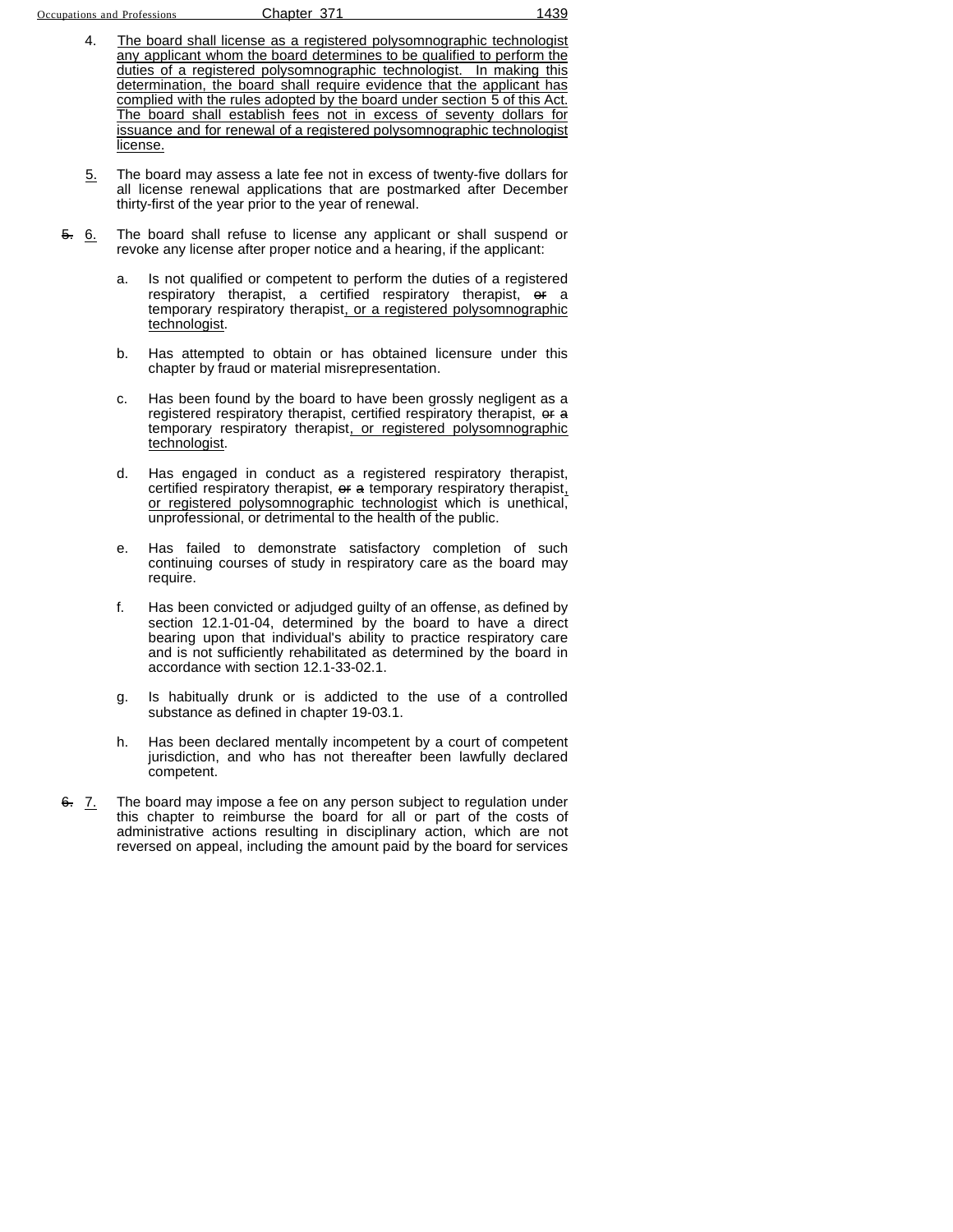4. The board shall license as a registered polysomnographic technologist any applicant whom the board determines to be qualified to perform the duties of a registered polysomnographic technologist. In making this determination, the board shall require evidence that the applicant has complied with the rules adopted by the board under section 5 of this Act. The board shall establish fees not in excess of seventy dollars for issuance and for renewal of a registered polysomnographic technologist license.

5. The board may assess a late fee not in excess of twenty-five dollars for all license renewal applications that are postmarked after December thirty-first of the year prior to the year of renewal.

~~5.~~ 6. The board shall refuse to license any applicant or shall suspend or revoke any license after proper notice and a hearing, if the applicant:

   a. Is not qualified or competent to perform the duties of a registered respiratory therapist, a certified respiratory therapist, ~~or~~ a temporary respiratory therapist, or a registered polysomnographic technologist.

   b. Has attempted to obtain or has obtained licensure under this chapter by fraud or material misrepresentation.

   c. Has been found by the board to have been grossly negligent as a registered respiratory therapist, certified respiratory therapist, ~~or a~~ temporary respiratory therapist, or registered polysomnographic technologist.

   d. Has engaged in conduct as a registered respiratory therapist, certified respiratory therapist, ~~or a~~ temporary respiratory therapist, or registered polysomnographic technologist which is unethical, unprofessional, or detrimental to the health of the public.

   e. Has failed to demonstrate satisfactory completion of such continuing courses of study in respiratory care as the board may require.

   f. Has been convicted or adjudged guilty of an offense, as defined by section 12.1-01-04, determined by the board to have a direct bearing upon that individual's ability to practice respiratory care and is not sufficiently rehabilitated as determined by the board in accordance with section 12.1-33-02.1.

   g. Is habitually drunk or is addicted to the use of a controlled substance as defined in chapter 19-03.1.

   h. Has been declared mentally incompetent by a court of competent jurisdiction, and who has not thereafter been lawfully declared competent.

~~6.~~ 7. The board may impose a fee on any person subject to regulation under this chapter to reimburse the board for all or part of the costs of administrative actions resulting in disciplinary action, which are not reversed on appeal, including the amount paid by the board for services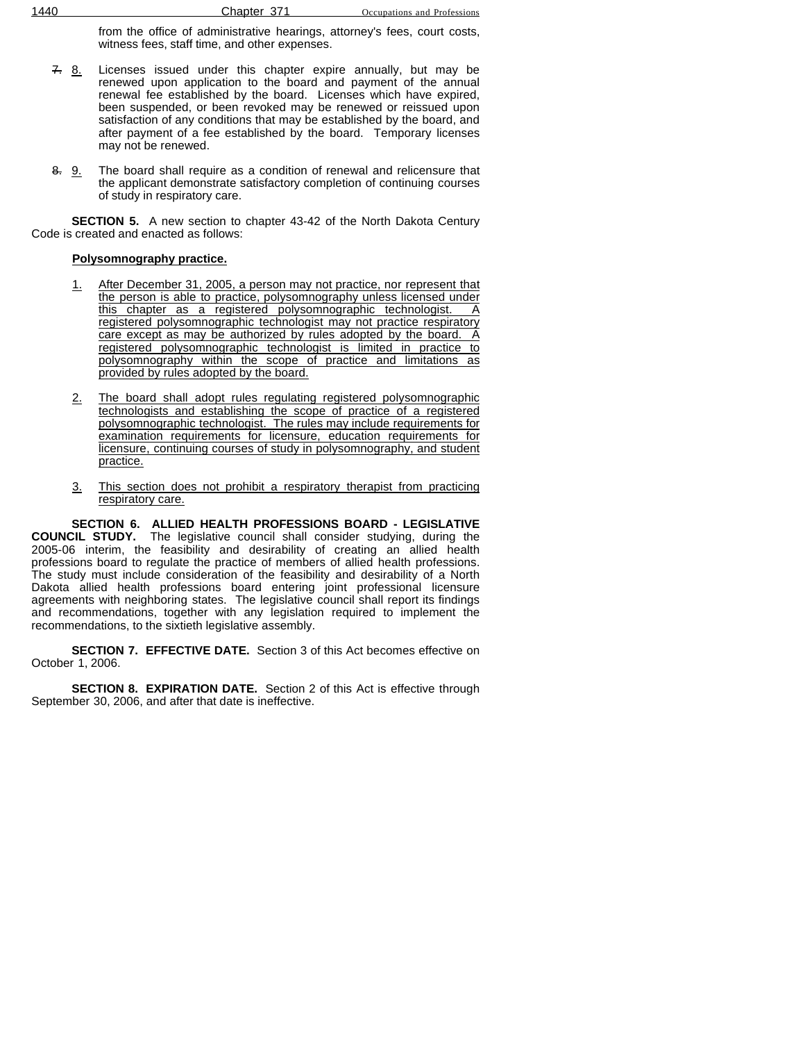from the office of administrative hearings, attorney's fees, court costs, witness fees, staff time, and other expenses.

~~7.~~ 8. Licenses issued under this chapter expire annually, but may be renewed upon application to the board and payment of the annual renewal fee established by the board. Licenses which have expired, been suspended, or been revoked may be renewed or reissued upon satisfaction of any conditions that may be established by the board, and after payment of a fee established by the board. Temporary licenses may not be renewed.

~~8.~~ 9. The board shall require as a condition of renewal and relicensure that the applicant demonstrate satisfactory completion of continuing courses of study in respiratory care.

**SECTION 5.** A new section to chapter 43-42 of the North Dakota Century Code is created and enacted as follows:

**Polysomnography practice.**

1. After December 31, 2005, a person may not practice, nor represent that the person is able to practice, polysomnography unless licensed under this chapter as a registered polysomnographic technologist. A registered polysomnographic technologist may not practice respiratory care except as may be authorized by rules adopted by the board. A registered polysomnographic technologist is limited in practice to polysomnography within the scope of practice and limitations as provided by rules adopted by the board.

2. The board shall adopt rules regulating registered polysomnographic technologists and establishing the scope of practice of a registered polysomnographic technologist. The rules may include requirements for examination requirements for licensure, education requirements for licensure, continuing courses of study in polysomnography, and student practice.

3. This section does not prohibit a respiratory therapist from practicing respiratory care.

**SECTION 6. ALLIED HEALTH PROFESSIONS BOARD - LEGISLATIVE COUNCIL STUDY.** The legislative council shall consider studying, during the 2005-06 interim, the feasibility and desirability of creating an allied health professions board to regulate the practice of members of allied health professions. The study must include consideration of the feasibility and desirability of a North Dakota allied health professions board entering joint professional licensure agreements with neighboring states. The legislative council shall report its findings and recommendations, together with any legislation required to implement the recommendations, to the sixtieth legislative assembly.

**SECTION 7. EFFECTIVE DATE.** Section 3 of this Act becomes effective on October 1, 2006.

**SECTION 8. EXPIRATION DATE.** Section 2 of this Act is effective through September 30, 2006, and after that date is ineffective.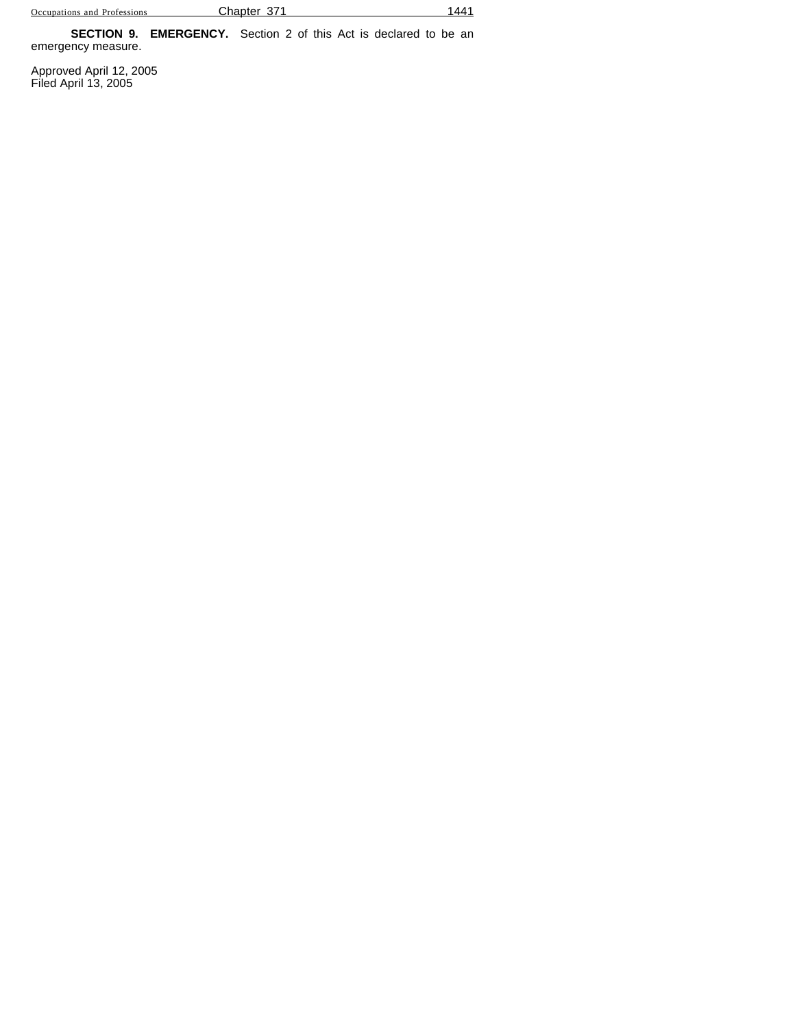**SECTION 9. EMERGENCY.** Section 2 of this Act is declared to be an emergency measure.

Approved April 12, 2005
Filed April 13, 2005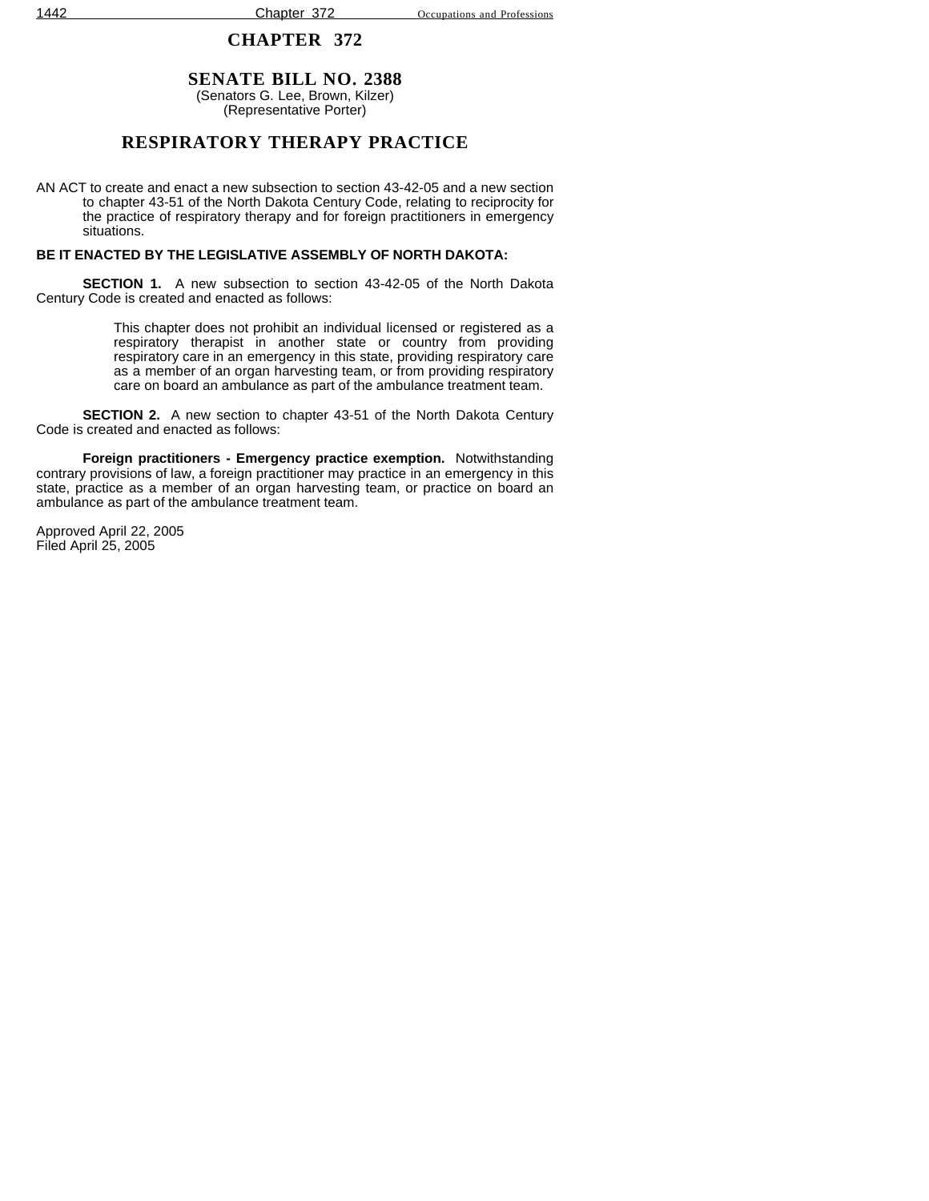# CHAPTER 372

## SENATE BILL NO. 2388

(Senators G. Lee, Brown, Kilzer)
(Representative Porter)

## RESPIRATORY THERAPY PRACTICE

AN ACT to create and enact a new subsection to section 43-42-05 and a new section to chapter 43-51 of the North Dakota Century Code, relating to reciprocity for the practice of respiratory therapy and for foreign practitioners in emergency situations.

**BE IT ENACTED BY THE LEGISLATIVE ASSEMBLY OF NORTH DAKOTA:**

**SECTION 1.** A new subsection to section 43-42-05 of the North Dakota Century Code is created and enacted as follows:

> This chapter does not prohibit an individual licensed or registered as a respiratory therapist in another state or country from providing respiratory care in an emergency in this state, providing respiratory care as a member of an organ harvesting team, or from providing respiratory care on board an ambulance as part of the ambulance treatment team.

**SECTION 2.** A new section to chapter 43-51 of the North Dakota Century Code is created and enacted as follows:

**Foreign practitioners - Emergency practice exemption.** Notwithstanding contrary provisions of law, a foreign practitioner may practice in an emergency in this state, practice as a member of an organ harvesting team, or practice on board an ambulance as part of the ambulance treatment team.

Approved April 22, 2005
Filed April 25, 2005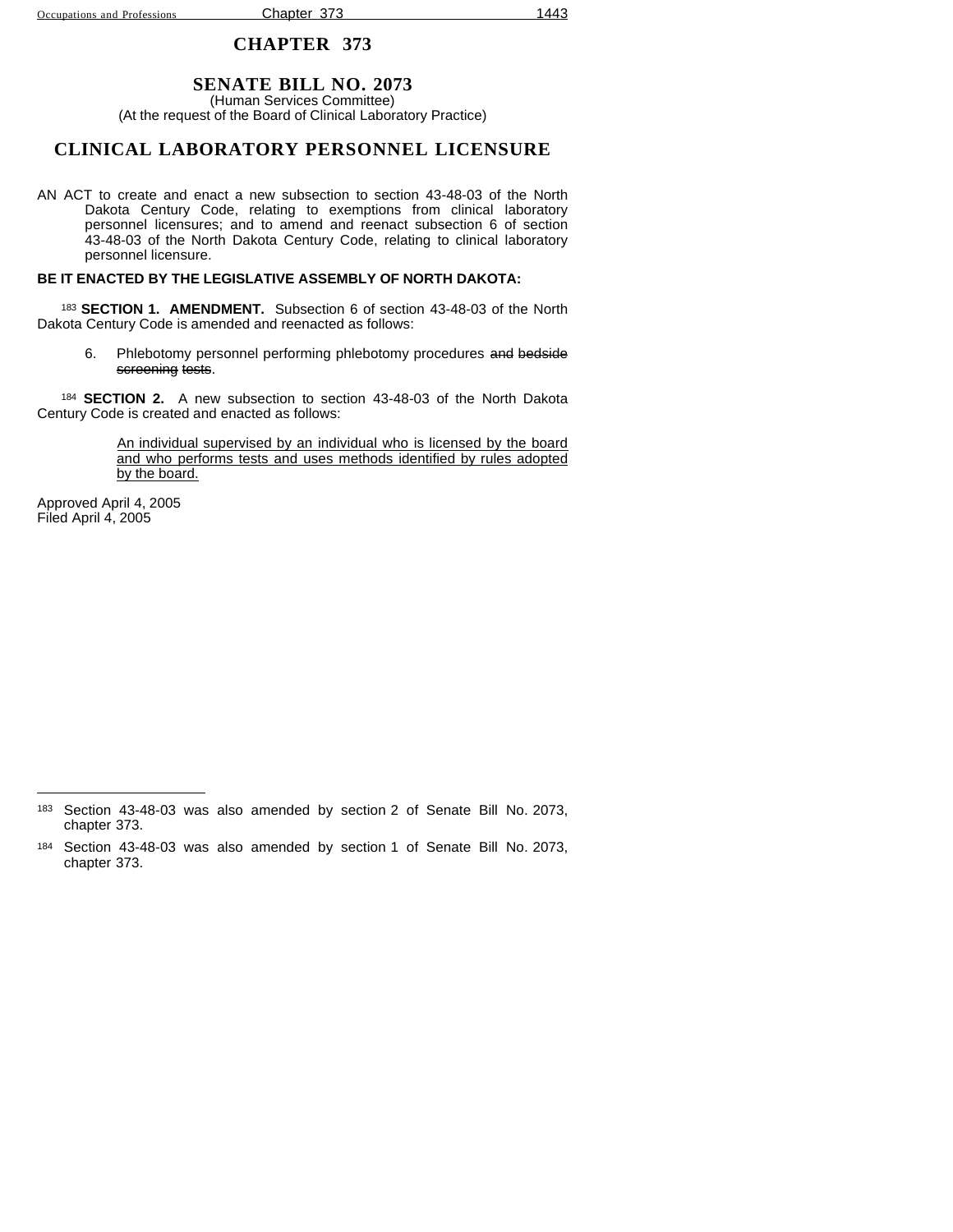# CHAPTER 373

## SENATE BILL NO. 2073

(Human Services Committee)
(At the request of the Board of Clinical Laboratory Practice)

## CLINICAL LABORATORY PERSONNEL LICENSURE

AN ACT to create and enact a new subsection to section 43-48-03 of the North Dakota Century Code, relating to exemptions from clinical laboratory personnel licensures; and to amend and reenact subsection 6 of section 43-48-03 of the North Dakota Century Code, relating to clinical laboratory personnel licensure.

**BE IT ENACTED BY THE LEGISLATIVE ASSEMBLY OF NORTH DAKOTA:**

[183] **SECTION 1. AMENDMENT.** Subsection 6 of section 43-48-03 of the North Dakota Century Code is amended and reenacted as follows:

6. Phlebotomy personnel performing phlebotomy procedures ~~and bedside screening tests~~.

[184] **SECTION 2.** A new subsection to section 43-48-03 of the North Dakota Century Code is created and enacted as follows:

<u>An individual supervised by an individual who is licensed by the board and who performs tests and uses methods identified by rules adopted by the board.</u>

Approved April 4, 2005
Filed April 4, 2005

---

[183] Section 43-48-03 was also amended by section 2 of Senate Bill No. 2073, chapter 373.

[184] Section 43-48-03 was also amended by section 1 of Senate Bill No. 2073, chapter 373.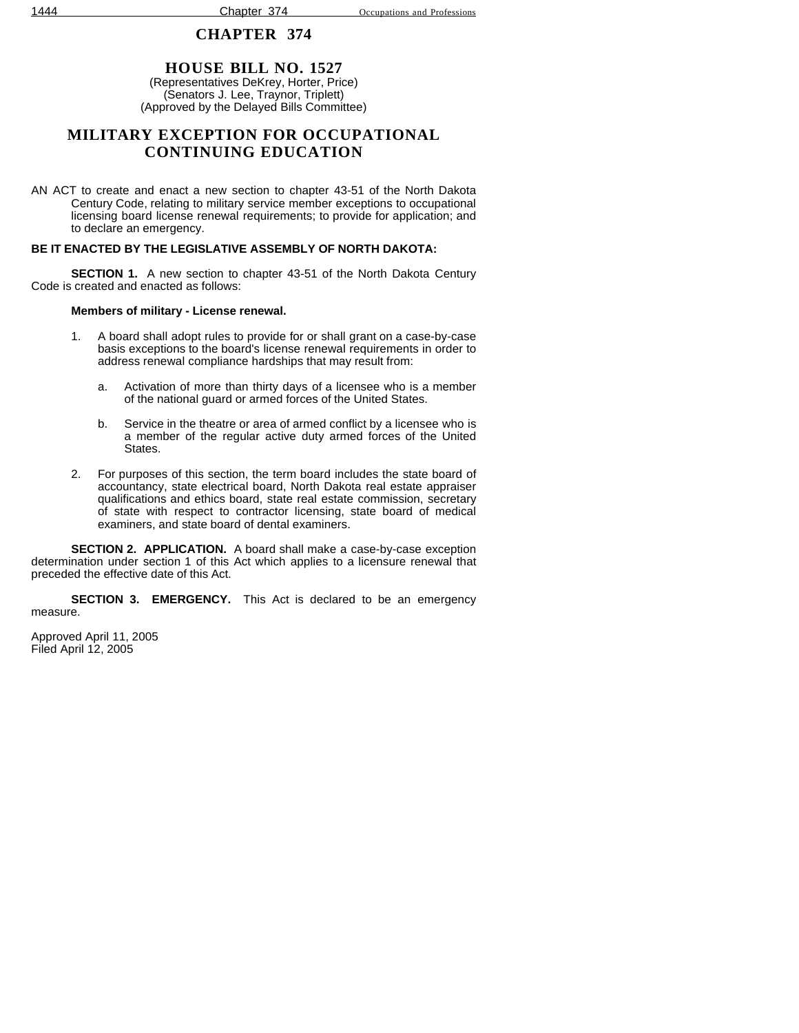# CHAPTER 374

## HOUSE BILL NO. 1527

(Representatives DeKrey, Horter, Price)
(Senators J. Lee, Traynor, Triplett)
(Approved by the Delayed Bills Committee)

## MILITARY EXCEPTION FOR OCCUPATIONAL CONTINUING EDUCATION

AN ACT to create and enact a new section to chapter 43-51 of the North Dakota Century Code, relating to military service member exceptions to occupational licensing board license renewal requirements; to provide for application; and to declare an emergency.

**BE IT ENACTED BY THE LEGISLATIVE ASSEMBLY OF NORTH DAKOTA:**

**SECTION 1.** A new section to chapter 43-51 of the North Dakota Century Code is created and enacted as follows:

**Members of military - License renewal.**

1. A board shall adopt rules to provide for or shall grant on a case-by-case basis exceptions to the board's license renewal requirements in order to address renewal compliance hardships that may result from:

   a. Activation of more than thirty days of a licensee who is a member of the national guard or armed forces of the United States.

   b. Service in the theatre or area of armed conflict by a licensee who is a member of the regular active duty armed forces of the United States.

2. For purposes of this section, the term board includes the state board of accountancy, state electrical board, North Dakota real estate appraiser qualifications and ethics board, state real estate commission, secretary of state with respect to contractor licensing, state board of medical examiners, and state board of dental examiners.

**SECTION 2. APPLICATION.** A board shall make a case-by-case exception determination under section 1 of this Act which applies to a licensure renewal that preceded the effective date of this Act.

**SECTION 3. EMERGENCY.** This Act is declared to be an emergency measure.

Approved April 11, 2005
Filed April 12, 2005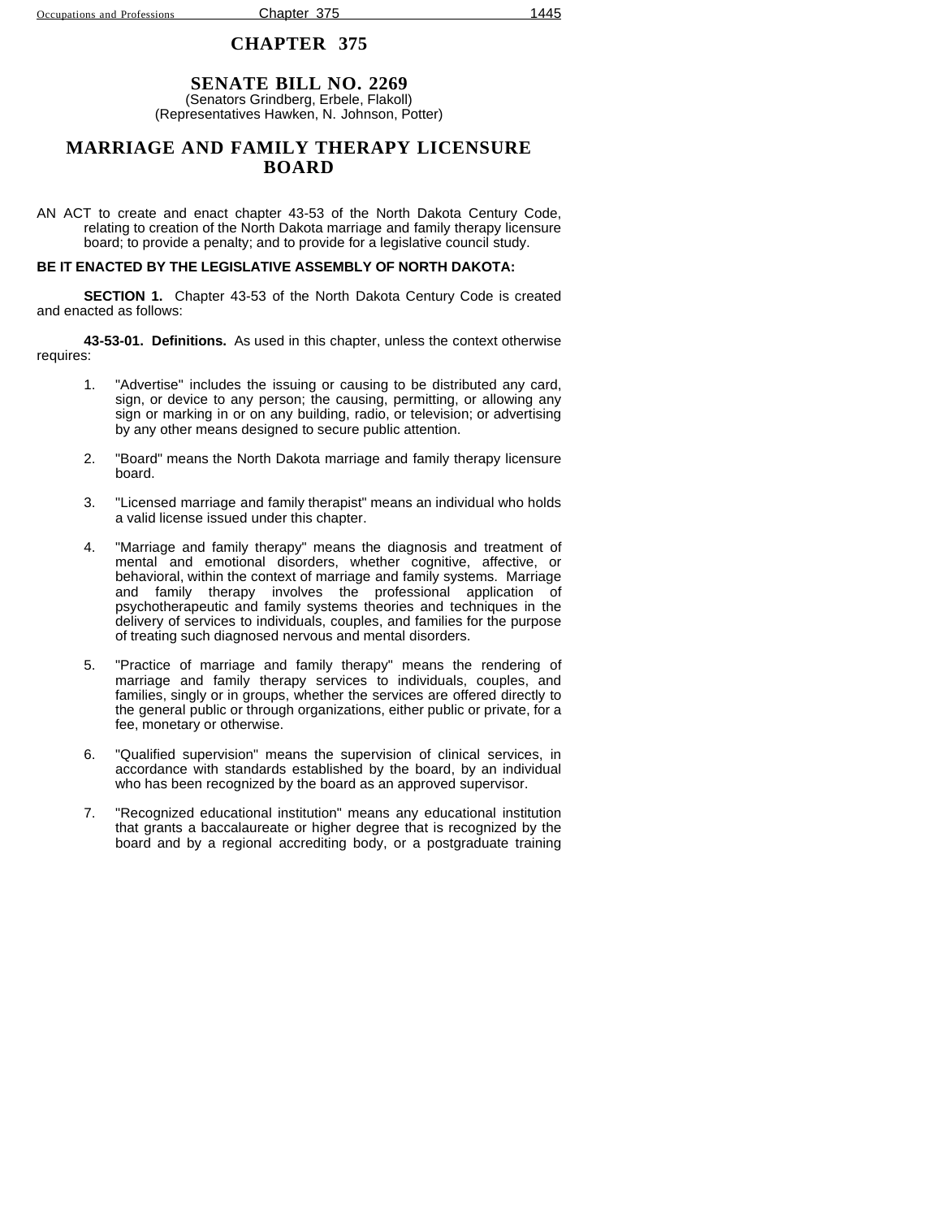# CHAPTER 375

## SENATE BILL NO. 2269

(Senators Grindberg, Erbele, Flakoll)
(Representatives Hawken, N. Johnson, Potter)

## MARRIAGE AND FAMILY THERAPY LICENSURE BOARD

AN ACT to create and enact chapter 43-53 of the North Dakota Century Code, relating to creation of the North Dakota marriage and family therapy licensure board; to provide a penalty; and to provide for a legislative council study.

**BE IT ENACTED BY THE LEGISLATIVE ASSEMBLY OF NORTH DAKOTA:**

**SECTION 1.** Chapter 43-53 of the North Dakota Century Code is created and enacted as follows:

**43-53-01. Definitions.** As used in this chapter, unless the context otherwise requires:

1. "Advertise" includes the issuing or causing to be distributed any card, sign, or device to any person; the causing, permitting, or allowing any sign or marking in or on any building, radio, or television; or advertising by any other means designed to secure public attention.

2. "Board" means the North Dakota marriage and family therapy licensure board.

3. "Licensed marriage and family therapist" means an individual who holds a valid license issued under this chapter.

4. "Marriage and family therapy" means the diagnosis and treatment of mental and emotional disorders, whether cognitive, affective, or behavioral, within the context of marriage and family systems. Marriage and family therapy involves the professional application of psychotherapeutic and family systems theories and techniques in the delivery of services to individuals, couples, and families for the purpose of treating such diagnosed nervous and mental disorders.

5. "Practice of marriage and family therapy" means the rendering of marriage and family therapy services to individuals, couples, and families, singly or in groups, whether the services are offered directly to the general public or through organizations, either public or private, for a fee, monetary or otherwise.

6. "Qualified supervision" means the supervision of clinical services, in accordance with standards established by the board, by an individual who has been recognized by the board as an approved supervisor.

7. "Recognized educational institution" means any educational institution that grants a baccalaureate or higher degree that is recognized by the board and by a regional accrediting body, or a postgraduate training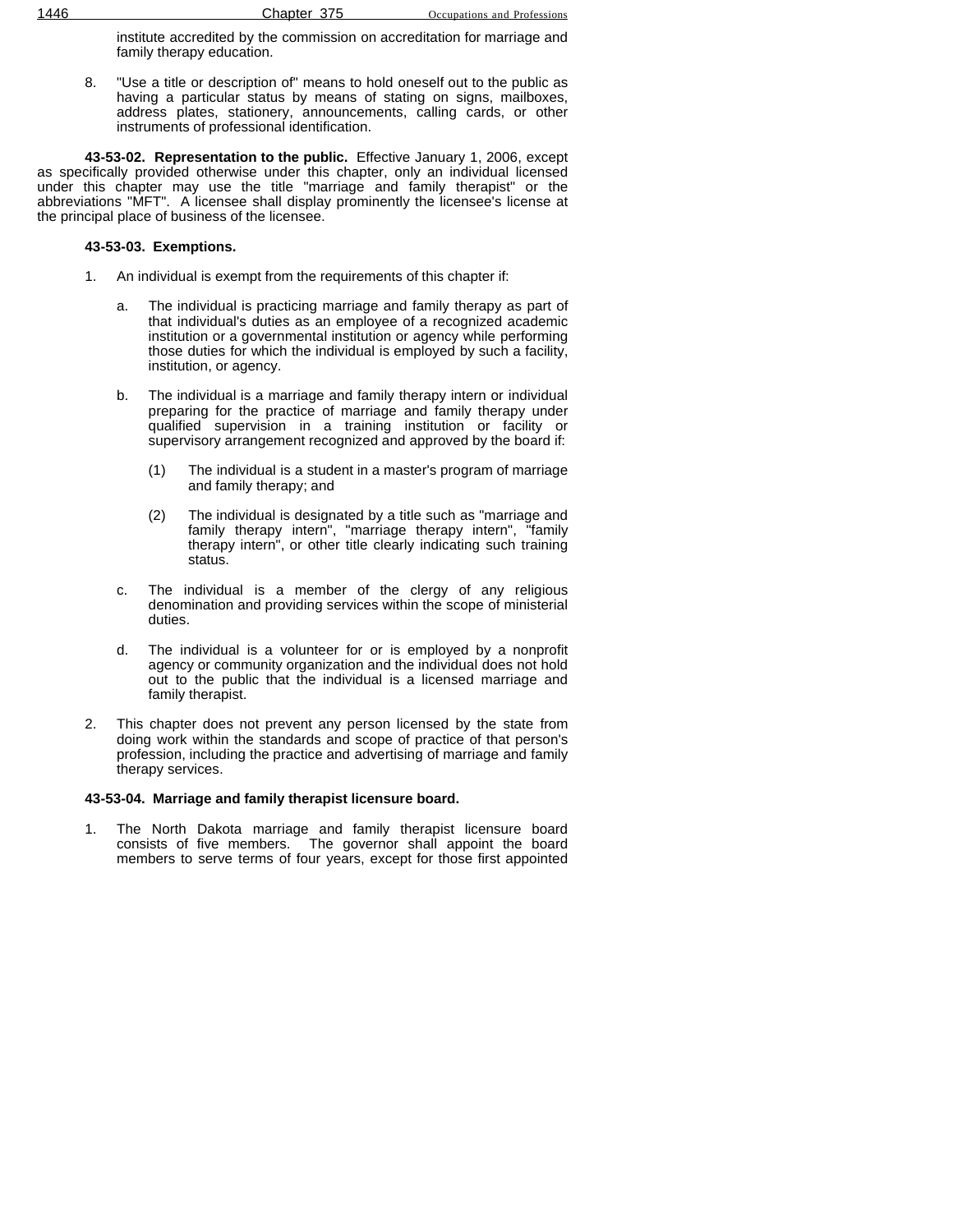institute accredited by the commission on accreditation for marriage and family therapy education.

8. "Use a title or description of" means to hold oneself out to the public as having a particular status by means of stating on signs, mailboxes, address plates, stationery, announcements, calling cards, or other instruments of professional identification.

**43-53-02. Representation to the public.** Effective January 1, 2006, except as specifically provided otherwise under this chapter, only an individual licensed under this chapter may use the title "marriage and family therapist" or the abbreviations "MFT". A licensee shall display prominently the licensee's license at the principal place of business of the licensee.

**43-53-03. Exemptions.**

1. An individual is exempt from the requirements of this chapter if:

   a. The individual is practicing marriage and family therapy as part of that individual's duties as an employee of a recognized academic institution or a governmental institution or agency while performing those duties for which the individual is employed by such a facility, institution, or agency.

   b. The individual is a marriage and family therapy intern or individual preparing for the practice of marriage and family therapy under qualified supervision in a training institution or facility or supervisory arrangement recognized and approved by the board if:

      (1) The individual is a student in a master's program of marriage and family therapy; and

      (2) The individual is designated by a title such as "marriage and family therapy intern", "marriage therapy intern", "family therapy intern", or other title clearly indicating such training status.

   c. The individual is a member of the clergy of any religious denomination and providing services within the scope of ministerial duties.

   d. The individual is a volunteer for or is employed by a nonprofit agency or community organization and the individual does not hold out to the public that the individual is a licensed marriage and family therapist.

2. This chapter does not prevent any person licensed by the state from doing work within the standards and scope of practice of that person's profession, including the practice and advertising of marriage and family therapy services.

**43-53-04. Marriage and family therapist licensure board.**

1. The North Dakota marriage and family therapist licensure board consists of five members. The governor shall appoint the board members to serve terms of four years, except for those first appointed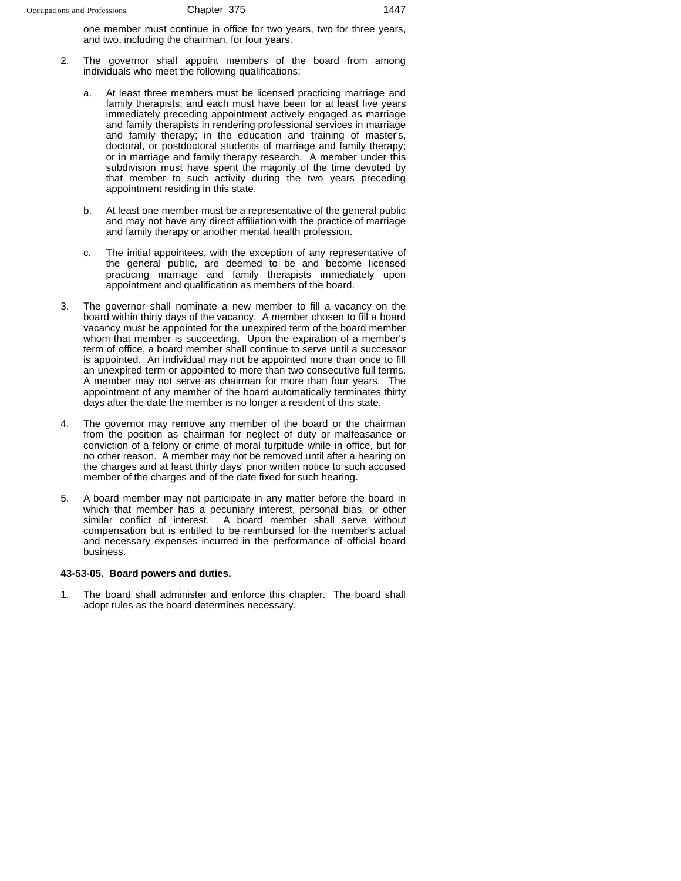one member must continue in office for two years, two for three years, and two, including the chairman, for four years.

2. The governor shall appoint members of the board from among individuals who meet the following qualifications:

   a. At least three members must be licensed practicing marriage and family therapists; and each must have been for at least five years immediately preceding appointment actively engaged as marriage and family therapists in rendering professional services in marriage and family therapy; in the education and training of master's, doctoral, or postdoctoral students of marriage and family therapy; or in marriage and family therapy research. A member under this subdivision must have spent the majority of the time devoted by that member to such activity during the two years preceding appointment residing in this state.

   b. At least one member must be a representative of the general public and may not have any direct affiliation with the practice of marriage and family therapy or another mental health profession.

   c. The initial appointees, with the exception of any representative of the general public, are deemed to be and become licensed practicing marriage and family therapists immediately upon appointment and qualification as members of the board.

3. The governor shall nominate a new member to fill a vacancy on the board within thirty days of the vacancy. A member chosen to fill a board vacancy must be appointed for the unexpired term of the board member whom that member is succeeding. Upon the expiration of a member's term of office, a board member shall continue to serve until a successor is appointed. An individual may not be appointed more than once to fill an unexpired term or appointed to more than two consecutive full terms. A member may not serve as chairman for more than four years. The appointment of any member of the board automatically terminates thirty days after the date the member is no longer a resident of this state.

4. The governor may remove any member of the board or the chairman from the position as chairman for neglect of duty or malfeasance or conviction of a felony or crime of moral turpitude while in office, but for no other reason. A member may not be removed until after a hearing on the charges and at least thirty days' prior written notice to such accused member of the charges and of the date fixed for such hearing.

5. A board member may not participate in any matter before the board in which that member has a pecuniary interest, personal bias, or other similar conflict of interest. A board member shall serve without compensation but is entitled to be reimbursed for the member's actual and necessary expenses incurred in the performance of official board business.

**43-53-05. Board powers and duties.**

1. The board shall administer and enforce this chapter. The board shall adopt rules as the board determines necessary.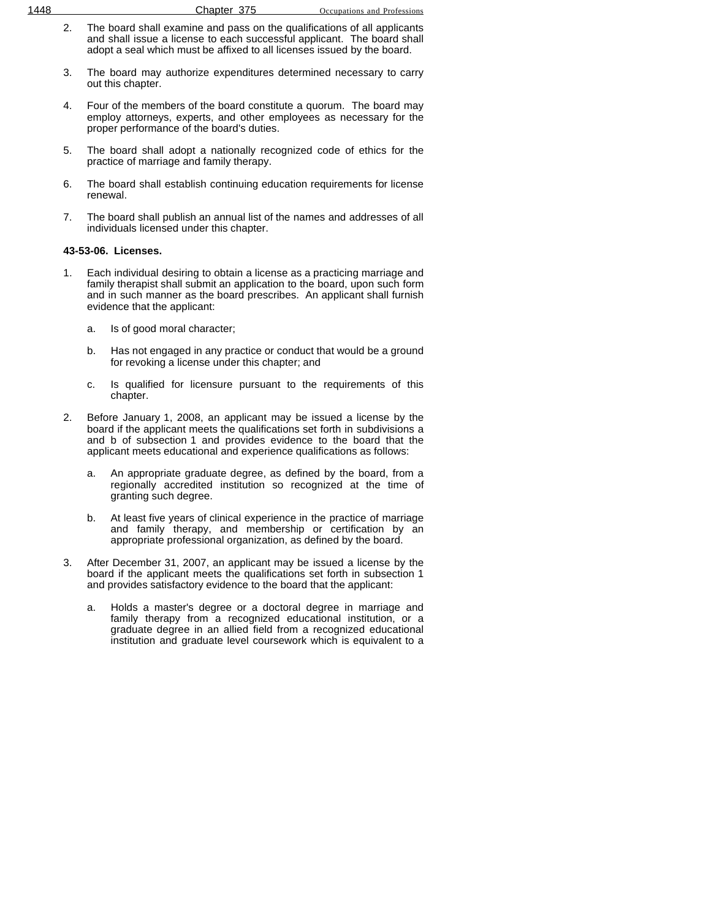2. The board shall examine and pass on the qualifications of all applicants and shall issue a license to each successful applicant. The board shall adopt a seal which must be affixed to all licenses issued by the board.

3. The board may authorize expenditures determined necessary to carry out this chapter.

4. Four of the members of the board constitute a quorum. The board may employ attorneys, experts, and other employees as necessary for the proper performance of the board's duties.

5. The board shall adopt a nationally recognized code of ethics for the practice of marriage and family therapy.

6. The board shall establish continuing education requirements for license renewal.

7. The board shall publish an annual list of the names and addresses of all individuals licensed under this chapter.

**43-53-06. Licenses.**

1. Each individual desiring to obtain a license as a practicing marriage and family therapist shall submit an application to the board, upon such form and in such manner as the board prescribes. An applicant shall furnish evidence that the applicant:

   a. Is of good moral character;

   b. Has not engaged in any practice or conduct that would be a ground for revoking a license under this chapter; and

   c. Is qualified for licensure pursuant to the requirements of this chapter.

2. Before January 1, 2008, an applicant may be issued a license by the board if the applicant meets the qualifications set forth in subdivisions a and b of subsection 1 and provides evidence to the board that the applicant meets educational and experience qualifications as follows:

   a. An appropriate graduate degree, as defined by the board, from a regionally accredited institution so recognized at the time of granting such degree.

   b. At least five years of clinical experience in the practice of marriage and family therapy, and membership or certification by an appropriate professional organization, as defined by the board.

3. After December 31, 2007, an applicant may be issued a license by the board if the applicant meets the qualifications set forth in subsection 1 and provides satisfactory evidence to the board that the applicant:

   a. Holds a master's degree or a doctoral degree in marriage and family therapy from a recognized educational institution, or a graduate degree in an allied field from a recognized educational institution and graduate level coursework which is equivalent to a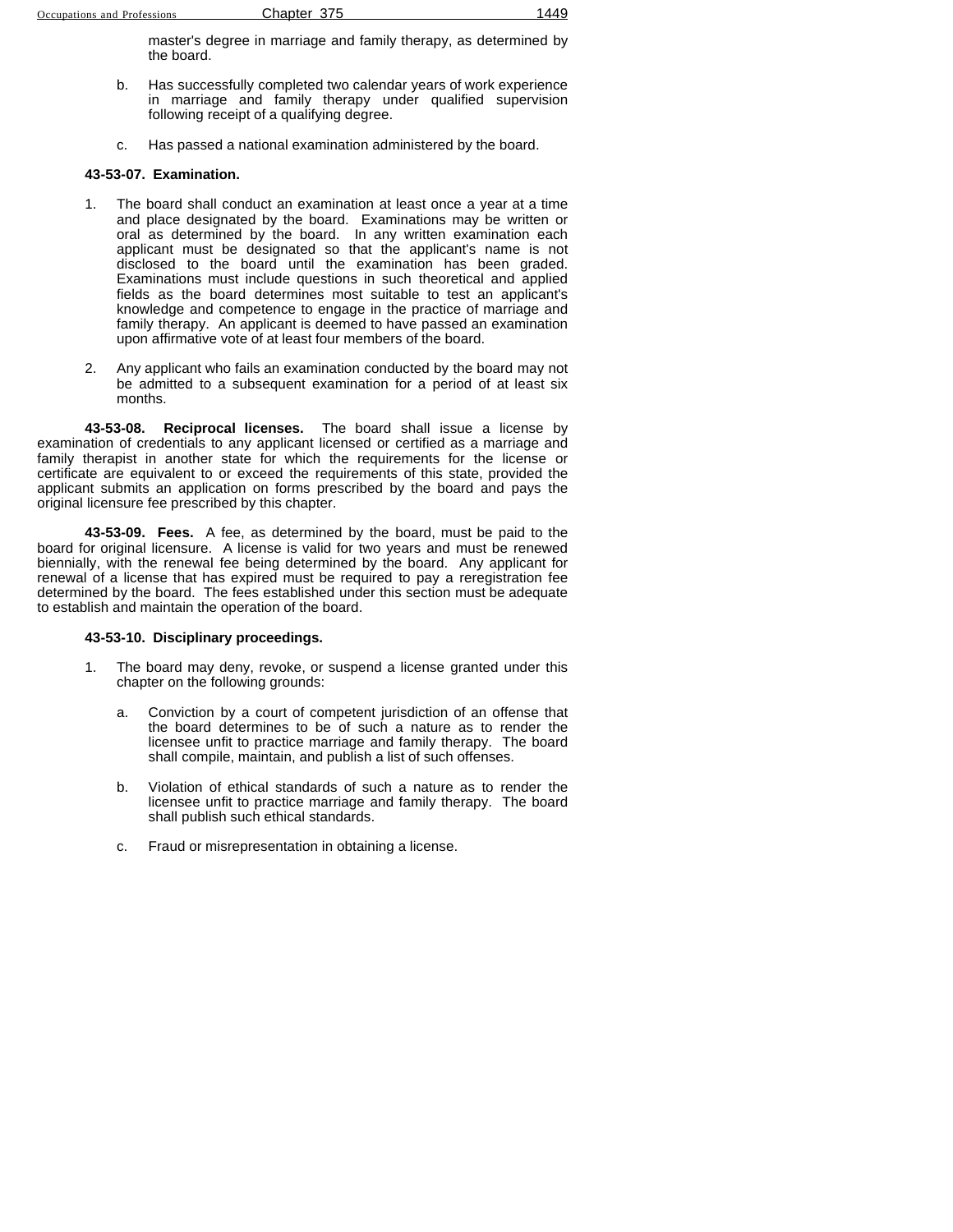master's degree in marriage and family therapy, as determined by the board.

b. Has successfully completed two calendar years of work experience in marriage and family therapy under qualified supervision following receipt of a qualifying degree.

c. Has passed a national examination administered by the board.

**43-53-07. Examination.**

1. The board shall conduct an examination at least once a year at a time and place designated by the board. Examinations may be written or oral as determined by the board. In any written examination each applicant must be designated so that the applicant's name is not disclosed to the board until the examination has been graded. Examinations must include questions in such theoretical and applied fields as the board determines most suitable to test an applicant's knowledge and competence to engage in the practice of marriage and family therapy. An applicant is deemed to have passed an examination upon affirmative vote of at least four members of the board.

2. Any applicant who fails an examination conducted by the board may not be admitted to a subsequent examination for a period of at least six months.

**43-53-08. Reciprocal licenses.** The board shall issue a license by examination of credentials to any applicant licensed or certified as a marriage and family therapist in another state for which the requirements for the license or certificate are equivalent to or exceed the requirements of this state, provided the applicant submits an application on forms prescribed by the board and pays the original licensure fee prescribed by this chapter.

**43-53-09. Fees.** A fee, as determined by the board, must be paid to the board for original licensure. A license is valid for two years and must be renewed biennially, with the renewal fee being determined by the board. Any applicant for renewal of a license that has expired must be required to pay a reregistration fee determined by the board. The fees established under this section must be adequate to establish and maintain the operation of the board.

**43-53-10. Disciplinary proceedings.**

1. The board may deny, revoke, or suspend a license granted under this chapter on the following grounds:

   a. Conviction by a court of competent jurisdiction of an offense that the board determines to be of such a nature as to render the licensee unfit to practice marriage and family therapy. The board shall compile, maintain, and publish a list of such offenses.

   b. Violation of ethical standards of such a nature as to render the licensee unfit to practice marriage and family therapy. The board shall publish such ethical standards.

   c. Fraud or misrepresentation in obtaining a license.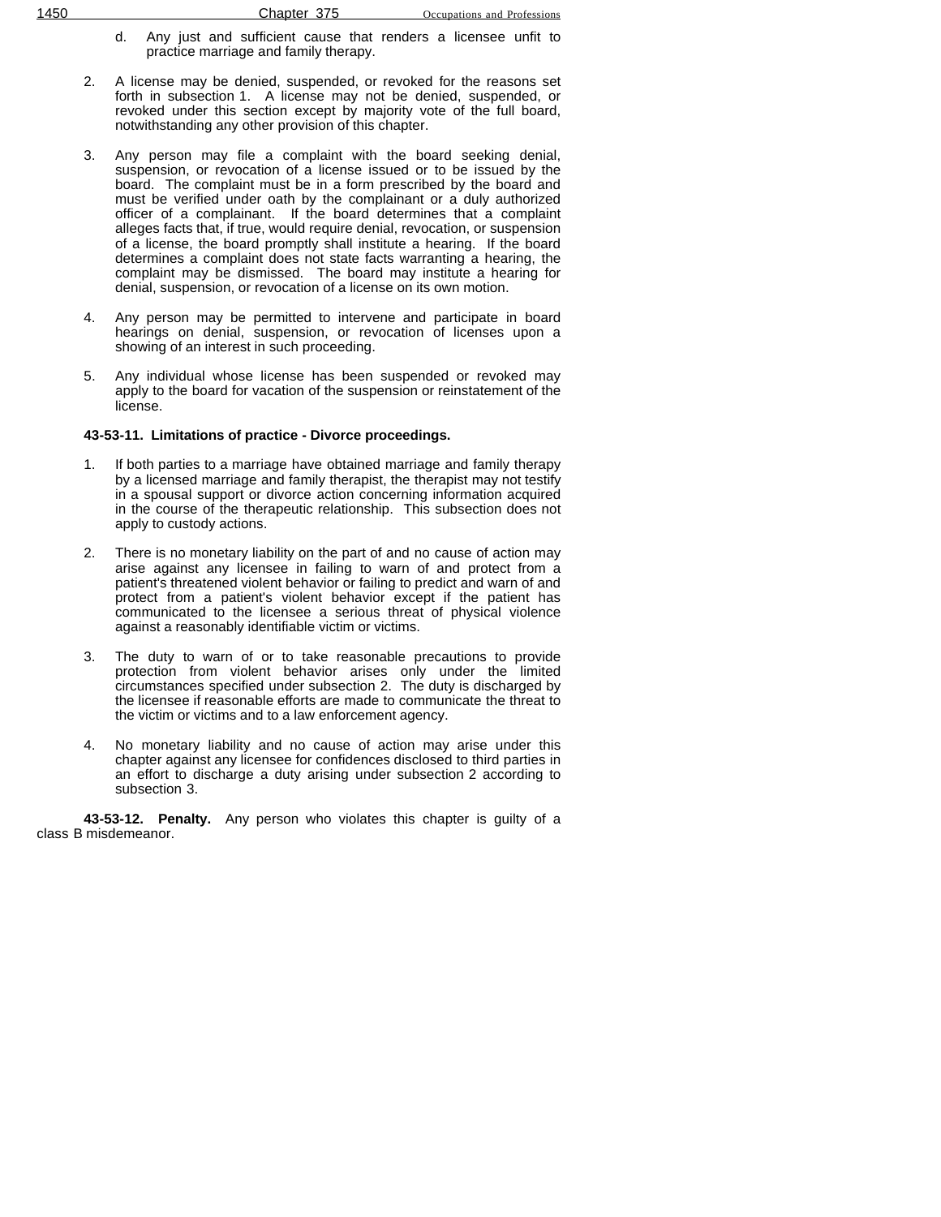d. Any just and sufficient cause that renders a licensee unfit to practice marriage and family therapy.

2. A license may be denied, suspended, or revoked for the reasons set forth in subsection 1. A license may not be denied, suspended, or revoked under this section except by majority vote of the full board, notwithstanding any other provision of this chapter.

3. Any person may file a complaint with the board seeking denial, suspension, or revocation of a license issued or to be issued by the board. The complaint must be in a form prescribed by the board and must be verified under oath by the complainant or a duly authorized officer of a complainant. If the board determines that a complaint alleges facts that, if true, would require denial, revocation, or suspension of a license, the board promptly shall institute a hearing. If the board determines a complaint does not state facts warranting a hearing, the complaint may be dismissed. The board may institute a hearing for denial, suspension, or revocation of a license on its own motion.

4. Any person may be permitted to intervene and participate in board hearings on denial, suspension, or revocation of licenses upon a showing of an interest in such proceeding.

5. Any individual whose license has been suspended or revoked may apply to the board for vacation of the suspension or reinstatement of the license.

**43-53-11. Limitations of practice - Divorce proceedings.**

1. If both parties to a marriage have obtained marriage and family therapy by a licensed marriage and family therapist, the therapist may not testify in a spousal support or divorce action concerning information acquired in the course of the therapeutic relationship. This subsection does not apply to custody actions.

2. There is no monetary liability on the part of and no cause of action may arise against any licensee in failing to warn of and protect from a patient's threatened violent behavior or failing to predict and warn of and protect from a patient's violent behavior except if the patient has communicated to the licensee a serious threat of physical violence against a reasonably identifiable victim or victims.

3. The duty to warn of or to take reasonable precautions to provide protection from violent behavior arises only under the limited circumstances specified under subsection 2. The duty is discharged by the licensee if reasonable efforts are made to communicate the threat to the victim or victims and to a law enforcement agency.

4. No monetary liability and no cause of action may arise under this chapter against any licensee for confidences disclosed to third parties in an effort to discharge a duty arising under subsection 2 according to subsection 3.

**43-53-12. Penalty.** Any person who violates this chapter is guilty of a class B misdemeanor.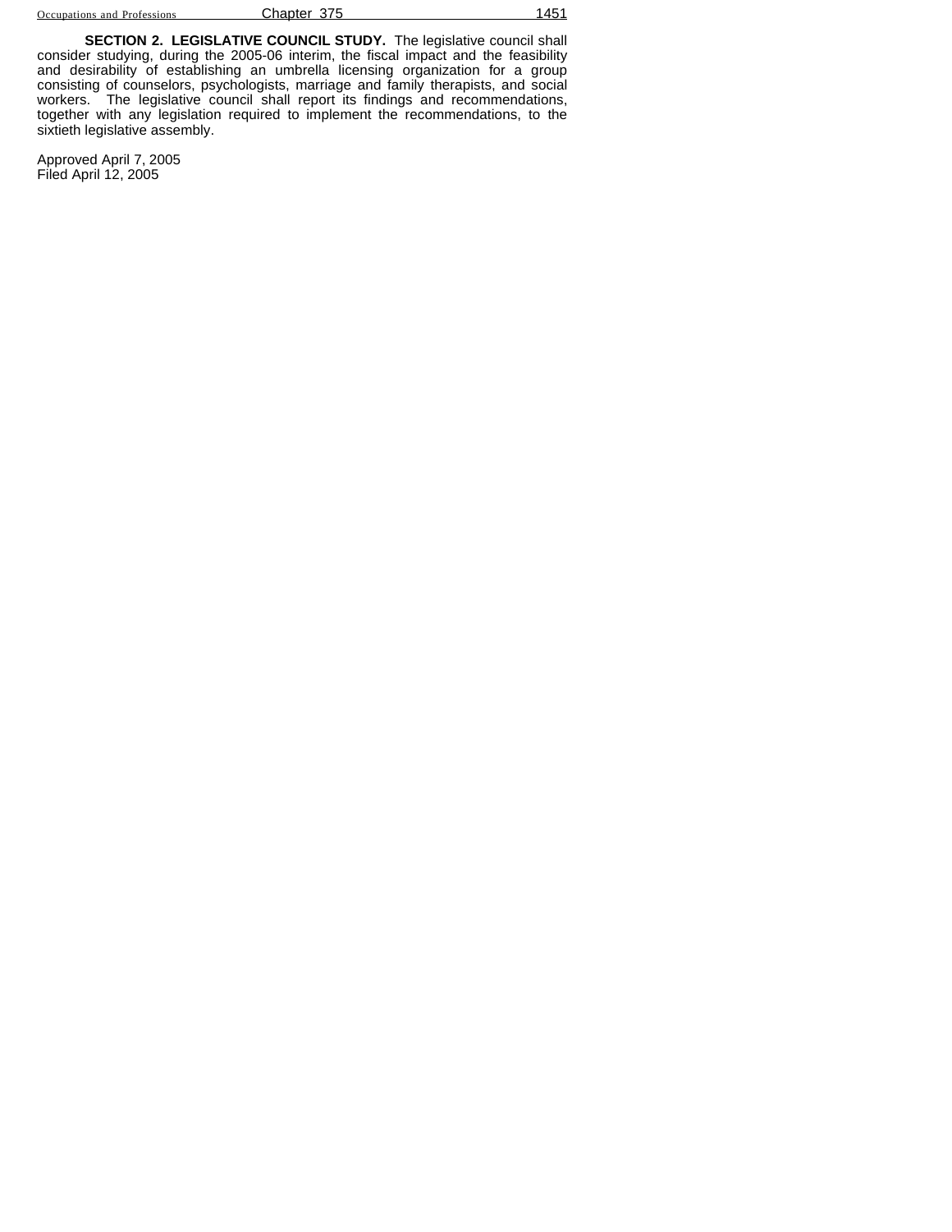**SECTION 2. LEGISLATIVE COUNCIL STUDY.** The legislative council shall consider studying, during the 2005-06 interim, the fiscal impact and the feasibility and desirability of establishing an umbrella licensing organization for a group consisting of counselors, psychologists, marriage and family therapists, and social workers. The legislative council shall report its findings and recommendations, together with any legislation required to implement the recommendations, to the sixtieth legislative assembly.

Approved April 7, 2005
Filed April 12, 2005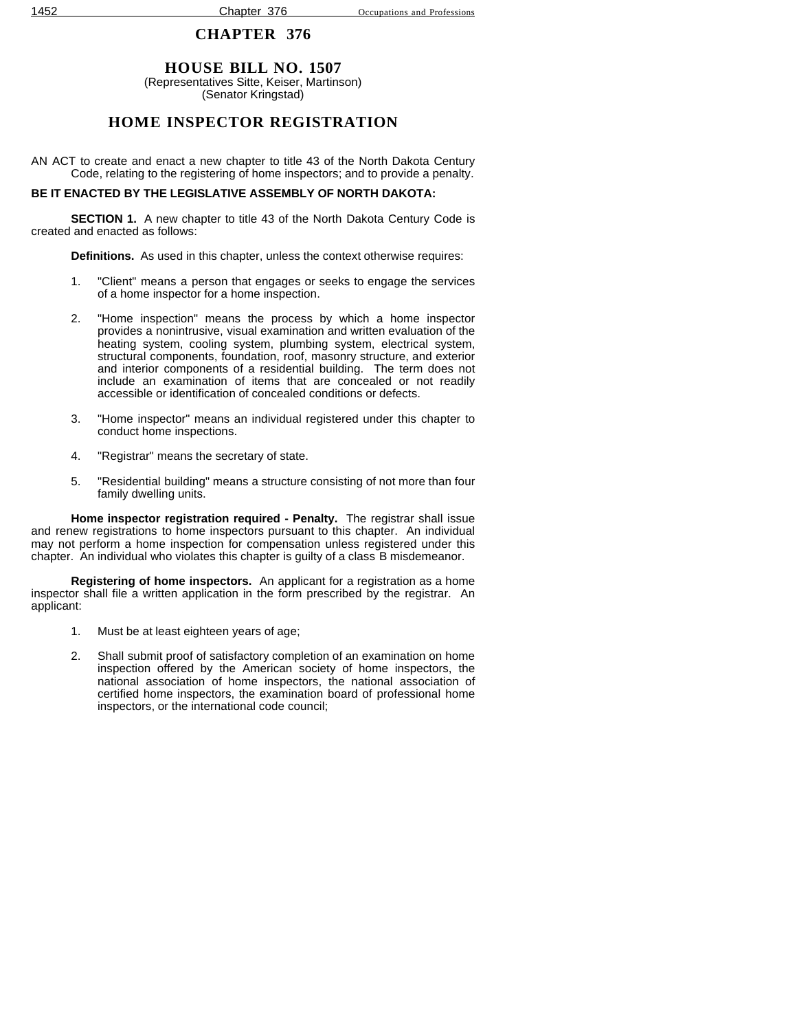# CHAPTER 376

## HOUSE BILL NO. 1507

(Representatives Sitte, Keiser, Martinson)
(Senator Kringstad)

## HOME INSPECTOR REGISTRATION

AN ACT to create and enact a new chapter to title 43 of the North Dakota Century Code, relating to the registering of home inspectors; and to provide a penalty.

**BE IT ENACTED BY THE LEGISLATIVE ASSEMBLY OF NORTH DAKOTA:**

**SECTION 1.** A new chapter to title 43 of the North Dakota Century Code is created and enacted as follows:

**Definitions.** As used in this chapter, unless the context otherwise requires:

1. "Client" means a person that engages or seeks to engage the services of a home inspector for a home inspection.
2. "Home inspection" means the process by which a home inspector provides a nonintrusive, visual examination and written evaluation of the heating system, cooling system, plumbing system, electrical system, structural components, foundation, roof, masonry structure, and exterior and interior components of a residential building. The term does not include an examination of items that are concealed or not readily accessible or identification of concealed conditions or defects.
3. "Home inspector" means an individual registered under this chapter to conduct home inspections.
4. "Registrar" means the secretary of state.
5. "Residential building" means a structure consisting of not more than four family dwelling units.

**Home inspector registration required - Penalty.** The registrar shall issue and renew registrations to home inspectors pursuant to this chapter. An individual may not perform a home inspection for compensation unless registered under this chapter. An individual who violates this chapter is guilty of a class B misdemeanor.

**Registering of home inspectors.** An applicant for a registration as a home inspector shall file a written application in the form prescribed by the registrar. An applicant:

1. Must be at least eighteen years of age;
2. Shall submit proof of satisfactory completion of an examination on home inspection offered by the American society of home inspectors, the national association of home inspectors, the national association of certified home inspectors, the examination board of professional home inspectors, or the international code council;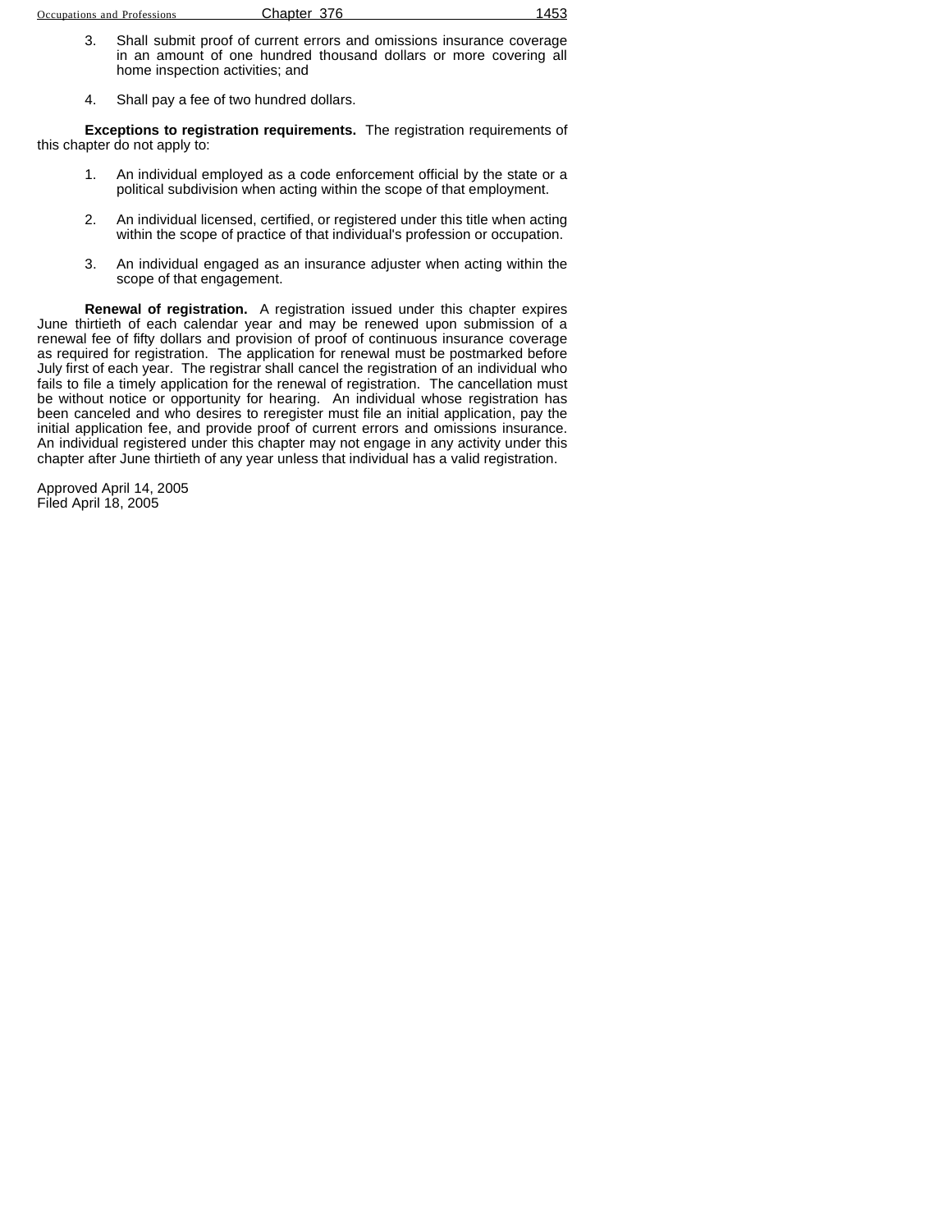3. Shall submit proof of current errors and omissions insurance coverage in an amount of one hundred thousand dollars or more covering all home inspection activities; and

4. Shall pay a fee of two hundred dollars.

**Exceptions to registration requirements.** The registration requirements of this chapter do not apply to:

1. An individual employed as a code enforcement official by the state or a political subdivision when acting within the scope of that employment.

2. An individual licensed, certified, or registered under this title when acting within the scope of practice of that individual's profession or occupation.

3. An individual engaged as an insurance adjuster when acting within the scope of that engagement.

**Renewal of registration.** A registration issued under this chapter expires June thirtieth of each calendar year and may be renewed upon submission of a renewal fee of fifty dollars and provision of proof of continuous insurance coverage as required for registration. The application for renewal must be postmarked before July first of each year. The registrar shall cancel the registration of an individual who fails to file a timely application for the renewal of registration. The cancellation must be without notice or opportunity for hearing. An individual whose registration has been canceled and who desires to reregister must file an initial application, pay the initial application fee, and provide proof of current errors and omissions insurance. An individual registered under this chapter may not engage in any activity under this chapter after June thirtieth of any year unless that individual has a valid registration.

Approved April 14, 2005
Filed April 18, 2005